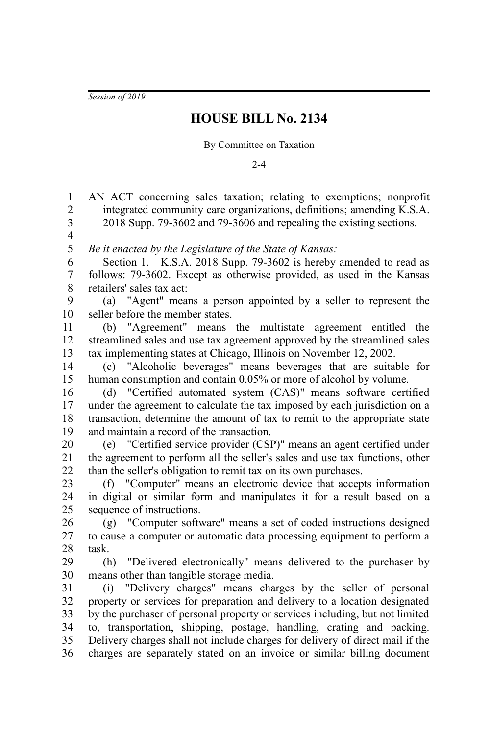*Session of 2019*

# HOUSE BILL No. 2134

By Committee on Taxation

2-4

AN ACT concerning sales taxation; relating to exemptions; nonprofit integrated community care organizations, definitions; amending K.S.A. 2018 Supp. 79-3602 and 79-3606 and repealing the existing sections.

*Be it enacted by the Legislature of the State of Kansas:*

Section 1. K.S.A. 2018 Supp. 79-3602 is hereby amended to read as follows: 79-3602. Except as otherwise provided, as used in the Kansas retailers' sales tax act:

(a) "Agent" means a person appointed by a seller to represent the seller before the member states.

(b) "Agreement" means the multistate agreement entitled the streamlined sales and use tax agreement approved by the streamlined sales tax implementing states at Chicago, Illinois on November 12, 2002.

(c) "Alcoholic beverages" means beverages that are suitable for human consumption and contain 0.05% or more of alcohol by volume.

(d) "Certified automated system (CAS)" means software certified under the agreement to calculate the tax imposed by each jurisdiction on a transaction, determine the amount of tax to remit to the appropriate state and maintain a record of the transaction.

(e) "Certified service provider (CSP)" means an agent certified under the agreement to perform all the seller's sales and use tax functions, other than the seller's obligation to remit tax on its own purchases.

(f) "Computer" means an electronic device that accepts information in digital or similar form and manipulates it for a result based on a sequence of instructions.

(g) "Computer software" means a set of coded instructions designed to cause a computer or automatic data processing equipment to perform a task.

(h) "Delivered electronically" means delivered to the purchaser by means other than tangible storage media.

(i) "Delivery charges" means charges by the seller of personal property or services for preparation and delivery to a location designated by the purchaser of personal property or services including, but not limited to, transportation, shipping, postage, handling, crating and packing. Delivery charges shall not include charges for delivery of direct mail if the charges are separately stated on an invoice or similar billing document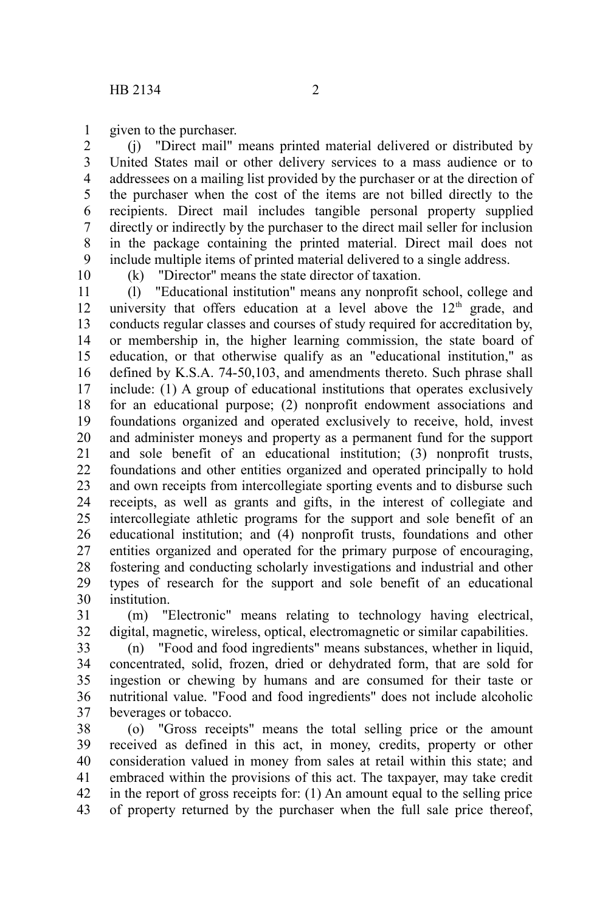given to the purchaser.

(j) "Direct mail" means printed material delivered or distributed by United States mail or other delivery services to a mass audience or to addressees on a mailing list provided by the purchaser or at the direction of the purchaser when the cost of the items are not billed directly to the recipients. Direct mail includes tangible personal property supplied directly or indirectly by the purchaser to the direct mail seller for inclusion in the package containing the printed material. Direct mail does not include multiple items of printed material delivered to a single address.

(k) "Director" means the state director of taxation.

(l) "Educational institution" means any nonprofit school, college and university that offers education at a level above the 12th grade, and conducts regular classes and courses of study required for accreditation by, or membership in, the higher learning commission, the state board of education, or that otherwise qualify as an "educational institution," as defined by K.S.A. 74-50,103, and amendments thereto. Such phrase shall include: (1) A group of educational institutions that operates exclusively for an educational purpose; (2) nonprofit endowment associations and foundations organized and operated exclusively to receive, hold, invest and administer moneys and property as a permanent fund for the support and sole benefit of an educational institution; (3) nonprofit trusts, foundations and other entities organized and operated principally to hold and own receipts from intercollegiate sporting events and to disburse such receipts, as well as grants and gifts, in the interest of collegiate and intercollegiate athletic programs for the support and sole benefit of an educational institution; and (4) nonprofit trusts, foundations and other entities organized and operated for the primary purpose of encouraging, fostering and conducting scholarly investigations and industrial and other types of research for the support and sole benefit of an educational institution.

(m) "Electronic" means relating to technology having electrical, digital, magnetic, wireless, optical, electromagnetic or similar capabilities.

(n) "Food and food ingredients" means substances, whether in liquid, concentrated, solid, frozen, dried or dehydrated form, that are sold for ingestion or chewing by humans and are consumed for their taste or nutritional value. "Food and food ingredients" does not include alcoholic beverages or tobacco.

(o) "Gross receipts" means the total selling price or the amount received as defined in this act, in money, credits, property or other consideration valued in money from sales at retail within this state; and embraced within the provisions of this act. The taxpayer, may take credit in the report of gross receipts for: (1) An amount equal to the selling price of property returned by the purchaser when the full sale price thereof,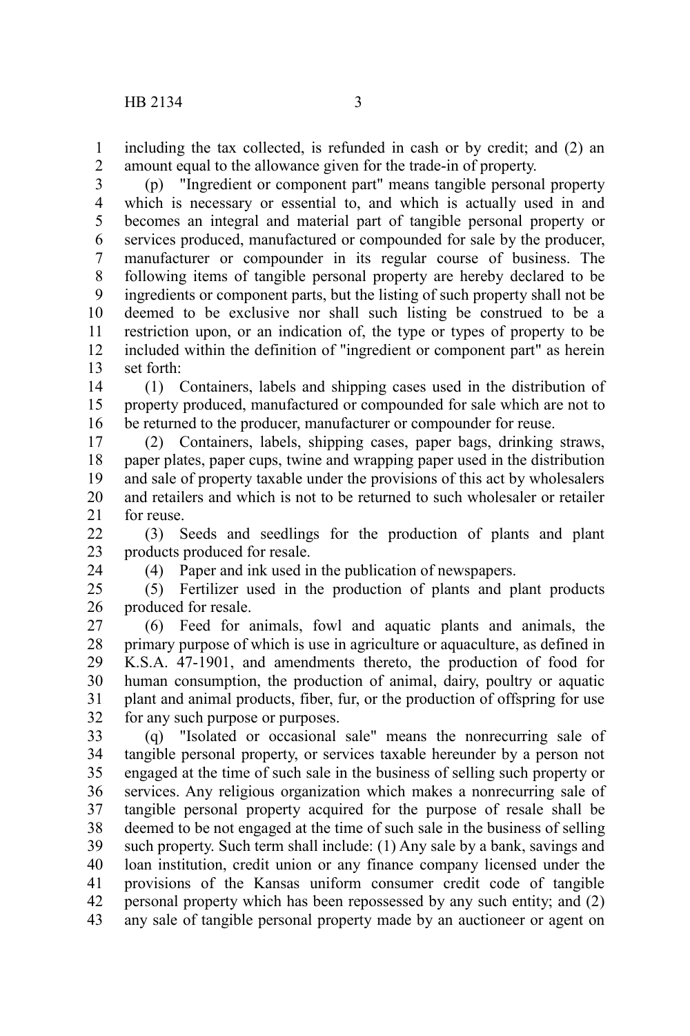including the tax collected, is refunded in cash or by credit; and (2) an amount equal to the allowance given for the trade-in of property.

(p) "Ingredient or component part" means tangible personal property which is necessary or essential to, and which is actually used in and becomes an integral and material part of tangible personal property or services produced, manufactured or compounded for sale by the producer, manufacturer or compounder in its regular course of business. The following items of tangible personal property are hereby declared to be ingredients or component parts, but the listing of such property shall not be deemed to be exclusive nor shall such listing be construed to be a restriction upon, or an indication of, the type or types of property to be included within the definition of "ingredient or component part" as herein set forth:

(1) Containers, labels and shipping cases used in the distribution of property produced, manufactured or compounded for sale which are not to be returned to the producer, manufacturer or compounder for reuse.

(2) Containers, labels, shipping cases, paper bags, drinking straws, paper plates, paper cups, twine and wrapping paper used in the distribution and sale of property taxable under the provisions of this act by wholesalers and retailers and which is not to be returned to such wholesaler or retailer for reuse.

(3) Seeds and seedlings for the production of plants and plant products produced for resale.

(4) Paper and ink used in the publication of newspapers.

(5) Fertilizer used in the production of plants and plant products produced for resale.

(6) Feed for animals, fowl and aquatic plants and animals, the primary purpose of which is use in agriculture or aquaculture, as defined in K.S.A. 47-1901, and amendments thereto, the production of food for human consumption, the production of animal, dairy, poultry or aquatic plant and animal products, fiber, fur, or the production of offspring for use for any such purpose or purposes.

(q) "Isolated or occasional sale" means the nonrecurring sale of tangible personal property, or services taxable hereunder by a person not engaged at the time of such sale in the business of selling such property or services. Any religious organization which makes a nonrecurring sale of tangible personal property acquired for the purpose of resale shall be deemed to be not engaged at the time of such sale in the business of selling such property. Such term shall include: (1) Any sale by a bank, savings and loan institution, credit union or any finance company licensed under the provisions of the Kansas uniform consumer credit code of tangible personal property which has been repossessed by any such entity; and (2) any sale of tangible personal property made by an auctioneer or agent on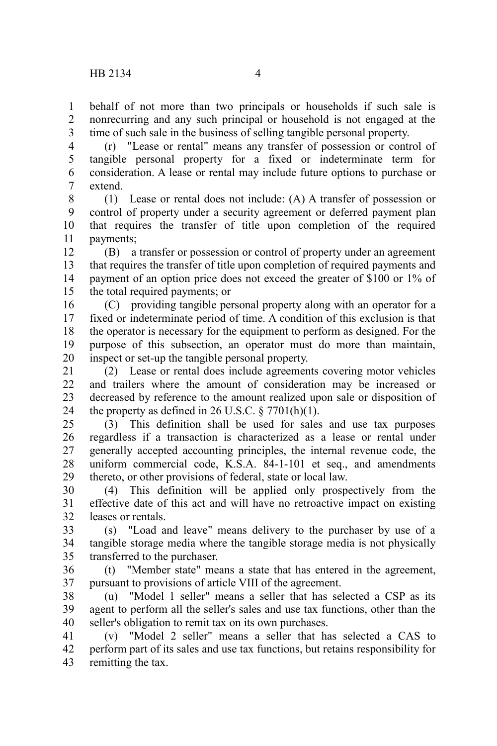behalf of not more than two principals or households if such sale is nonrecurring and any such principal or household is not engaged at the time of such sale in the business of selling tangible personal property.

(r) "Lease or rental" means any transfer of possession or control of tangible personal property for a fixed or indeterminate term for consideration. A lease or rental may include future options to purchase or extend.

(1) Lease or rental does not include: (A) A transfer of possession or control of property under a security agreement or deferred payment plan that requires the transfer of title upon completion of the required payments;

(B) a transfer or possession or control of property under an agreement that requires the transfer of title upon completion of required payments and payment of an option price does not exceed the greater of $100 or 1% of the total required payments; or

(C) providing tangible personal property along with an operator for a fixed or indeterminate period of time. A condition of this exclusion is that the operator is necessary for the equipment to perform as designed. For the purpose of this subsection, an operator must do more than maintain, inspect or set-up the tangible personal property.

(2) Lease or rental does include agreements covering motor vehicles and trailers where the amount of consideration may be increased or decreased by reference to the amount realized upon sale or disposition of the property as defined in 26 U.S.C. § 7701(h)(1).

(3) This definition shall be used for sales and use tax purposes regardless if a transaction is characterized as a lease or rental under generally accepted accounting principles, the internal revenue code, the uniform commercial code, K.S.A. 84-1-101 et seq., and amendments thereto, or other provisions of federal, state or local law.

(4) This definition will be applied only prospectively from the effective date of this act and will have no retroactive impact on existing leases or rentals.

(s) "Load and leave" means delivery to the purchaser by use of a tangible storage media where the tangible storage media is not physically transferred to the purchaser.

(t) "Member state" means a state that has entered in the agreement, pursuant to provisions of article VIII of the agreement.

(u) "Model 1 seller" means a seller that has selected a CSP as its agent to perform all the seller's sales and use tax functions, other than the seller's obligation to remit tax on its own purchases.

(v) "Model 2 seller" means a seller that has selected a CAS to perform part of its sales and use tax functions, but retains responsibility for remitting the tax.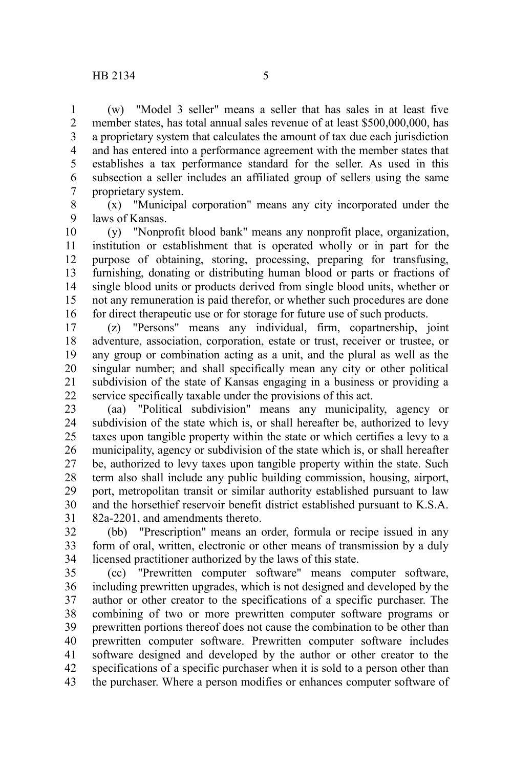(w) "Model 3 seller" means a seller that has sales in at least five member states, has total annual sales revenue of at least $500,000,000, has a proprietary system that calculates the amount of tax due each jurisdiction and has entered into a performance agreement with the member states that establishes a tax performance standard for the seller. As used in this subsection a seller includes an affiliated group of sellers using the same proprietary system.

(x) "Municipal corporation" means any city incorporated under the laws of Kansas.

(y) "Nonprofit blood bank" means any nonprofit place, organization, institution or establishment that is operated wholly or in part for the purpose of obtaining, storing, processing, preparing for transfusing, furnishing, donating or distributing human blood or parts or fractions of single blood units or products derived from single blood units, whether or not any remuneration is paid therefor, or whether such procedures are done for direct therapeutic use or for storage for future use of such products.

(z) "Persons" means any individual, firm, copartnership, joint adventure, association, corporation, estate or trust, receiver or trustee, or any group or combination acting as a unit, and the plural as well as the singular number; and shall specifically mean any city or other political subdivision of the state of Kansas engaging in a business or providing a service specifically taxable under the provisions of this act.

(aa) "Political subdivision" means any municipality, agency or subdivision of the state which is, or shall hereafter be, authorized to levy taxes upon tangible property within the state or which certifies a levy to a municipality, agency or subdivision of the state which is, or shall hereafter be, authorized to levy taxes upon tangible property within the state. Such term also shall include any public building commission, housing, airport, port, metropolitan transit or similar authority established pursuant to law and the horsethief reservoir benefit district established pursuant to K.S.A. 82a-2201, and amendments thereto.

(bb) "Prescription" means an order, formula or recipe issued in any form of oral, written, electronic or other means of transmission by a duly licensed practitioner authorized by the laws of this state.

(cc) "Prewritten computer software" means computer software, including prewritten upgrades, which is not designed and developed by the author or other creator to the specifications of a specific purchaser. The combining of two or more prewritten computer software programs or prewritten portions thereof does not cause the combination to be other than prewritten computer software. Prewritten computer software includes software designed and developed by the author or other creator to the specifications of a specific purchaser when it is sold to a person other than the purchaser. Where a person modifies or enhances computer software of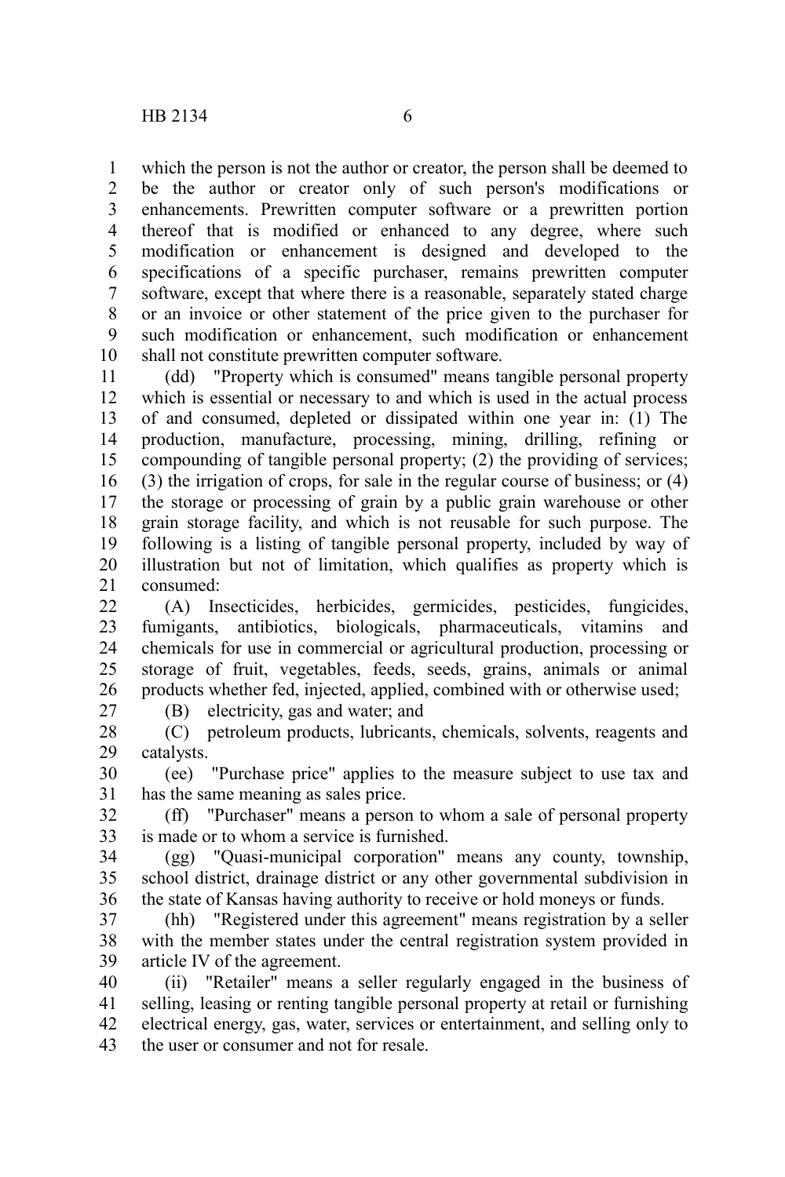which the person is not the author or creator, the person shall be deemed to be the author or creator only of such person's modifications or enhancements. Prewritten computer software or a prewritten portion thereof that is modified or enhanced to any degree, where such modification or enhancement is designed and developed to the specifications of a specific purchaser, remains prewritten computer software, except that where there is a reasonable, separately stated charge or an invoice or other statement of the price given to the purchaser for such modification or enhancement, such modification or enhancement shall not constitute prewritten computer software.

(dd) "Property which is consumed" means tangible personal property which is essential or necessary to and which is used in the actual process of and consumed, depleted or dissipated within one year in: (1) The production, manufacture, processing, mining, drilling, refining or compounding of tangible personal property; (2) the providing of services; (3) the irrigation of crops, for sale in the regular course of business; or (4) the storage or processing of grain by a public grain warehouse or other grain storage facility, and which is not reusable for such purpose. The following is a listing of tangible personal property, included by way of illustration but not of limitation, which qualifies as property which is consumed:

(A) Insecticides, herbicides, germicides, pesticides, fungicides, fumigants, antibiotics, biologicals, pharmaceuticals, vitamins and chemicals for use in commercial or agricultural production, processing or storage of fruit, vegetables, feeds, seeds, grains, animals or animal products whether fed, injected, applied, combined with or otherwise used;

(B) electricity, gas and water; and

(C) petroleum products, lubricants, chemicals, solvents, reagents and catalysts.

(ee) "Purchase price" applies to the measure subject to use tax and has the same meaning as sales price.

(ff) "Purchaser" means a person to whom a sale of personal property is made or to whom a service is furnished.

(gg) "Quasi-municipal corporation" means any county, township, school district, drainage district or any other governmental subdivision in the state of Kansas having authority to receive or hold moneys or funds.

(hh) "Registered under this agreement" means registration by a seller with the member states under the central registration system provided in article IV of the agreement.

(ii) "Retailer" means a seller regularly engaged in the business of selling, leasing or renting tangible personal property at retail or furnishing electrical energy, gas, water, services or entertainment, and selling only to the user or consumer and not for resale.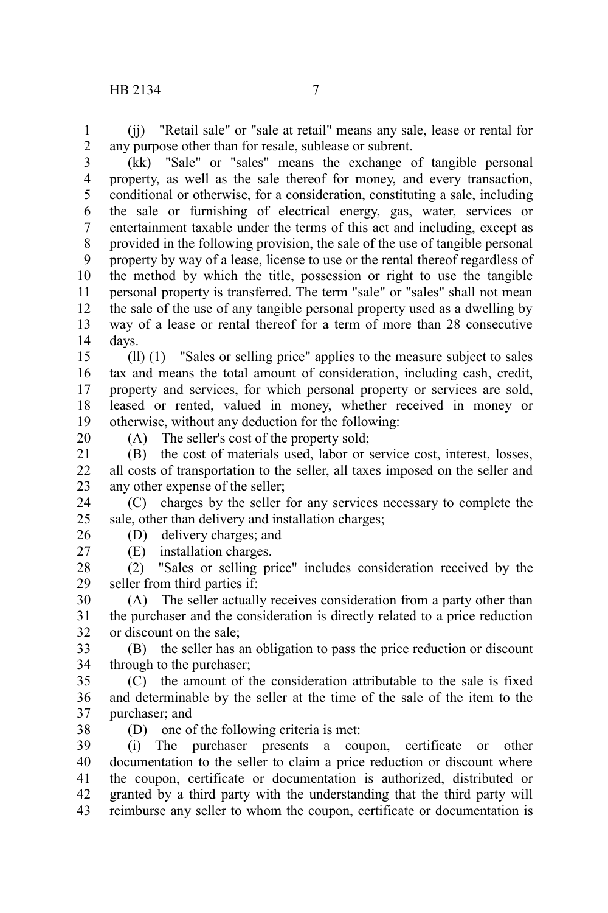(jj) "Retail sale" or "sale at retail" means any sale, lease or rental for any purpose other than for resale, sublease or subrent.

(kk) "Sale" or "sales" means the exchange of tangible personal property, as well as the sale thereof for money, and every transaction, conditional or otherwise, for a consideration, constituting a sale, including the sale or furnishing of electrical energy, gas, water, services or entertainment taxable under the terms of this act and including, except as provided in the following provision, the sale of the use of tangible personal property by way of a lease, license to use or the rental thereof regardless of the method by which the title, possession or right to use the tangible personal property is transferred. The term "sale" or "sales" shall not mean the sale of the use of any tangible personal property used as a dwelling by way of a lease or rental thereof for a term of more than 28 consecutive days.

(ll) (1) "Sales or selling price" applies to the measure subject to sales tax and means the total amount of consideration, including cash, credit, property and services, for which personal property or services are sold, leased or rented, valued in money, whether received in money or otherwise, without any deduction for the following:

(A) The seller's cost of the property sold;

(B) the cost of materials used, labor or service cost, interest, losses, all costs of transportation to the seller, all taxes imposed on the seller and any other expense of the seller;

(C) charges by the seller for any services necessary to complete the sale, other than delivery and installation charges;

(D) delivery charges; and

(E) installation charges.

(2) "Sales or selling price" includes consideration received by the seller from third parties if:

(A) The seller actually receives consideration from a party other than the purchaser and the consideration is directly related to a price reduction or discount on the sale;

(B) the seller has an obligation to pass the price reduction or discount through to the purchaser;

(C) the amount of the consideration attributable to the sale is fixed and determinable by the seller at the time of the sale of the item to the purchaser; and

(D) one of the following criteria is met:

(i) The purchaser presents a coupon, certificate or other documentation to the seller to claim a price reduction or discount where the coupon, certificate or documentation is authorized, distributed or granted by a third party with the understanding that the third party will reimburse any seller to whom the coupon, certificate or documentation is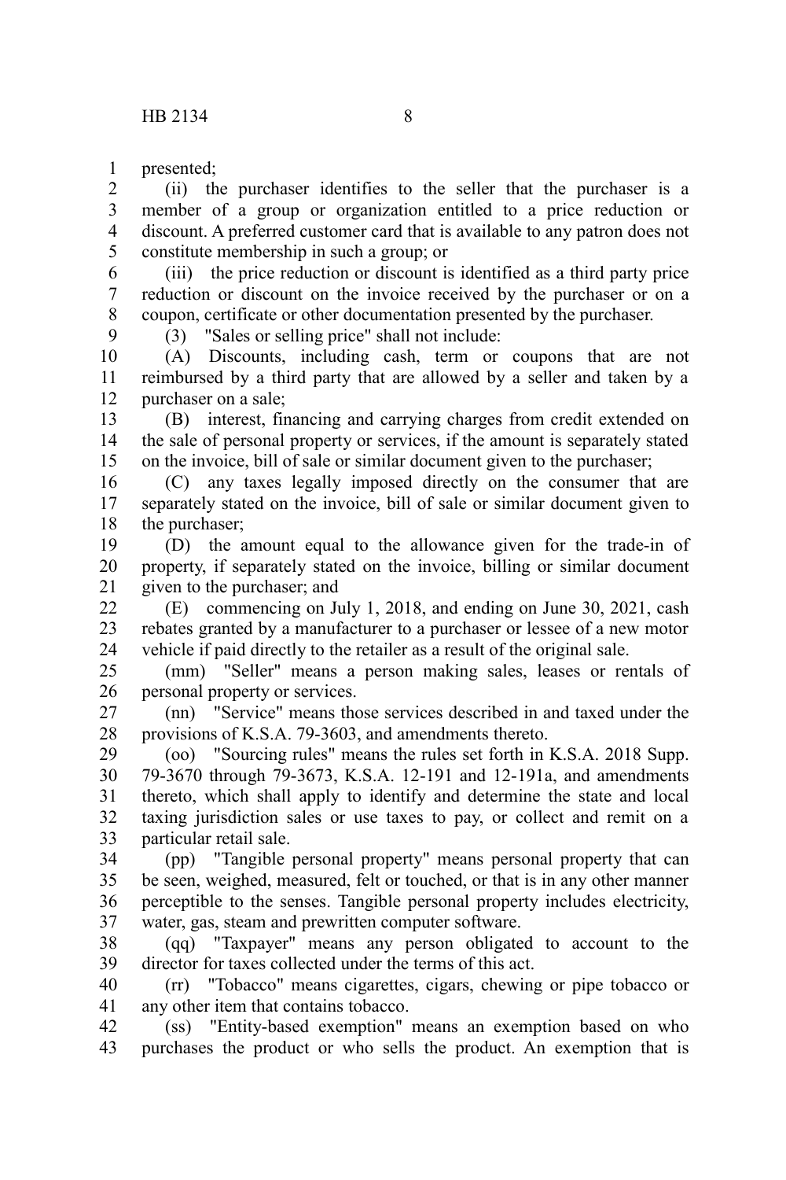presented;

(ii) the purchaser identifies to the seller that the purchaser is a member of a group or organization entitled to a price reduction or discount. A preferred customer card that is available to any patron does not constitute membership in such a group; or

(iii) the price reduction or discount is identified as a third party price reduction or discount on the invoice received by the purchaser or on a coupon, certificate or other documentation presented by the purchaser.

(3) "Sales or selling price" shall not include:

(A) Discounts, including cash, term or coupons that are not reimbursed by a third party that are allowed by a seller and taken by a purchaser on a sale;

(B) interest, financing and carrying charges from credit extended on the sale of personal property or services, if the amount is separately stated on the invoice, bill of sale or similar document given to the purchaser;

(C) any taxes legally imposed directly on the consumer that are separately stated on the invoice, bill of sale or similar document given to the purchaser;

(D) the amount equal to the allowance given for the trade-in of property, if separately stated on the invoice, billing or similar document given to the purchaser; and

(E) commencing on July 1, 2018, and ending on June 30, 2021, cash rebates granted by a manufacturer to a purchaser or lessee of a new motor vehicle if paid directly to the retailer as a result of the original sale.

(mm) "Seller" means a person making sales, leases or rentals of personal property or services.

(nn) "Service" means those services described in and taxed under the provisions of K.S.A. 79-3603, and amendments thereto.

(oo) "Sourcing rules" means the rules set forth in K.S.A. 2018 Supp. 79-3670 through 79-3673, K.S.A. 12-191 and 12-191a, and amendments thereto, which shall apply to identify and determine the state and local taxing jurisdiction sales or use taxes to pay, or collect and remit on a particular retail sale.

(pp) "Tangible personal property" means personal property that can be seen, weighed, measured, felt or touched, or that is in any other manner perceptible to the senses. Tangible personal property includes electricity, water, gas, steam and prewritten computer software.

(qq) "Taxpayer" means any person obligated to account to the director for taxes collected under the terms of this act.

(rr) "Tobacco" means cigarettes, cigars, chewing or pipe tobacco or any other item that contains tobacco.

(ss) "Entity-based exemption" means an exemption based on who purchases the product or who sells the product. An exemption that is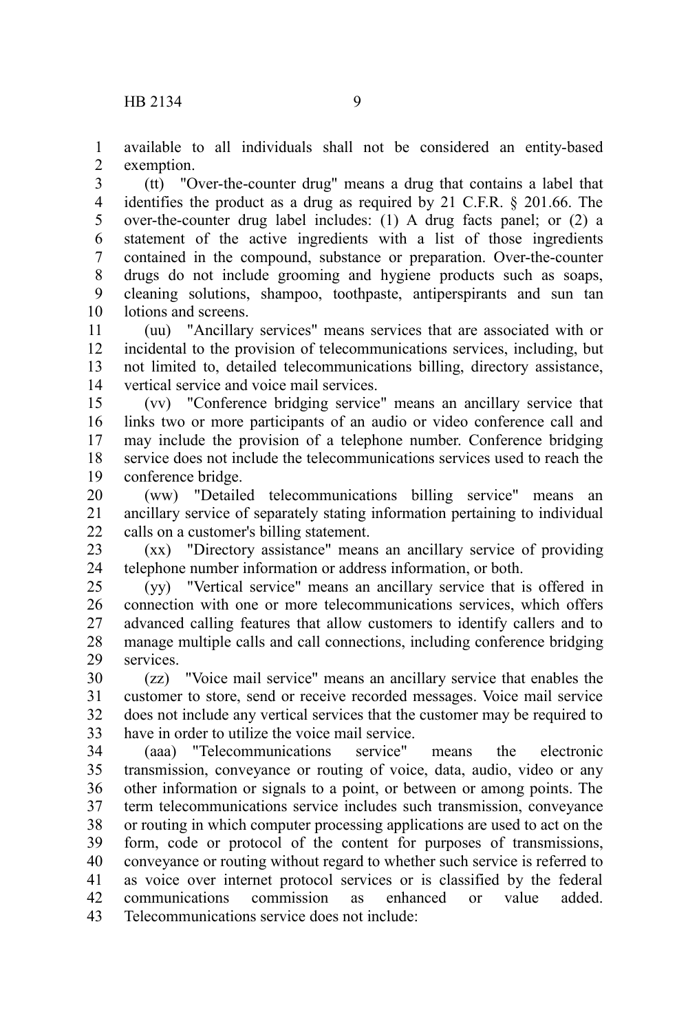available to all individuals shall not be considered an entity-based exemption.

(tt) "Over-the-counter drug" means a drug that contains a label that identifies the product as a drug as required by 21 C.F.R. § 201.66. The over-the-counter drug label includes: (1) A drug facts panel; or (2) a statement of the active ingredients with a list of those ingredients contained in the compound, substance or preparation. Over-the-counter drugs do not include grooming and hygiene products such as soaps, cleaning solutions, shampoo, toothpaste, antiperspirants and sun tan lotions and screens.

(uu) "Ancillary services" means services that are associated with or incidental to the provision of telecommunications services, including, but not limited to, detailed telecommunications billing, directory assistance, vertical service and voice mail services.

(vv) "Conference bridging service" means an ancillary service that links two or more participants of an audio or video conference call and may include the provision of a telephone number. Conference bridging service does not include the telecommunications services used to reach the conference bridge.

(ww) "Detailed telecommunications billing service" means an ancillary service of separately stating information pertaining to individual calls on a customer's billing statement.

(xx) "Directory assistance" means an ancillary service of providing telephone number information or address information, or both.

(yy) "Vertical service" means an ancillary service that is offered in connection with one or more telecommunications services, which offers advanced calling features that allow customers to identify callers and to manage multiple calls and call connections, including conference bridging services.

(zz) "Voice mail service" means an ancillary service that enables the customer to store, send or receive recorded messages. Voice mail service does not include any vertical services that the customer may be required to have in order to utilize the voice mail service.

(aaa) "Telecommunications service" means the electronic transmission, conveyance or routing of voice, data, audio, video or any other information or signals to a point, or between or among points. The term telecommunications service includes such transmission, conveyance or routing in which computer processing applications are used to act on the form, code or protocol of the content for purposes of transmissions, conveyance or routing without regard to whether such service is referred to as voice over internet protocol services or is classified by the federal communications commission as enhanced or value added. Telecommunications service does not include: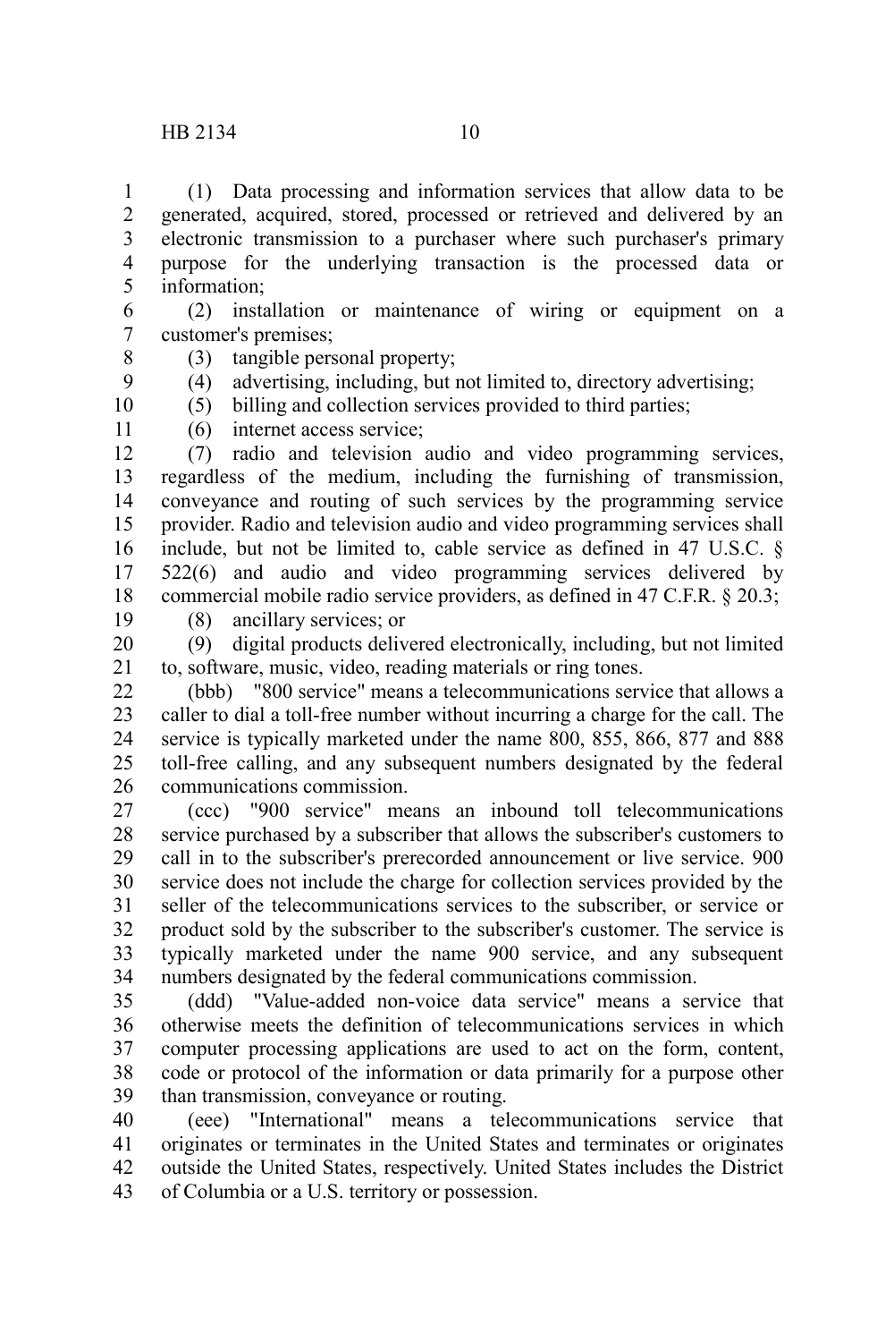(1) Data processing and information services that allow data to be generated, acquired, stored, processed or retrieved and delivered by an electronic transmission to a purchaser where such purchaser's primary purpose for the underlying transaction is the processed data or information;

(2) installation or maintenance of wiring or equipment on a customer's premises;

(3) tangible personal property;

(4) advertising, including, but not limited to, directory advertising;

(5) billing and collection services provided to third parties;

(6) internet access service;

(7) radio and television audio and video programming services, regardless of the medium, including the furnishing of transmission, conveyance and routing of such services by the programming service provider. Radio and television audio and video programming services shall include, but not be limited to, cable service as defined in 47 U.S.C. § 522(6) and audio and video programming services delivered by commercial mobile radio service providers, as defined in 47 C.F.R. § 20.3;

(8) ancillary services; or

(9) digital products delivered electronically, including, but not limited to, software, music, video, reading materials or ring tones.

(bbb) "800 service" means a telecommunications service that allows a caller to dial a toll-free number without incurring a charge for the call. The service is typically marketed under the name 800, 855, 866, 877 and 888 toll-free calling, and any subsequent numbers designated by the federal communications commission.

(ccc) "900 service" means an inbound toll telecommunications service purchased by a subscriber that allows the subscriber's customers to call in to the subscriber's prerecorded announcement or live service. 900 service does not include the charge for collection services provided by the seller of the telecommunications services to the subscriber, or service or product sold by the subscriber to the subscriber's customer. The service is typically marketed under the name 900 service, and any subsequent numbers designated by the federal communications commission.

(ddd) "Value-added non-voice data service" means a service that otherwise meets the definition of telecommunications services in which computer processing applications are used to act on the form, content, code or protocol of the information or data primarily for a purpose other than transmission, conveyance or routing.

(eee) "International" means a telecommunications service that originates or terminates in the United States and terminates or originates outside the United States, respectively. United States includes the District of Columbia or a U.S. territory or possession.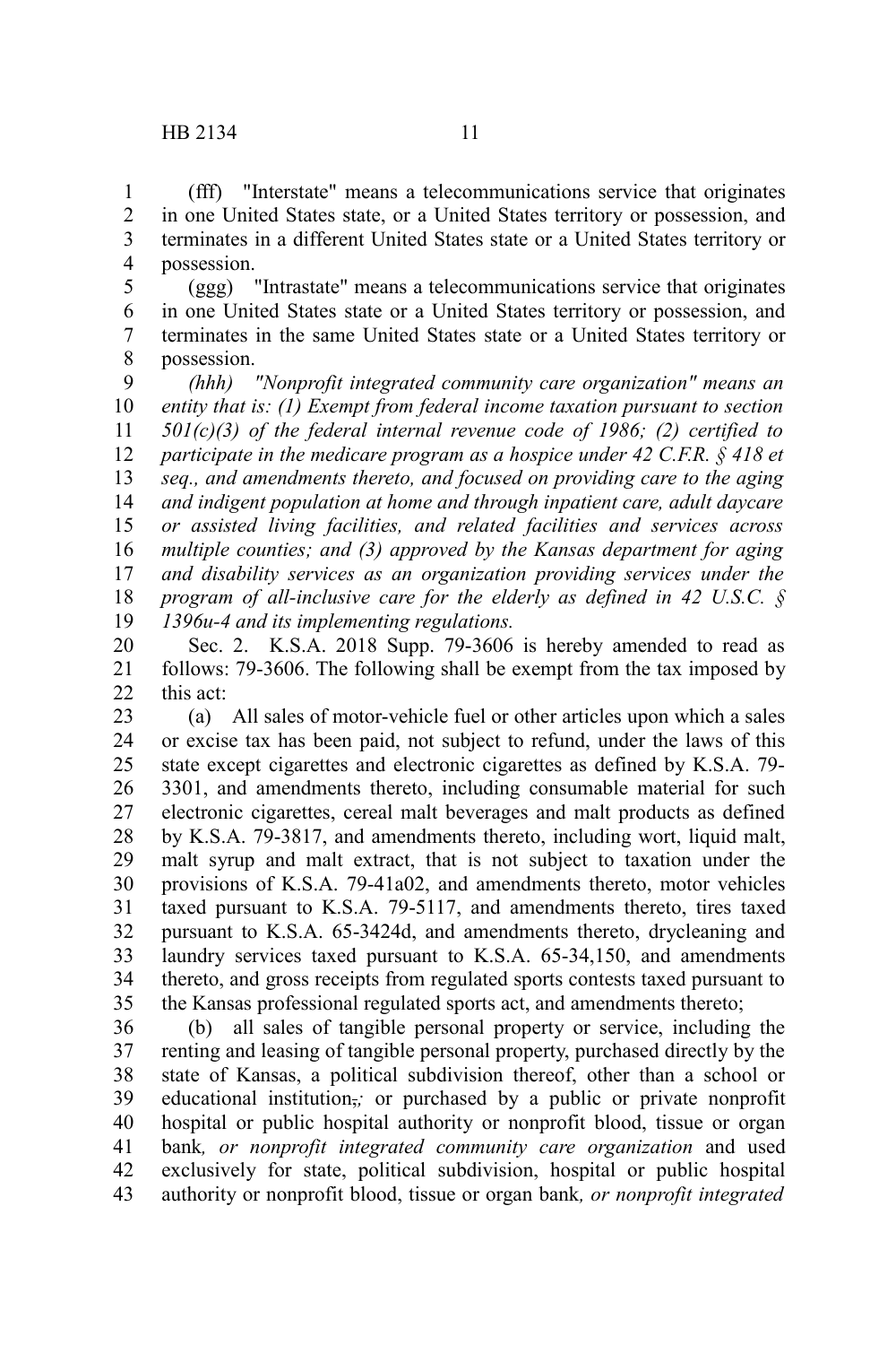(fff) "Interstate" means a telecommunications service that originates in one United States state, or a United States territory or possession, and terminates in a different United States state or a United States territory or possession.

(ggg) "Intrastate" means a telecommunications service that originates in one United States state or a United States territory or possession, and terminates in the same United States state or a United States territory or possession.

*(hhh) "Nonprofit integrated community care organization" means an entity that is: (1) Exempt from federal income taxation pursuant to section 501(c)(3) of the federal internal revenue code of 1986; (2) certified to participate in the medicare program as a hospice under 42 C.F.R. § 418 et seq., and amendments thereto, and focused on providing care to the aging and indigent population at home and through inpatient care, adult daycare or assisted living facilities, and related facilities and services across multiple counties; and (3) approved by the Kansas department for aging and disability services as an organization providing services under the program of all-inclusive care for the elderly as defined in 42 U.S.C. § 1396u-4 and its implementing regulations.*

Sec. 2. K.S.A. 2018 Supp. 79-3606 is hereby amended to read as follows: 79-3606. The following shall be exempt from the tax imposed by this act:

(a) All sales of motor-vehicle fuel or other articles upon which a sales or excise tax has been paid, not subject to refund, under the laws of this state except cigarettes and electronic cigarettes as defined by K.S.A. 79-3301, and amendments thereto, including consumable material for such electronic cigarettes, cereal malt beverages and malt products as defined by K.S.A. 79-3817, and amendments thereto, including wort, liquid malt, malt syrup and malt extract, that is not subject to taxation under the provisions of K.S.A. 79-41a02, and amendments thereto, motor vehicles taxed pursuant to K.S.A. 79-5117, and amendments thereto, tires taxed pursuant to K.S.A. 65-3424d, and amendments thereto, drycleaning and laundry services taxed pursuant to K.S.A. 65-34,150, and amendments thereto, and gross receipts from regulated sports contests taxed pursuant to the Kansas professional regulated sports act, and amendments thereto;

(b) all sales of tangible personal property or service, including the renting and leasing of tangible personal property, purchased directly by the state of Kansas, a political subdivision thereof, other than a school or educational institution~~,~~*;* or purchased by a public or private nonprofit hospital or public hospital authority or nonprofit blood, tissue or organ bank*, or nonprofit integrated community care organization* and used exclusively for state, political subdivision, hospital or public hospital authority or nonprofit blood, tissue or organ bank*, or nonprofit integrated*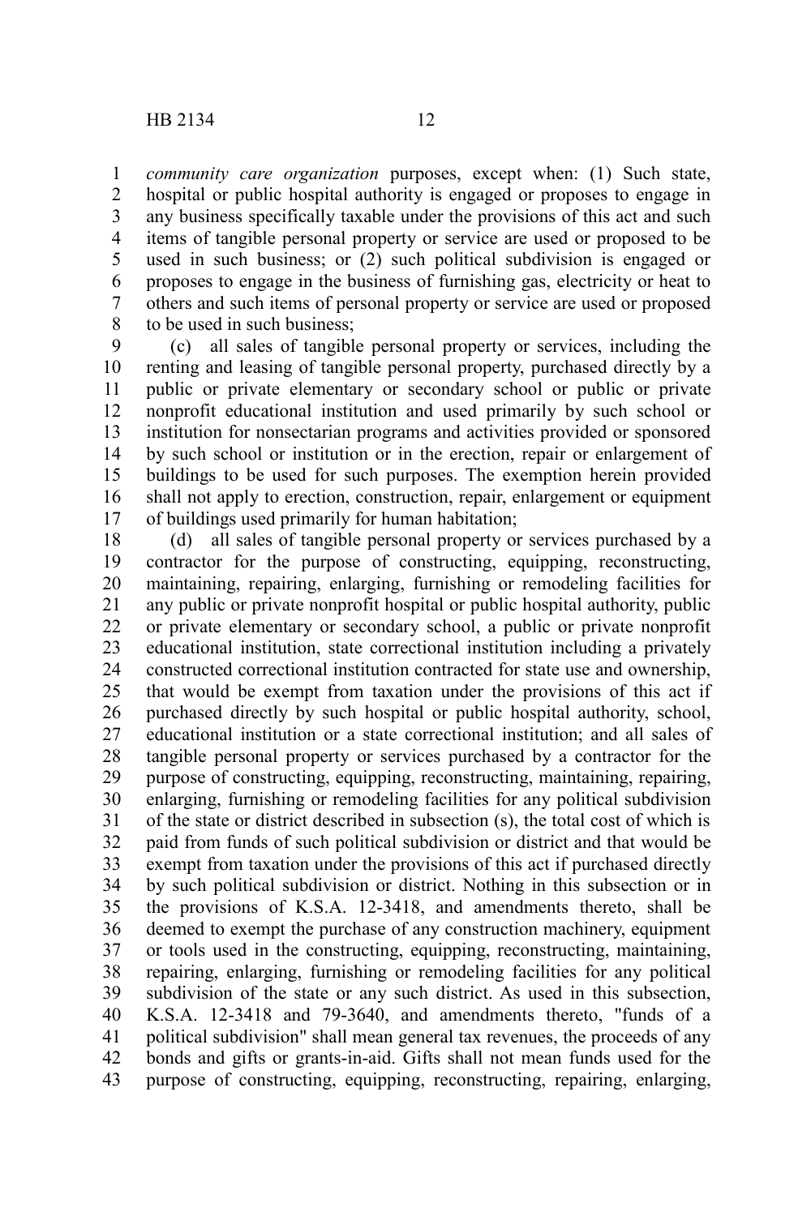*community care organization* purposes, except when: (1) Such state, hospital or public hospital authority is engaged or proposes to engage in any business specifically taxable under the provisions of this act and such items of tangible personal property or service are used or proposed to be used in such business; or (2) such political subdivision is engaged or proposes to engage in the business of furnishing gas, electricity or heat to others and such items of personal property or service are used or proposed to be used in such business;

(c) all sales of tangible personal property or services, including the renting and leasing of tangible personal property, purchased directly by a public or private elementary or secondary school or public or private nonprofit educational institution and used primarily by such school or institution for nonsectarian programs and activities provided or sponsored by such school or institution or in the erection, repair or enlargement of buildings to be used for such purposes. The exemption herein provided shall not apply to erection, construction, repair, enlargement or equipment of buildings used primarily for human habitation;

(d) all sales of tangible personal property or services purchased by a contractor for the purpose of constructing, equipping, reconstructing, maintaining, repairing, enlarging, furnishing or remodeling facilities for any public or private nonprofit hospital or public hospital authority, public or private elementary or secondary school, a public or private nonprofit educational institution, state correctional institution including a privately constructed correctional institution contracted for state use and ownership, that would be exempt from taxation under the provisions of this act if purchased directly by such hospital or public hospital authority, school, educational institution or a state correctional institution; and all sales of tangible personal property or services purchased by a contractor for the purpose of constructing, equipping, reconstructing, maintaining, repairing, enlarging, furnishing or remodeling facilities for any political subdivision of the state or district described in subsection (s), the total cost of which is paid from funds of such political subdivision or district and that would be exempt from taxation under the provisions of this act if purchased directly by such political subdivision or district. Nothing in this subsection or in the provisions of K.S.A. 12-3418, and amendments thereto, shall be deemed to exempt the purchase of any construction machinery, equipment or tools used in the constructing, equipping, reconstructing, maintaining, repairing, enlarging, furnishing or remodeling facilities for any political subdivision of the state or any such district. As used in this subsection, K.S.A. 12-3418 and 79-3640, and amendments thereto, "funds of a political subdivision" shall mean general tax revenues, the proceeds of any bonds and gifts or grants-in-aid. Gifts shall not mean funds used for the purpose of constructing, equipping, reconstructing, repairing, enlarging,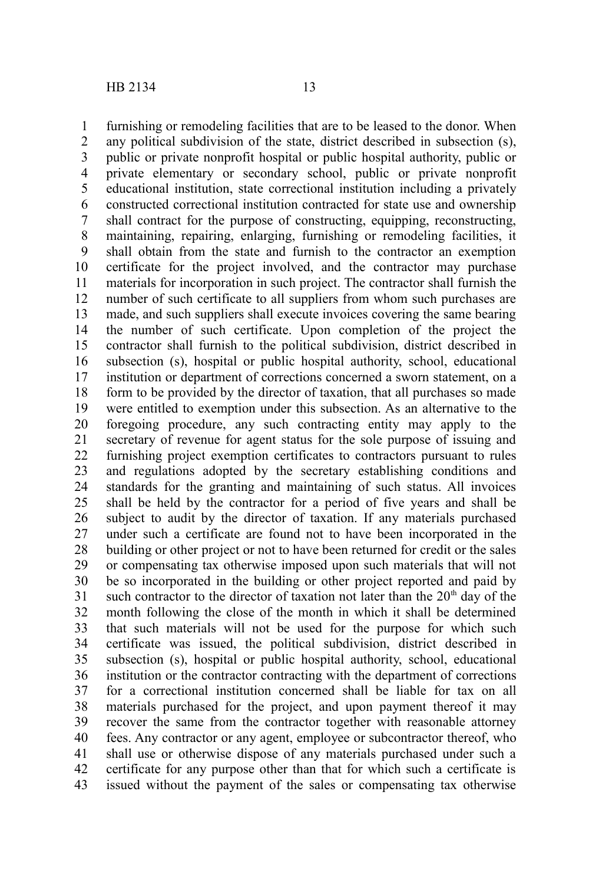furnishing or remodeling facilities that are to be leased to the donor. When any political subdivision of the state, district described in subsection (s), public or private nonprofit hospital or public hospital authority, public or private elementary or secondary school, public or private nonprofit educational institution, state correctional institution including a privately constructed correctional institution contracted for state use and ownership shall contract for the purpose of constructing, equipping, reconstructing, maintaining, repairing, enlarging, furnishing or remodeling facilities, it shall obtain from the state and furnish to the contractor an exemption certificate for the project involved, and the contractor may purchase materials for incorporation in such project. The contractor shall furnish the number of such certificate to all suppliers from whom such purchases are made, and such suppliers shall execute invoices covering the same bearing the number of such certificate. Upon completion of the project the contractor shall furnish to the political subdivision, district described in subsection (s), hospital or public hospital authority, school, educational institution or department of corrections concerned a sworn statement, on a form to be provided by the director of taxation, that all purchases so made were entitled to exemption under this subsection. As an alternative to the foregoing procedure, any such contracting entity may apply to the secretary of revenue for agent status for the sole purpose of issuing and furnishing project exemption certificates to contractors pursuant to rules and regulations adopted by the secretary establishing conditions and standards for the granting and maintaining of such status. All invoices shall be held by the contractor for a period of five years and shall be subject to audit by the director of taxation. If any materials purchased under such a certificate are found not to have been incorporated in the building or other project or not to have been returned for credit or the sales or compensating tax otherwise imposed upon such materials that will not be so incorporated in the building or other project reported and paid by such contractor to the director of taxation not later than the 20th day of the month following the close of the month in which it shall be determined that such materials will not be used for the purpose for which such certificate was issued, the political subdivision, district described in subsection (s), hospital or public hospital authority, school, educational institution or the contractor contracting with the department of corrections for a correctional institution concerned shall be liable for tax on all materials purchased for the project, and upon payment thereof it may recover the same from the contractor together with reasonable attorney fees. Any contractor or any agent, employee or subcontractor thereof, who shall use or otherwise dispose of any materials purchased under such a certificate for any purpose other than that for which such a certificate is issued without the payment of the sales or compensating tax otherwise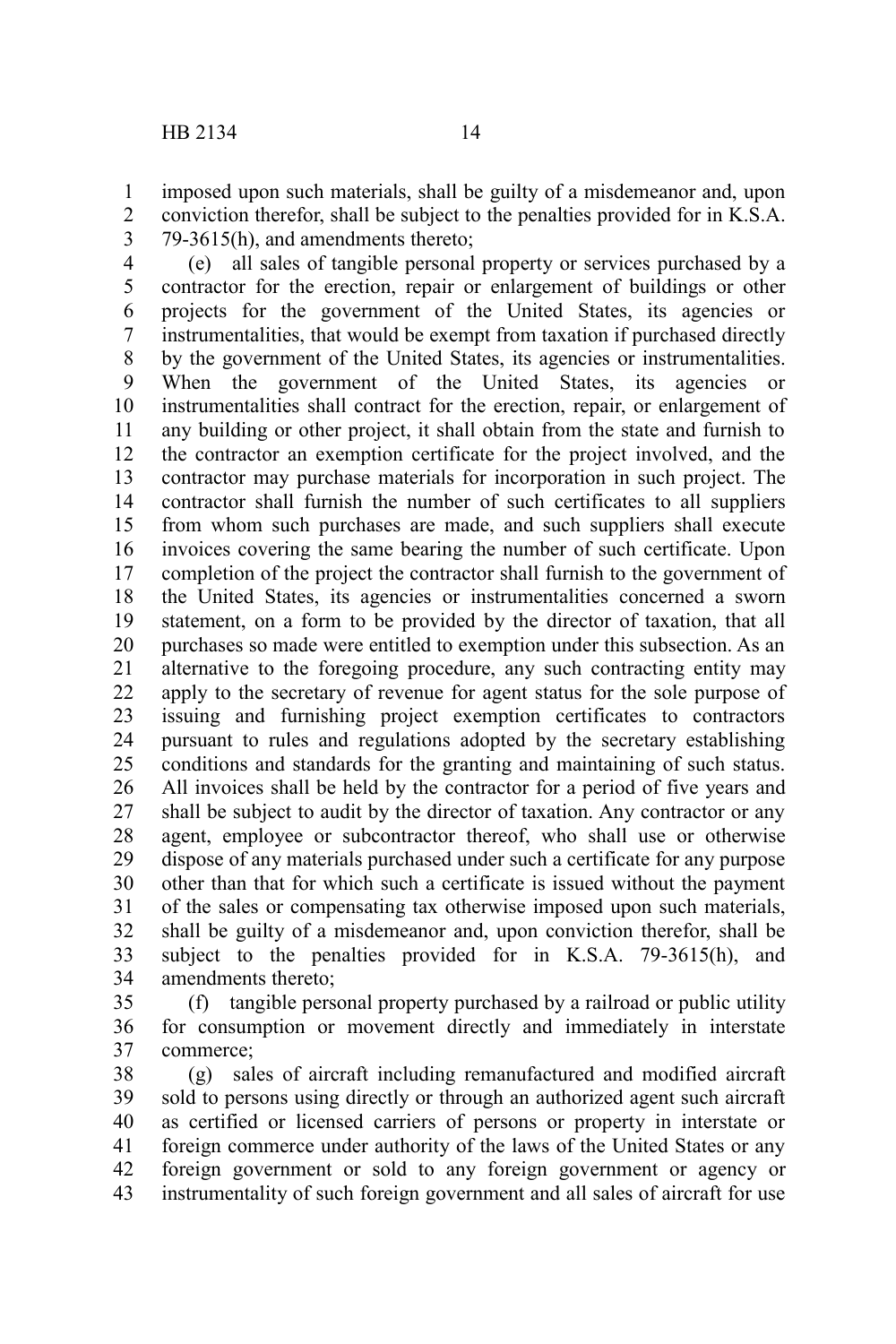imposed upon such materials, shall be guilty of a misdemeanor and, upon conviction therefor, shall be subject to the penalties provided for in K.S.A. 79-3615(h), and amendments thereto;

(e) all sales of tangible personal property or services purchased by a contractor for the erection, repair or enlargement of buildings or other projects for the government of the United States, its agencies or instrumentalities, that would be exempt from taxation if purchased directly by the government of the United States, its agencies or instrumentalities. When the government of the United States, its agencies or instrumentalities shall contract for the erection, repair, or enlargement of any building or other project, it shall obtain from the state and furnish to the contractor an exemption certificate for the project involved, and the contractor may purchase materials for incorporation in such project. The contractor shall furnish the number of such certificates to all suppliers from whom such purchases are made, and such suppliers shall execute invoices covering the same bearing the number of such certificate. Upon completion of the project the contractor shall furnish to the government of the United States, its agencies or instrumentalities concerned a sworn statement, on a form to be provided by the director of taxation, that all purchases so made were entitled to exemption under this subsection. As an alternative to the foregoing procedure, any such contracting entity may apply to the secretary of revenue for agent status for the sole purpose of issuing and furnishing project exemption certificates to contractors pursuant to rules and regulations adopted by the secretary establishing conditions and standards for the granting and maintaining of such status. All invoices shall be held by the contractor for a period of five years and shall be subject to audit by the director of taxation. Any contractor or any agent, employee or subcontractor thereof, who shall use or otherwise dispose of any materials purchased under such a certificate for any purpose other than that for which such a certificate is issued without the payment of the sales or compensating tax otherwise imposed upon such materials, shall be guilty of a misdemeanor and, upon conviction therefor, shall be subject to the penalties provided for in K.S.A. 79-3615(h), and amendments thereto;

(f) tangible personal property purchased by a railroad or public utility for consumption or movement directly and immediately in interstate commerce;

(g) sales of aircraft including remanufactured and modified aircraft sold to persons using directly or through an authorized agent such aircraft as certified or licensed carriers of persons or property in interstate or foreign commerce under authority of the laws of the United States or any foreign government or sold to any foreign government or agency or instrumentality of such foreign government and all sales of aircraft for use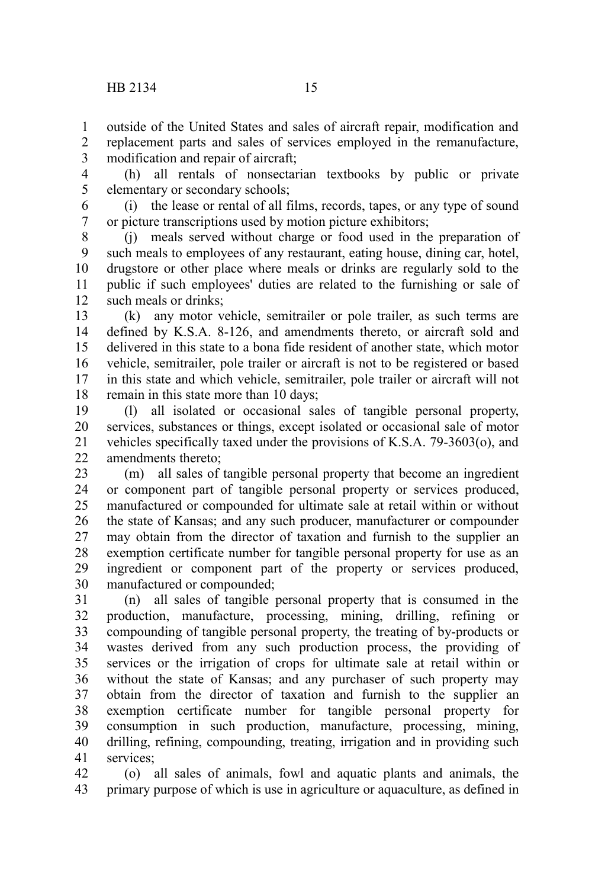outside of the United States and sales of aircraft repair, modification and replacement parts and sales of services employed in the remanufacture, modification and repair of aircraft;

(h) all rentals of nonsectarian textbooks by public or private elementary or secondary schools;

(i) the lease or rental of all films, records, tapes, or any type of sound or picture transcriptions used by motion picture exhibitors;

(j) meals served without charge or food used in the preparation of such meals to employees of any restaurant, eating house, dining car, hotel, drugstore or other place where meals or drinks are regularly sold to the public if such employees' duties are related to the furnishing or sale of such meals or drinks;

(k) any motor vehicle, semitrailer or pole trailer, as such terms are defined by K.S.A. 8-126, and amendments thereto, or aircraft sold and delivered in this state to a bona fide resident of another state, which motor vehicle, semitrailer, pole trailer or aircraft is not to be registered or based in this state and which vehicle, semitrailer, pole trailer or aircraft will not remain in this state more than 10 days;

(l) all isolated or occasional sales of tangible personal property, services, substances or things, except isolated or occasional sale of motor vehicles specifically taxed under the provisions of K.S.A. 79-3603(o), and amendments thereto;

(m) all sales of tangible personal property that become an ingredient or component part of tangible personal property or services produced, manufactured or compounded for ultimate sale at retail within or without the state of Kansas; and any such producer, manufacturer or compounder may obtain from the director of taxation and furnish to the supplier an exemption certificate number for tangible personal property for use as an ingredient or component part of the property or services produced, manufactured or compounded;

(n) all sales of tangible personal property that is consumed in the production, manufacture, processing, mining, drilling, refining or compounding of tangible personal property, the treating of by-products or wastes derived from any such production process, the providing of services or the irrigation of crops for ultimate sale at retail within or without the state of Kansas; and any purchaser of such property may obtain from the director of taxation and furnish to the supplier an exemption certificate number for tangible personal property for consumption in such production, manufacture, processing, mining, drilling, refining, compounding, treating, irrigation and in providing such services;

(o) all sales of animals, fowl and aquatic plants and animals, the primary purpose of which is use in agriculture or aquaculture, as defined in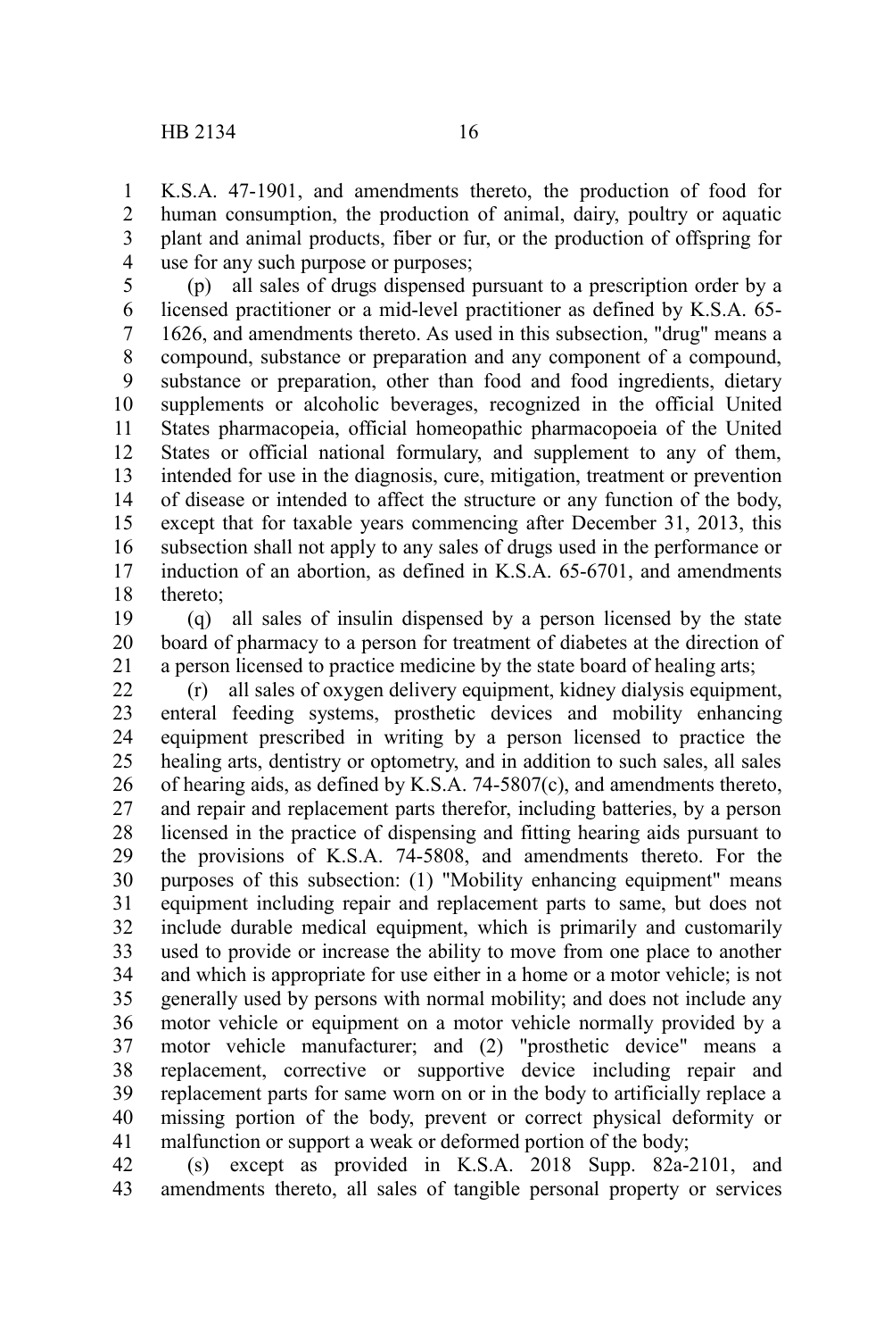K.S.A. 47-1901, and amendments thereto, the production of food for human consumption, the production of animal, dairy, poultry or aquatic plant and animal products, fiber or fur, or the production of offspring for use for any such purpose or purposes;

(p) all sales of drugs dispensed pursuant to a prescription order by a licensed practitioner or a mid-level practitioner as defined by K.S.A. 65-1626, and amendments thereto. As used in this subsection, "drug" means a compound, substance or preparation and any component of a compound, substance or preparation, other than food and food ingredients, dietary supplements or alcoholic beverages, recognized in the official United States pharmacopeia, official homeopathic pharmacopoeia of the United States or official national formulary, and supplement to any of them, intended for use in the diagnosis, cure, mitigation, treatment or prevention of disease or intended to affect the structure or any function of the body, except that for taxable years commencing after December 31, 2013, this subsection shall not apply to any sales of drugs used in the performance or induction of an abortion, as defined in K.S.A. 65-6701, and amendments thereto;

(q) all sales of insulin dispensed by a person licensed by the state board of pharmacy to a person for treatment of diabetes at the direction of a person licensed to practice medicine by the state board of healing arts;

(r) all sales of oxygen delivery equipment, kidney dialysis equipment, enteral feeding systems, prosthetic devices and mobility enhancing equipment prescribed in writing by a person licensed to practice the healing arts, dentistry or optometry, and in addition to such sales, all sales of hearing aids, as defined by K.S.A. 74-5807(c), and amendments thereto, and repair and replacement parts therefor, including batteries, by a person licensed in the practice of dispensing and fitting hearing aids pursuant to the provisions of K.S.A. 74-5808, and amendments thereto. For the purposes of this subsection: (1) "Mobility enhancing equipment" means equipment including repair and replacement parts to same, but does not include durable medical equipment, which is primarily and customarily used to provide or increase the ability to move from one place to another and which is appropriate for use either in a home or a motor vehicle; is not generally used by persons with normal mobility; and does not include any motor vehicle or equipment on a motor vehicle normally provided by a motor vehicle manufacturer; and (2) "prosthetic device" means a replacement, corrective or supportive device including repair and replacement parts for same worn on or in the body to artificially replace a missing portion of the body, prevent or correct physical deformity or malfunction or support a weak or deformed portion of the body;

(s) except as provided in K.S.A. 2018 Supp. 82a-2101, and amendments thereto, all sales of tangible personal property or services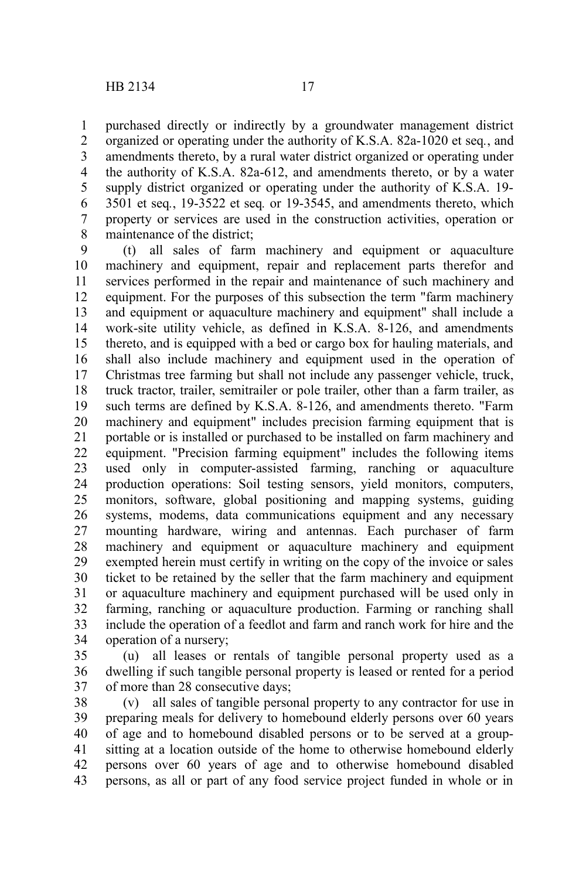purchased directly or indirectly by a groundwater management district organized or operating under the authority of K.S.A. 82a-1020 et seq*.*, and amendments thereto, by a rural water district organized or operating under the authority of K.S.A. 82a-612, and amendments thereto, or by a water supply district organized or operating under the authority of K.S.A. 19-3501 et seq*.*, 19-3522 et seq*.* or 19-3545, and amendments thereto, which property or services are used in the construction activities, operation or maintenance of the district;

(t) all sales of farm machinery and equipment or aquaculture machinery and equipment, repair and replacement parts therefor and services performed in the repair and maintenance of such machinery and equipment. For the purposes of this subsection the term "farm machinery and equipment or aquaculture machinery and equipment" shall include a work-site utility vehicle, as defined in K.S.A. 8-126, and amendments thereto, and is equipped with a bed or cargo box for hauling materials, and shall also include machinery and equipment used in the operation of Christmas tree farming but shall not include any passenger vehicle, truck, truck tractor, trailer, semitrailer or pole trailer, other than a farm trailer, as such terms are defined by K.S.A. 8-126, and amendments thereto. "Farm machinery and equipment" includes precision farming equipment that is portable or is installed or purchased to be installed on farm machinery and equipment. "Precision farming equipment" includes the following items used only in computer-assisted farming, ranching or aquaculture production operations: Soil testing sensors, yield monitors, computers, monitors, software, global positioning and mapping systems, guiding systems, modems, data communications equipment and any necessary mounting hardware, wiring and antennas. Each purchaser of farm machinery and equipment or aquaculture machinery and equipment exempted herein must certify in writing on the copy of the invoice or sales ticket to be retained by the seller that the farm machinery and equipment or aquaculture machinery and equipment purchased will be used only in farming, ranching or aquaculture production. Farming or ranching shall include the operation of a feedlot and farm and ranch work for hire and the operation of a nursery;

(u) all leases or rentals of tangible personal property used as a dwelling if such tangible personal property is leased or rented for a period of more than 28 consecutive days;

(v) all sales of tangible personal property to any contractor for use in preparing meals for delivery to homebound elderly persons over 60 years of age and to homebound disabled persons or to be served at a group-sitting at a location outside of the home to otherwise homebound elderly persons over 60 years of age and to otherwise homebound disabled persons, as all or part of any food service project funded in whole or in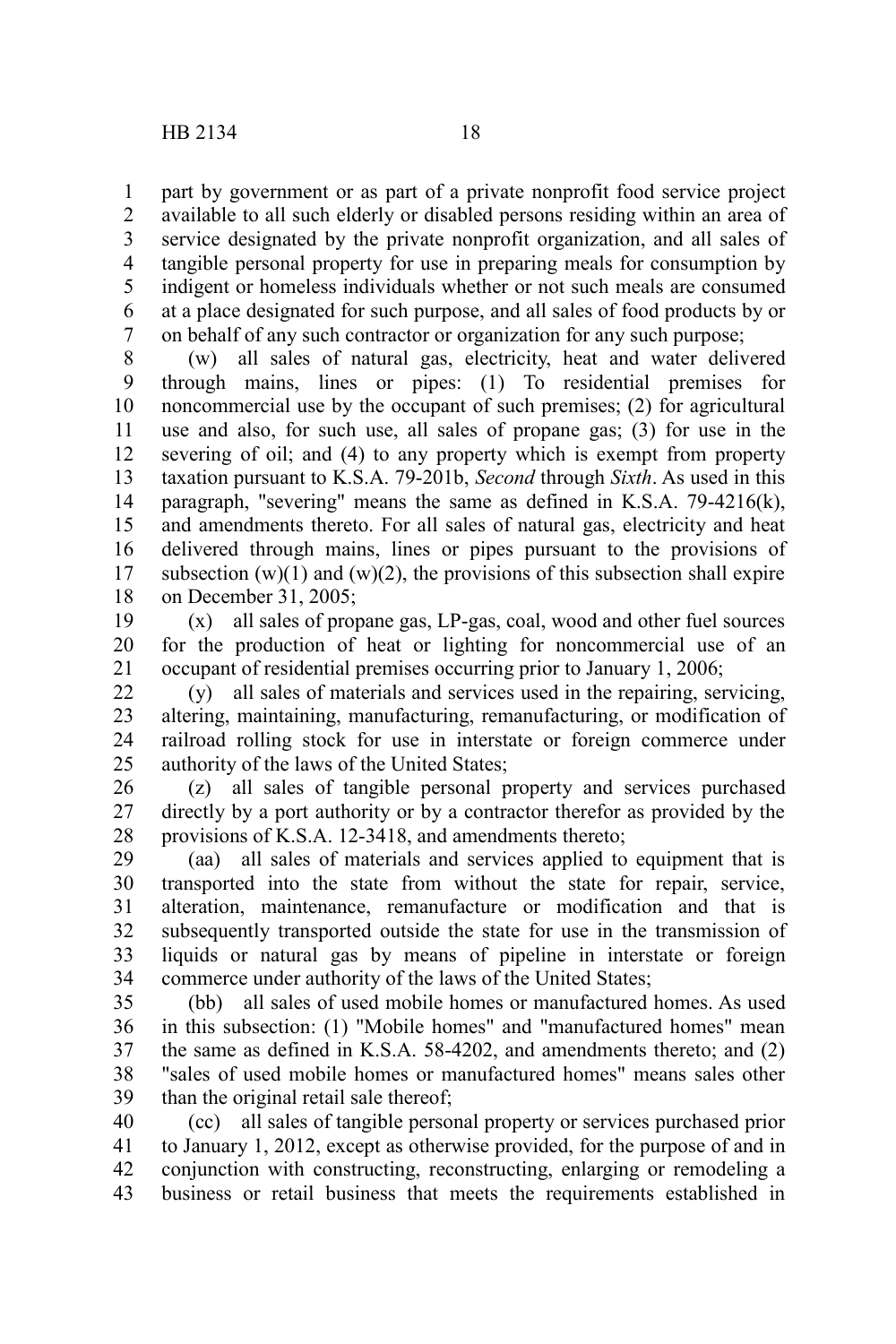part by government or as part of a private nonprofit food service project available to all such elderly or disabled persons residing within an area of service designated by the private nonprofit organization, and all sales of tangible personal property for use in preparing meals for consumption by indigent or homeless individuals whether or not such meals are consumed at a place designated for such purpose, and all sales of food products by or on behalf of any such contractor or organization for any such purpose;

(w) all sales of natural gas, electricity, heat and water delivered through mains, lines or pipes: (1) To residential premises for noncommercial use by the occupant of such premises; (2) for agricultural use and also, for such use, all sales of propane gas; (3) for use in the severing of oil; and (4) to any property which is exempt from property taxation pursuant to K.S.A. 79-201b, *Second* through *Sixth*. As used in this paragraph, "severing" means the same as defined in K.S.A. 79-4216(k), and amendments thereto. For all sales of natural gas, electricity and heat delivered through mains, lines or pipes pursuant to the provisions of subsection (w)(1) and (w)(2), the provisions of this subsection shall expire on December 31, 2005;

(x) all sales of propane gas, LP-gas, coal, wood and other fuel sources for the production of heat or lighting for noncommercial use of an occupant of residential premises occurring prior to January 1, 2006;

(y) all sales of materials and services used in the repairing, servicing, altering, maintaining, manufacturing, remanufacturing, or modification of railroad rolling stock for use in interstate or foreign commerce under authority of the laws of the United States;

(z) all sales of tangible personal property and services purchased directly by a port authority or by a contractor therefor as provided by the provisions of K.S.A. 12-3418, and amendments thereto;

(aa) all sales of materials and services applied to equipment that is transported into the state from without the state for repair, service, alteration, maintenance, remanufacture or modification and that is subsequently transported outside the state for use in the transmission of liquids or natural gas by means of pipeline in interstate or foreign commerce under authority of the laws of the United States;

(bb) all sales of used mobile homes or manufactured homes. As used in this subsection: (1) "Mobile homes" and "manufactured homes" mean the same as defined in K.S.A. 58-4202, and amendments thereto; and (2) "sales of used mobile homes or manufactured homes" means sales other than the original retail sale thereof;

(cc) all sales of tangible personal property or services purchased prior to January 1, 2012, except as otherwise provided, for the purpose of and in conjunction with constructing, reconstructing, enlarging or remodeling a business or retail business that meets the requirements established in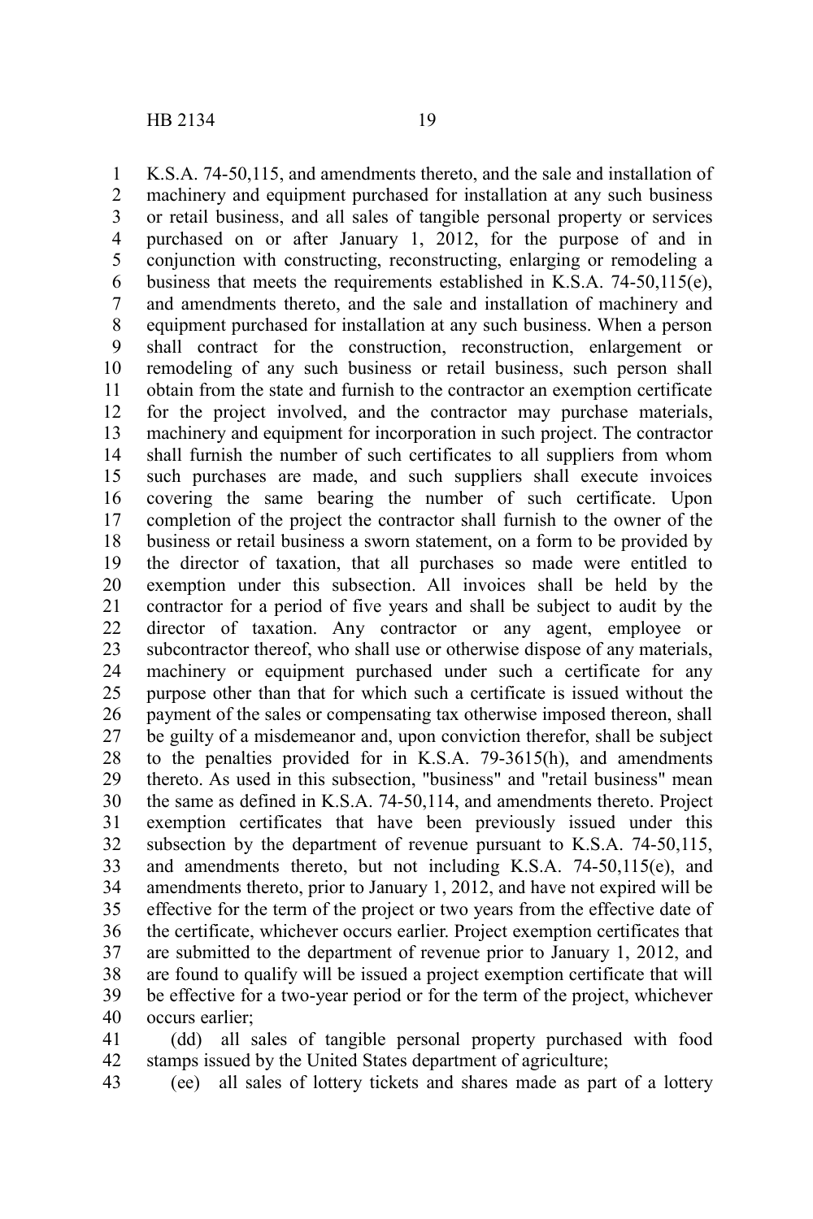K.S.A. 74-50,115, and amendments thereto, and the sale and installation of machinery and equipment purchased for installation at any such business or retail business, and all sales of tangible personal property or services purchased on or after January 1, 2012, for the purpose of and in conjunction with constructing, reconstructing, enlarging or remodeling a business that meets the requirements established in K.S.A. 74-50,115(e), and amendments thereto, and the sale and installation of machinery and equipment purchased for installation at any such business. When a person shall contract for the construction, reconstruction, enlargement or remodeling of any such business or retail business, such person shall obtain from the state and furnish to the contractor an exemption certificate for the project involved, and the contractor may purchase materials, machinery and equipment for incorporation in such project. The contractor shall furnish the number of such certificates to all suppliers from whom such purchases are made, and such suppliers shall execute invoices covering the same bearing the number of such certificate. Upon completion of the project the contractor shall furnish to the owner of the business or retail business a sworn statement, on a form to be provided by the director of taxation, that all purchases so made were entitled to exemption under this subsection. All invoices shall be held by the contractor for a period of five years and shall be subject to audit by the director of taxation. Any contractor or any agent, employee or subcontractor thereof, who shall use or otherwise dispose of any materials, machinery or equipment purchased under such a certificate for any purpose other than that for which such a certificate is issued without the payment of the sales or compensating tax otherwise imposed thereon, shall be guilty of a misdemeanor and, upon conviction therefor, shall be subject to the penalties provided for in K.S.A. 79-3615(h), and amendments thereto. As used in this subsection, "business" and "retail business" mean the same as defined in K.S.A. 74-50,114, and amendments thereto. Project exemption certificates that have been previously issued under this subsection by the department of revenue pursuant to K.S.A. 74-50,115, and amendments thereto, but not including K.S.A. 74-50,115(e), and amendments thereto, prior to January 1, 2012, and have not expired will be effective for the term of the project or two years from the effective date of the certificate, whichever occurs earlier. Project exemption certificates that are submitted to the department of revenue prior to January 1, 2012, and are found to qualify will be issued a project exemption certificate that will be effective for a two-year period or for the term of the project, whichever occurs earlier;

(dd) all sales of tangible personal property purchased with food stamps issued by the United States department of agriculture;

(ee) all sales of lottery tickets and shares made as part of a lottery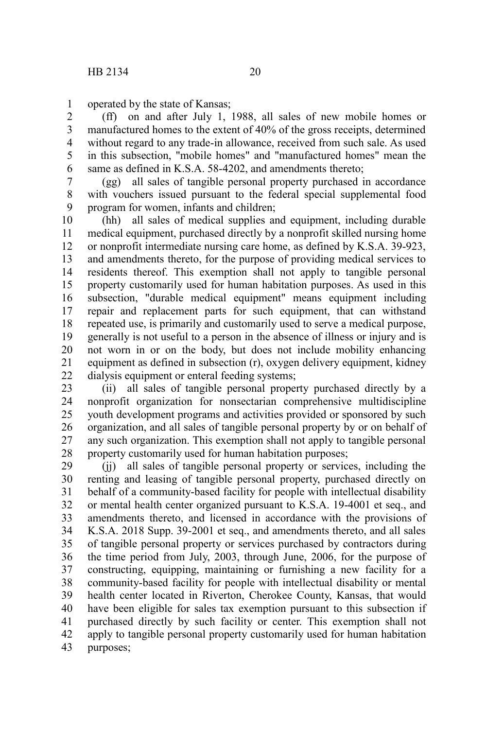operated by the state of Kansas;

(ff) on and after July 1, 1988, all sales of new mobile homes or manufactured homes to the extent of 40% of the gross receipts, determined without regard to any trade-in allowance, received from such sale. As used in this subsection, "mobile homes" and "manufactured homes" mean the same as defined in K.S.A. 58-4202, and amendments thereto;

(gg) all sales of tangible personal property purchased in accordance with vouchers issued pursuant to the federal special supplemental food program for women, infants and children;

(hh) all sales of medical supplies and equipment, including durable medical equipment, purchased directly by a nonprofit skilled nursing home or nonprofit intermediate nursing care home, as defined by K.S.A. 39-923, and amendments thereto, for the purpose of providing medical services to residents thereof. This exemption shall not apply to tangible personal property customarily used for human habitation purposes. As used in this subsection, "durable medical equipment" means equipment including repair and replacement parts for such equipment, that can withstand repeated use, is primarily and customarily used to serve a medical purpose, generally is not useful to a person in the absence of illness or injury and is not worn in or on the body, but does not include mobility enhancing equipment as defined in subsection (r), oxygen delivery equipment, kidney dialysis equipment or enteral feeding systems;

(ii) all sales of tangible personal property purchased directly by a nonprofit organization for nonsectarian comprehensive multidiscipline youth development programs and activities provided or sponsored by such organization, and all sales of tangible personal property by or on behalf of any such organization. This exemption shall not apply to tangible personal property customarily used for human habitation purposes;

(jj) all sales of tangible personal property or services, including the renting and leasing of tangible personal property, purchased directly on behalf of a community-based facility for people with intellectual disability or mental health center organized pursuant to K.S.A. 19-4001 et seq., and amendments thereto, and licensed in accordance with the provisions of K.S.A. 2018 Supp. 39-2001 et seq., and amendments thereto, and all sales of tangible personal property or services purchased by contractors during the time period from July, 2003, through June, 2006, for the purpose of constructing, equipping, maintaining or furnishing a new facility for a community-based facility for people with intellectual disability or mental health center located in Riverton, Cherokee County, Kansas, that would have been eligible for sales tax exemption pursuant to this subsection if purchased directly by such facility or center. This exemption shall not apply to tangible personal property customarily used for human habitation purposes;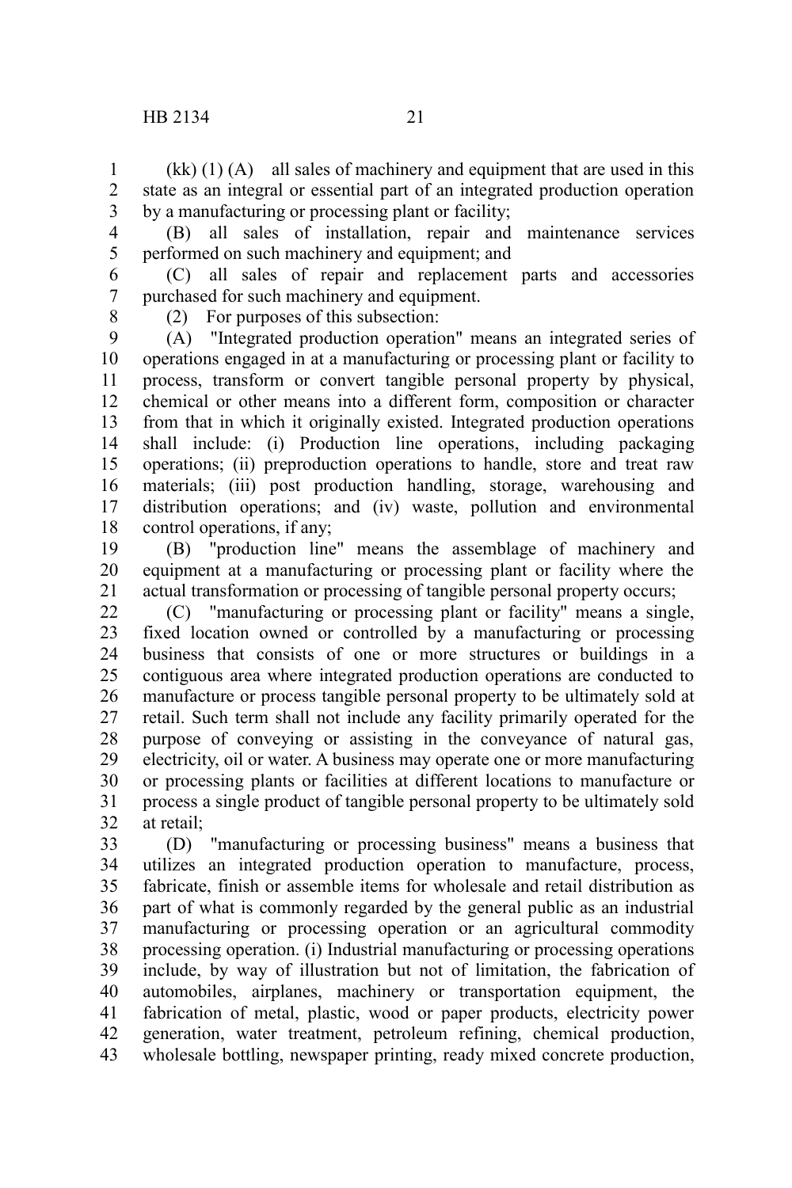(kk) (1) (A) all sales of machinery and equipment that are used in this state as an integral or essential part of an integrated production operation by a manufacturing or processing plant or facility;

(B) all sales of installation, repair and maintenance services performed on such machinery and equipment; and

(C) all sales of repair and replacement parts and accessories purchased for such machinery and equipment.

(2) For purposes of this subsection:

(A) "Integrated production operation" means an integrated series of operations engaged in at a manufacturing or processing plant or facility to process, transform or convert tangible personal property by physical, chemical or other means into a different form, composition or character from that in which it originally existed. Integrated production operations shall include: (i) Production line operations, including packaging operations; (ii) preproduction operations to handle, store and treat raw materials; (iii) post production handling, storage, warehousing and distribution operations; and (iv) waste, pollution and environmental control operations, if any;

(B) "production line" means the assemblage of machinery and equipment at a manufacturing or processing plant or facility where the actual transformation or processing of tangible personal property occurs;

(C) "manufacturing or processing plant or facility" means a single, fixed location owned or controlled by a manufacturing or processing business that consists of one or more structures or buildings in a contiguous area where integrated production operations are conducted to manufacture or process tangible personal property to be ultimately sold at retail. Such term shall not include any facility primarily operated for the purpose of conveying or assisting in the conveyance of natural gas, electricity, oil or water. A business may operate one or more manufacturing or processing plants or facilities at different locations to manufacture or process a single product of tangible personal property to be ultimately sold at retail;

(D) "manufacturing or processing business" means a business that utilizes an integrated production operation to manufacture, process, fabricate, finish or assemble items for wholesale and retail distribution as part of what is commonly regarded by the general public as an industrial manufacturing or processing operation or an agricultural commodity processing operation. (i) Industrial manufacturing or processing operations include, by way of illustration but not of limitation, the fabrication of automobiles, airplanes, machinery or transportation equipment, the fabrication of metal, plastic, wood or paper products, electricity power generation, water treatment, petroleum refining, chemical production, wholesale bottling, newspaper printing, ready mixed concrete production,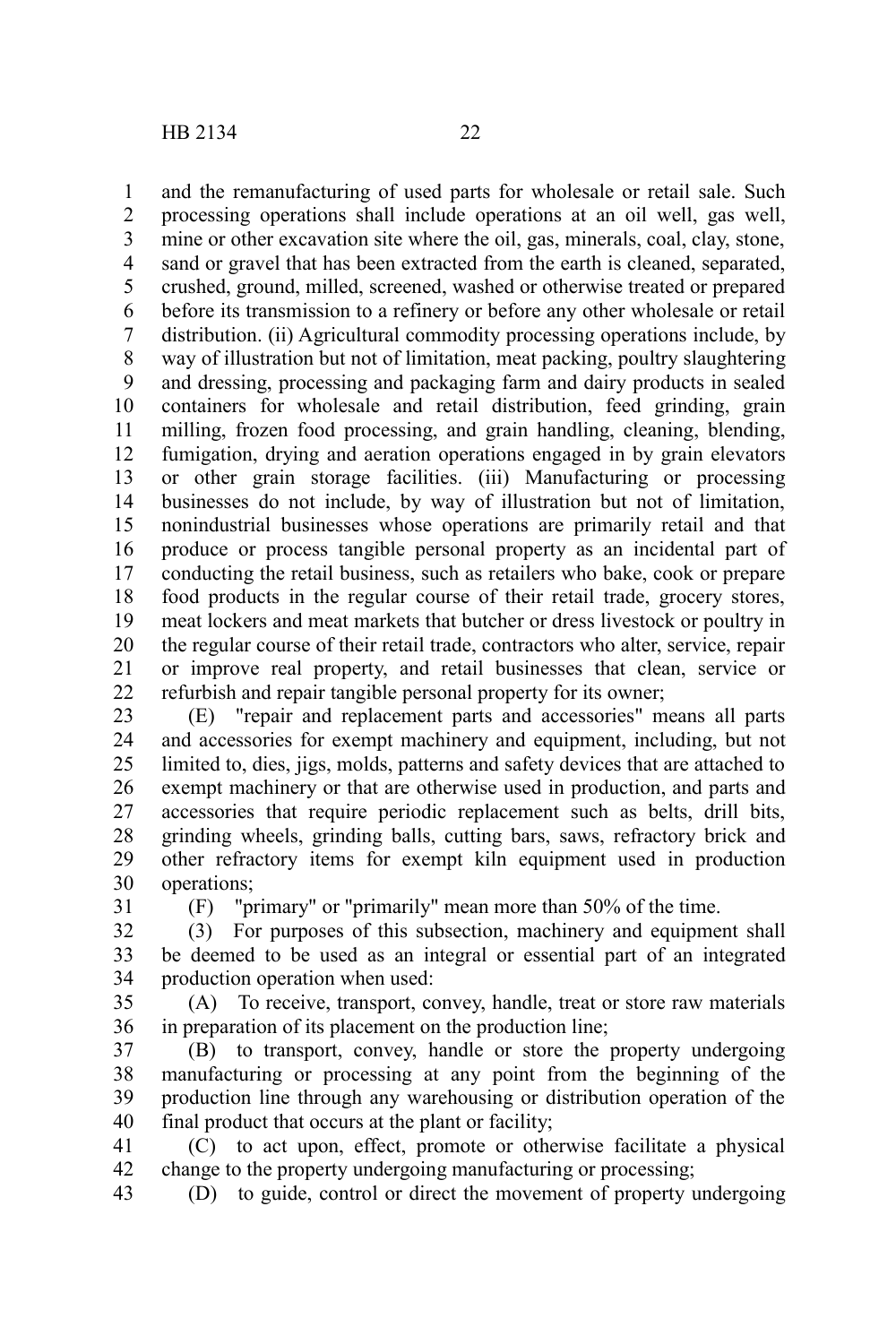and the remanufacturing of used parts for wholesale or retail sale. Such processing operations shall include operations at an oil well, gas well, mine or other excavation site where the oil, gas, minerals, coal, clay, stone, sand or gravel that has been extracted from the earth is cleaned, separated, crushed, ground, milled, screened, washed or otherwise treated or prepared before its transmission to a refinery or before any other wholesale or retail distribution. (ii) Agricultural commodity processing operations include, by way of illustration but not of limitation, meat packing, poultry slaughtering and dressing, processing and packaging farm and dairy products in sealed containers for wholesale and retail distribution, feed grinding, grain milling, frozen food processing, and grain handling, cleaning, blending, fumigation, drying and aeration operations engaged in by grain elevators or other grain storage facilities. (iii) Manufacturing or processing businesses do not include, by way of illustration but not of limitation, nonindustrial businesses whose operations are primarily retail and that produce or process tangible personal property as an incidental part of conducting the retail business, such as retailers who bake, cook or prepare food products in the regular course of their retail trade, grocery stores, meat lockers and meat markets that butcher or dress livestock or poultry in the regular course of their retail trade, contractors who alter, service, repair or improve real property, and retail businesses that clean, service or refurbish and repair tangible personal property for its owner;

(E) "repair and replacement parts and accessories" means all parts and accessories for exempt machinery and equipment, including, but not limited to, dies, jigs, molds, patterns and safety devices that are attached to exempt machinery or that are otherwise used in production, and parts and accessories that require periodic replacement such as belts, drill bits, grinding wheels, grinding balls, cutting bars, saws, refractory brick and other refractory items for exempt kiln equipment used in production operations;

(F) "primary" or "primarily" mean more than 50% of the time.

(3) For purposes of this subsection, machinery and equipment shall be deemed to be used as an integral or essential part of an integrated production operation when used:

(A) To receive, transport, convey, handle, treat or store raw materials in preparation of its placement on the production line;

(B) to transport, convey, handle or store the property undergoing manufacturing or processing at any point from the beginning of the production line through any warehousing or distribution operation of the final product that occurs at the plant or facility;

(C) to act upon, effect, promote or otherwise facilitate a physical change to the property undergoing manufacturing or processing;

(D) to guide, control or direct the movement of property undergoing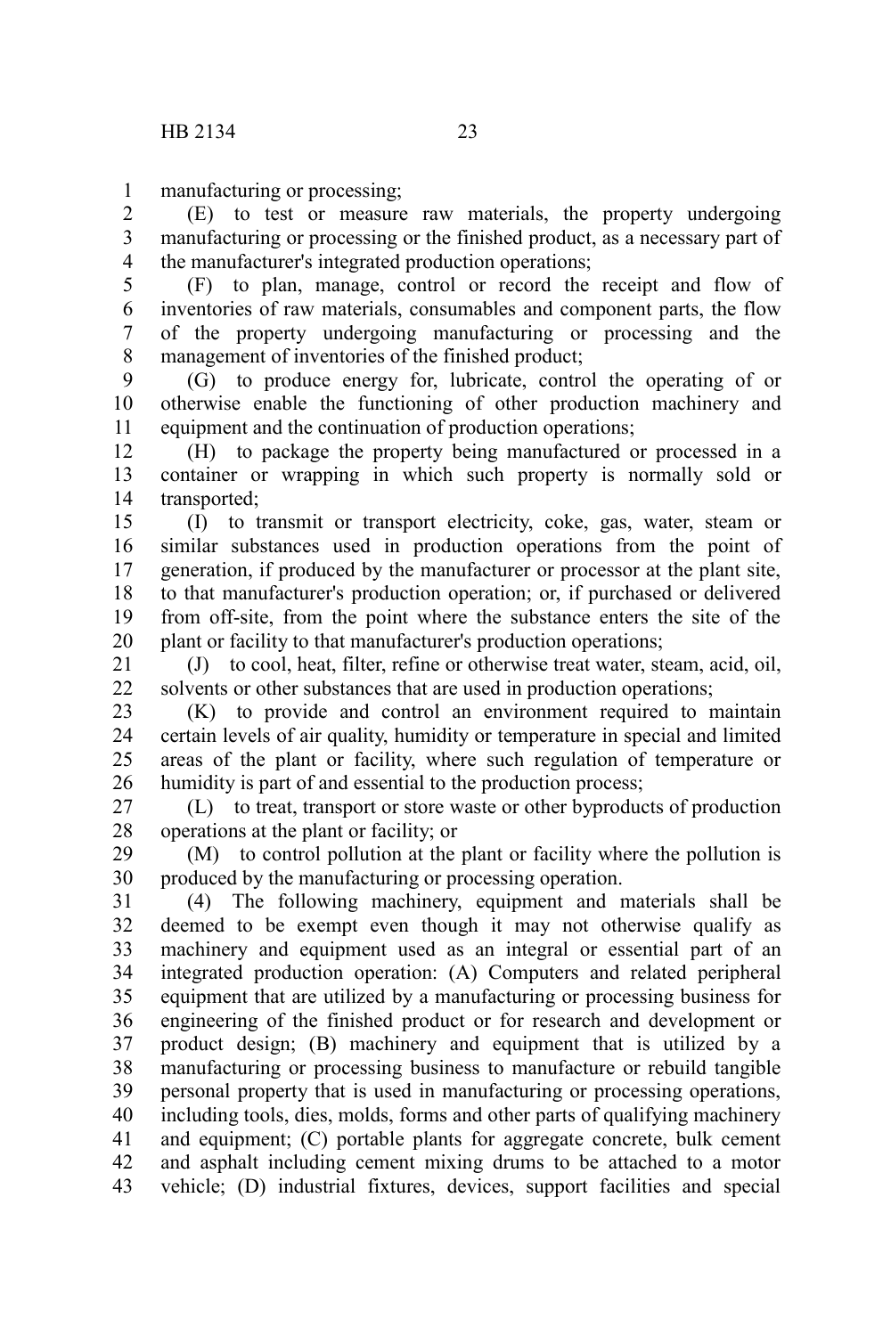manufacturing or processing;

(E) to test or measure raw materials, the property undergoing manufacturing or processing or the finished product, as a necessary part of the manufacturer's integrated production operations;

(F) to plan, manage, control or record the receipt and flow of inventories of raw materials, consumables and component parts, the flow of the property undergoing manufacturing or processing and the management of inventories of the finished product;

(G) to produce energy for, lubricate, control the operating of or otherwise enable the functioning of other production machinery and equipment and the continuation of production operations;

(H) to package the property being manufactured or processed in a container or wrapping in which such property is normally sold or transported;

(I) to transmit or transport electricity, coke, gas, water, steam or similar substances used in production operations from the point of generation, if produced by the manufacturer or processor at the plant site, to that manufacturer's production operation; or, if purchased or delivered from off-site, from the point where the substance enters the site of the plant or facility to that manufacturer's production operations;

(J) to cool, heat, filter, refine or otherwise treat water, steam, acid, oil, solvents or other substances that are used in production operations;

(K) to provide and control an environment required to maintain certain levels of air quality, humidity or temperature in special and limited areas of the plant or facility, where such regulation of temperature or humidity is part of and essential to the production process;

(L) to treat, transport or store waste or other byproducts of production operations at the plant or facility; or

(M) to control pollution at the plant or facility where the pollution is produced by the manufacturing or processing operation.

(4) The following machinery, equipment and materials shall be deemed to be exempt even though it may not otherwise qualify as machinery and equipment used as an integral or essential part of an integrated production operation: (A) Computers and related peripheral equipment that are utilized by a manufacturing or processing business for engineering of the finished product or for research and development or product design; (B) machinery and equipment that is utilized by a manufacturing or processing business to manufacture or rebuild tangible personal property that is used in manufacturing or processing operations, including tools, dies, molds, forms and other parts of qualifying machinery and equipment; (C) portable plants for aggregate concrete, bulk cement and asphalt including cement mixing drums to be attached to a motor vehicle; (D) industrial fixtures, devices, support facilities and special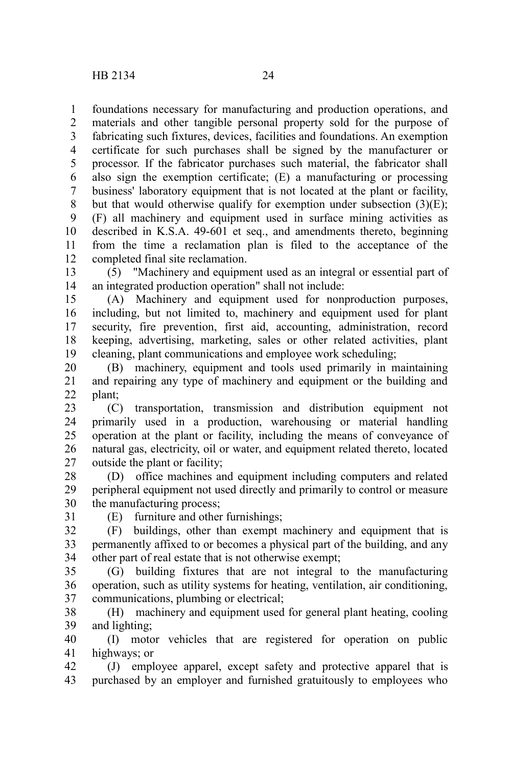foundations necessary for manufacturing and production operations, and materials and other tangible personal property sold for the purpose of fabricating such fixtures, devices, facilities and foundations. An exemption certificate for such purchases shall be signed by the manufacturer or processor. If the fabricator purchases such material, the fabricator shall also sign the exemption certificate; (E) a manufacturing or processing business' laboratory equipment that is not located at the plant or facility, but that would otherwise qualify for exemption under subsection (3)(E); (F) all machinery and equipment used in surface mining activities as described in K.S.A. 49-601 et seq., and amendments thereto, beginning from the time a reclamation plan is filed to the acceptance of the completed final site reclamation.

(5) "Machinery and equipment used as an integral or essential part of an integrated production operation" shall not include:

(A) Machinery and equipment used for nonproduction purposes, including, but not limited to, machinery and equipment used for plant security, fire prevention, first aid, accounting, administration, record keeping, advertising, marketing, sales or other related activities, plant cleaning, plant communications and employee work scheduling;

(B) machinery, equipment and tools used primarily in maintaining and repairing any type of machinery and equipment or the building and plant;

(C) transportation, transmission and distribution equipment not primarily used in a production, warehousing or material handling operation at the plant or facility, including the means of conveyance of natural gas, electricity, oil or water, and equipment related thereto, located outside the plant or facility;

(D) office machines and equipment including computers and related peripheral equipment not used directly and primarily to control or measure the manufacturing process;

(E) furniture and other furnishings;

(F) buildings, other than exempt machinery and equipment that is permanently affixed to or becomes a physical part of the building, and any other part of real estate that is not otherwise exempt;

(G) building fixtures that are not integral to the manufacturing operation, such as utility systems for heating, ventilation, air conditioning, communications, plumbing or electrical;

(H) machinery and equipment used for general plant heating, cooling and lighting;

(I) motor vehicles that are registered for operation on public highways; or

(J) employee apparel, except safety and protective apparel that is purchased by an employer and furnished gratuitously to employees who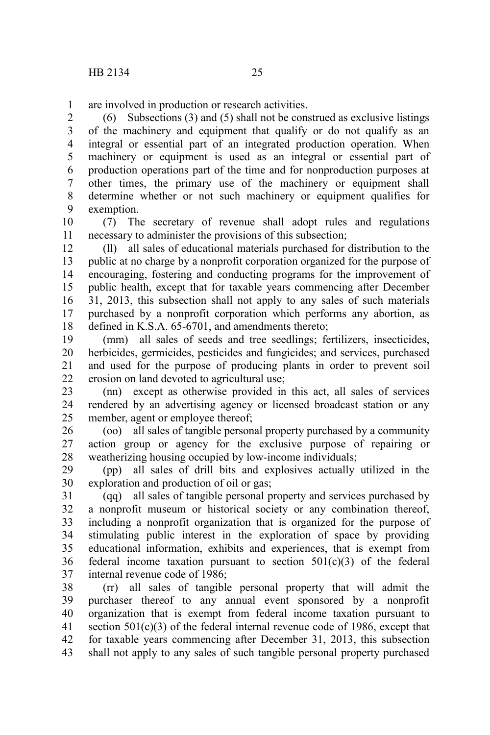are involved in production or research activities.

(6) Subsections (3) and (5) shall not be construed as exclusive listings of the machinery and equipment that qualify or do not qualify as an integral or essential part of an integrated production operation. When machinery or equipment is used as an integral or essential part of production operations part of the time and for nonproduction purposes at other times, the primary use of the machinery or equipment shall determine whether or not such machinery or equipment qualifies for exemption.

(7) The secretary of revenue shall adopt rules and regulations necessary to administer the provisions of this subsection;

(ll) all sales of educational materials purchased for distribution to the public at no charge by a nonprofit corporation organized for the purpose of encouraging, fostering and conducting programs for the improvement of public health, except that for taxable years commencing after December 31, 2013, this subsection shall not apply to any sales of such materials purchased by a nonprofit corporation which performs any abortion, as defined in K.S.A. 65-6701, and amendments thereto;

(mm) all sales of seeds and tree seedlings; fertilizers, insecticides, herbicides, germicides, pesticides and fungicides; and services, purchased and used for the purpose of producing plants in order to prevent soil erosion on land devoted to agricultural use;

(nn) except as otherwise provided in this act, all sales of services rendered by an advertising agency or licensed broadcast station or any member, agent or employee thereof;

(oo) all sales of tangible personal property purchased by a community action group or agency for the exclusive purpose of repairing or weatherizing housing occupied by low-income individuals;

(pp) all sales of drill bits and explosives actually utilized in the exploration and production of oil or gas;

(qq) all sales of tangible personal property and services purchased by a nonprofit museum or historical society or any combination thereof, including a nonprofit organization that is organized for the purpose of stimulating public interest in the exploration of space by providing educational information, exhibits and experiences, that is exempt from federal income taxation pursuant to section 501(c)(3) of the federal internal revenue code of 1986;

(rr) all sales of tangible personal property that will admit the purchaser thereof to any annual event sponsored by a nonprofit organization that is exempt from federal income taxation pursuant to section 501(c)(3) of the federal internal revenue code of 1986, except that for taxable years commencing after December 31, 2013, this subsection shall not apply to any sales of such tangible personal property purchased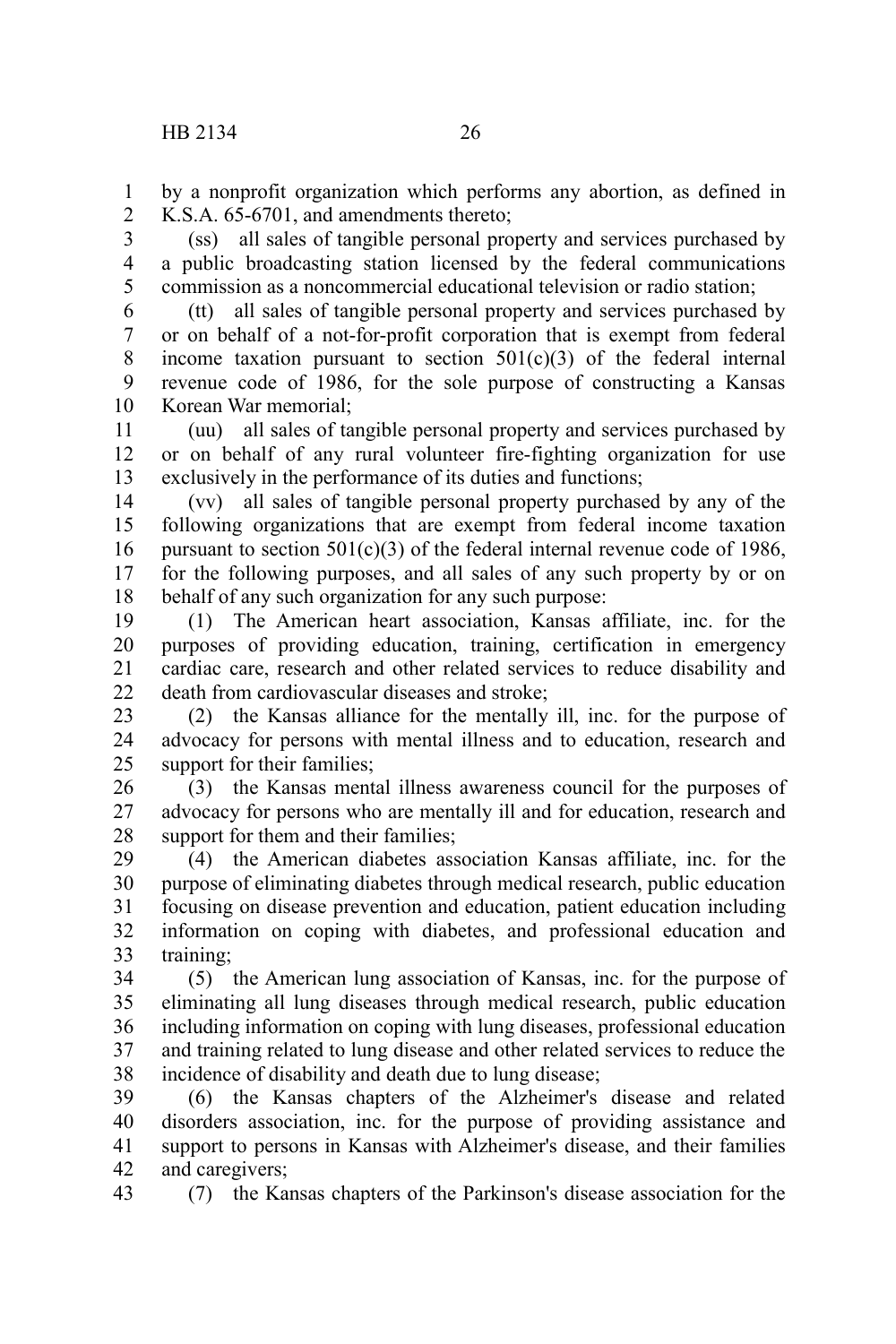by a nonprofit organization which performs any abortion, as defined in K.S.A. 65-6701, and amendments thereto;

(ss) all sales of tangible personal property and services purchased by a public broadcasting station licensed by the federal communications commission as a noncommercial educational television or radio station;

(tt) all sales of tangible personal property and services purchased by or on behalf of a not-for-profit corporation that is exempt from federal income taxation pursuant to section 501(c)(3) of the federal internal revenue code of 1986, for the sole purpose of constructing a Kansas Korean War memorial;

(uu) all sales of tangible personal property and services purchased by or on behalf of any rural volunteer fire-fighting organization for use exclusively in the performance of its duties and functions;

(vv) all sales of tangible personal property purchased by any of the following organizations that are exempt from federal income taxation pursuant to section 501(c)(3) of the federal internal revenue code of 1986, for the following purposes, and all sales of any such property by or on behalf of any such organization for any such purpose:

(1) The American heart association, Kansas affiliate, inc. for the purposes of providing education, training, certification in emergency cardiac care, research and other related services to reduce disability and death from cardiovascular diseases and stroke;

(2) the Kansas alliance for the mentally ill, inc. for the purpose of advocacy for persons with mental illness and to education, research and support for their families;

(3) the Kansas mental illness awareness council for the purposes of advocacy for persons who are mentally ill and for education, research and support for them and their families;

(4) the American diabetes association Kansas affiliate, inc. for the purpose of eliminating diabetes through medical research, public education focusing on disease prevention and education, patient education including information on coping with diabetes, and professional education and training;

(5) the American lung association of Kansas, inc. for the purpose of eliminating all lung diseases through medical research, public education including information on coping with lung diseases, professional education and training related to lung disease and other related services to reduce the incidence of disability and death due to lung disease;

(6) the Kansas chapters of the Alzheimer's disease and related disorders association, inc. for the purpose of providing assistance and support to persons in Kansas with Alzheimer's disease, and their families and caregivers;

(7) the Kansas chapters of the Parkinson's disease association for the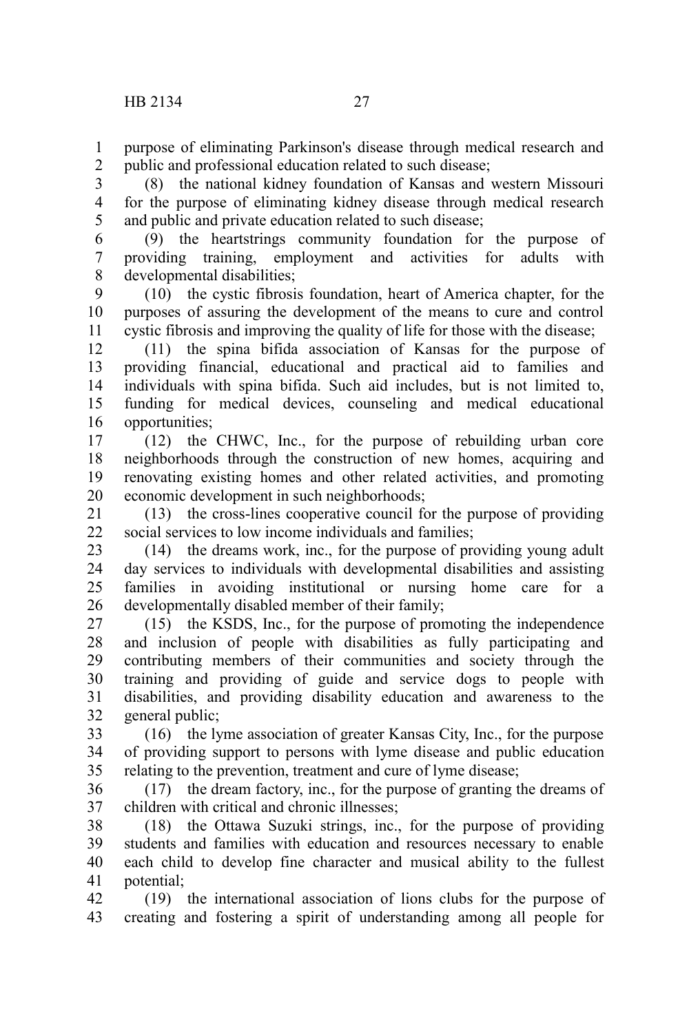purpose of eliminating Parkinson's disease through medical research and public and professional education related to such disease;

(8) the national kidney foundation of Kansas and western Missouri for the purpose of eliminating kidney disease through medical research and public and private education related to such disease;

(9) the heartstrings community foundation for the purpose of providing training, employment and activities for adults with developmental disabilities;

(10) the cystic fibrosis foundation, heart of America chapter, for the purposes of assuring the development of the means to cure and control cystic fibrosis and improving the quality of life for those with the disease;

(11) the spina bifida association of Kansas for the purpose of providing financial, educational and practical aid to families and individuals with spina bifida. Such aid includes, but is not limited to, funding for medical devices, counseling and medical educational opportunities;

(12) the CHWC, Inc., for the purpose of rebuilding urban core neighborhoods through the construction of new homes, acquiring and renovating existing homes and other related activities, and promoting economic development in such neighborhoods;

(13) the cross-lines cooperative council for the purpose of providing social services to low income individuals and families;

(14) the dreams work, inc., for the purpose of providing young adult day services to individuals with developmental disabilities and assisting families in avoiding institutional or nursing home care for a developmentally disabled member of their family;

(15) the KSDS, Inc., for the purpose of promoting the independence and inclusion of people with disabilities as fully participating and contributing members of their communities and society through the training and providing of guide and service dogs to people with disabilities, and providing disability education and awareness to the general public;

(16) the lyme association of greater Kansas City, Inc., for the purpose of providing support to persons with lyme disease and public education relating to the prevention, treatment and cure of lyme disease;

(17) the dream factory, inc., for the purpose of granting the dreams of children with critical and chronic illnesses;

(18) the Ottawa Suzuki strings, inc., for the purpose of providing students and families with education and resources necessary to enable each child to develop fine character and musical ability to the fullest potential;

(19) the international association of lions clubs for the purpose of creating and fostering a spirit of understanding among all people for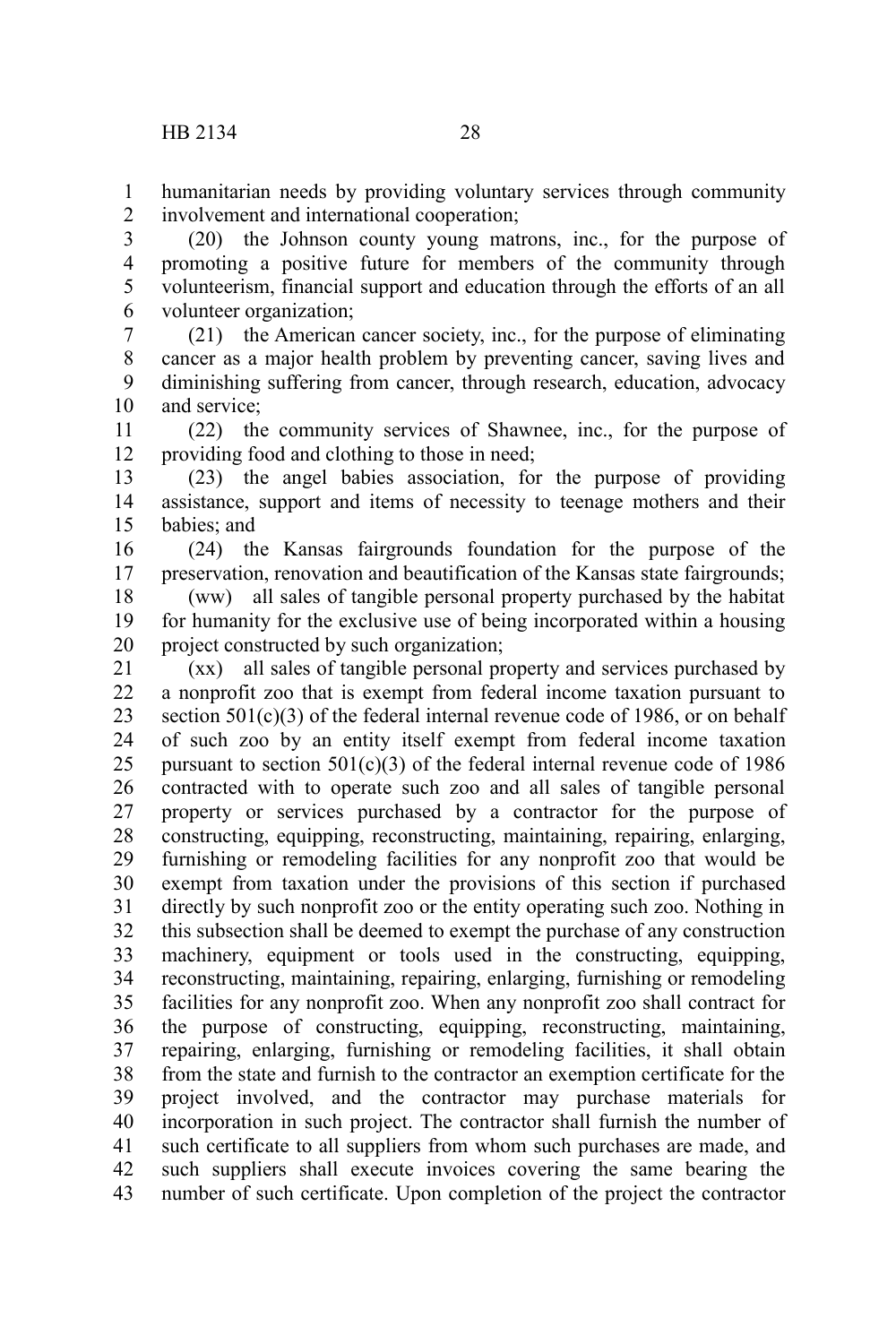humanitarian needs by providing voluntary services through community involvement and international cooperation;

(20) the Johnson county young matrons, inc., for the purpose of promoting a positive future for members of the community through volunteerism, financial support and education through the efforts of an all volunteer organization;

(21) the American cancer society, inc., for the purpose of eliminating cancer as a major health problem by preventing cancer, saving lives and diminishing suffering from cancer, through research, education, advocacy and service;

(22) the community services of Shawnee, inc., for the purpose of providing food and clothing to those in need;

(23) the angel babies association, for the purpose of providing assistance, support and items of necessity to teenage mothers and their babies; and

(24) the Kansas fairgrounds foundation for the purpose of the preservation, renovation and beautification of the Kansas state fairgrounds;

(ww) all sales of tangible personal property purchased by the habitat for humanity for the exclusive use of being incorporated within a housing project constructed by such organization;

(xx) all sales of tangible personal property and services purchased by a nonprofit zoo that is exempt from federal income taxation pursuant to section 501(c)(3) of the federal internal revenue code of 1986, or on behalf of such zoo by an entity itself exempt from federal income taxation pursuant to section 501(c)(3) of the federal internal revenue code of 1986 contracted with to operate such zoo and all sales of tangible personal property or services purchased by a contractor for the purpose of constructing, equipping, reconstructing, maintaining, repairing, enlarging, furnishing or remodeling facilities for any nonprofit zoo that would be exempt from taxation under the provisions of this section if purchased directly by such nonprofit zoo or the entity operating such zoo. Nothing in this subsection shall be deemed to exempt the purchase of any construction machinery, equipment or tools used in the constructing, equipping, reconstructing, maintaining, repairing, enlarging, furnishing or remodeling facilities for any nonprofit zoo. When any nonprofit zoo shall contract for the purpose of constructing, equipping, reconstructing, maintaining, repairing, enlarging, furnishing or remodeling facilities, it shall obtain from the state and furnish to the contractor an exemption certificate for the project involved, and the contractor may purchase materials for incorporation in such project. The contractor shall furnish the number of such certificate to all suppliers from whom such purchases are made, and such suppliers shall execute invoices covering the same bearing the number of such certificate. Upon completion of the project the contractor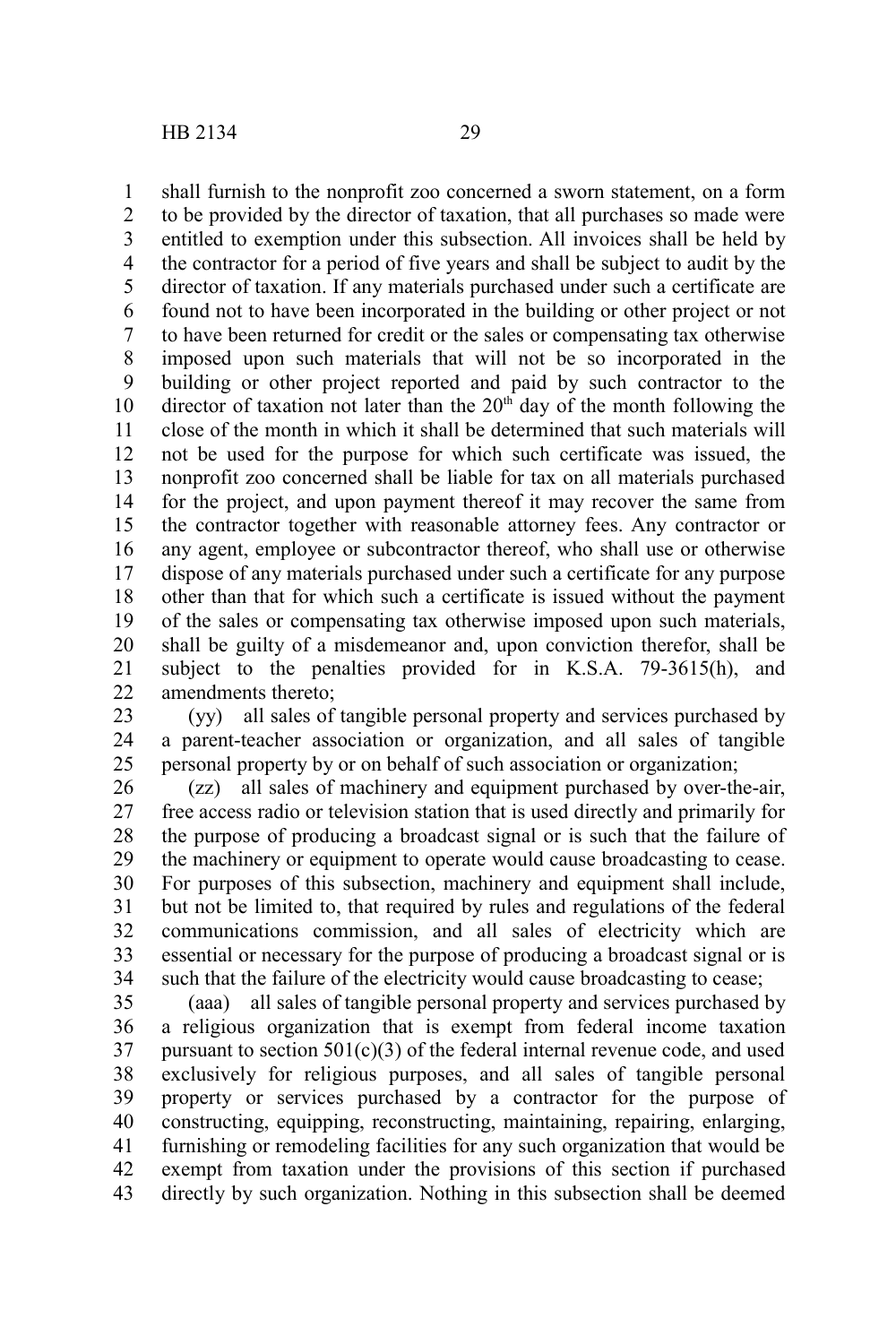shall furnish to the nonprofit zoo concerned a sworn statement, on a form to be provided by the director of taxation, that all purchases so made were entitled to exemption under this subsection. All invoices shall be held by the contractor for a period of five years and shall be subject to audit by the director of taxation. If any materials purchased under such a certificate are found not to have been incorporated in the building or other project or not to have been returned for credit or the sales or compensating tax otherwise imposed upon such materials that will not be so incorporated in the building or other project reported and paid by such contractor to the director of taxation not later than the 20th day of the month following the close of the month in which it shall be determined that such materials will not be used for the purpose for which such certificate was issued, the nonprofit zoo concerned shall be liable for tax on all materials purchased for the project, and upon payment thereof it may recover the same from the contractor together with reasonable attorney fees. Any contractor or any agent, employee or subcontractor thereof, who shall use or otherwise dispose of any materials purchased under such a certificate for any purpose other than that for which such a certificate is issued without the payment of the sales or compensating tax otherwise imposed upon such materials, shall be guilty of a misdemeanor and, upon conviction therefor, shall be subject to the penalties provided for in K.S.A. 79-3615(h), and amendments thereto;

(yy) all sales of tangible personal property and services purchased by a parent-teacher association or organization, and all sales of tangible personal property by or on behalf of such association or organization;

(zz) all sales of machinery and equipment purchased by over-the-air, free access radio or television station that is used directly and primarily for the purpose of producing a broadcast signal or is such that the failure of the machinery or equipment to operate would cause broadcasting to cease. For purposes of this subsection, machinery and equipment shall include, but not be limited to, that required by rules and regulations of the federal communications commission, and all sales of electricity which are essential or necessary for the purpose of producing a broadcast signal or is such that the failure of the electricity would cause broadcasting to cease;

(aaa) all sales of tangible personal property and services purchased by a religious organization that is exempt from federal income taxation pursuant to section 501(c)(3) of the federal internal revenue code, and used exclusively for religious purposes, and all sales of tangible personal property or services purchased by a contractor for the purpose of constructing, equipping, reconstructing, maintaining, repairing, enlarging, furnishing or remodeling facilities for any such organization that would be exempt from taxation under the provisions of this section if purchased directly by such organization. Nothing in this subsection shall be deemed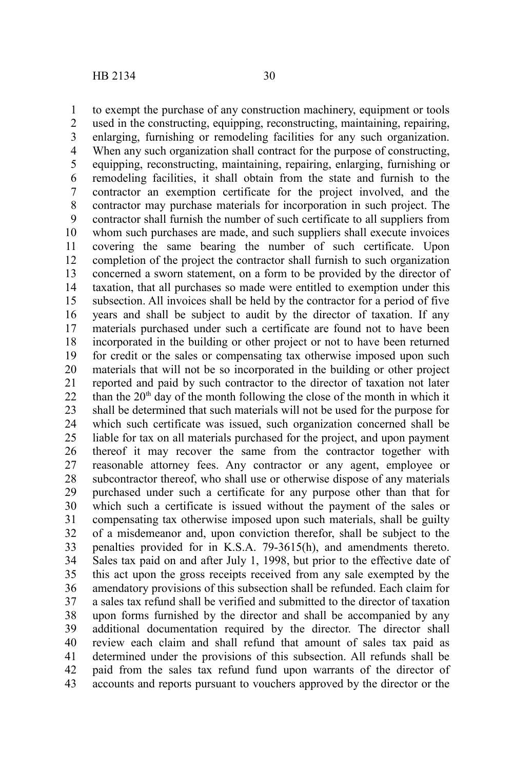to exempt the purchase of any construction machinery, equipment or tools used in the constructing, equipping, reconstructing, maintaining, repairing, enlarging, furnishing or remodeling facilities for any such organization. When any such organization shall contract for the purpose of constructing, equipping, reconstructing, maintaining, repairing, enlarging, furnishing or remodeling facilities, it shall obtain from the state and furnish to the contractor an exemption certificate for the project involved, and the contractor may purchase materials for incorporation in such project. The contractor shall furnish the number of such certificate to all suppliers from whom such purchases are made, and such suppliers shall execute invoices covering the same bearing the number of such certificate. Upon completion of the project the contractor shall furnish to such organization concerned a sworn statement, on a form to be provided by the director of taxation, that all purchases so made were entitled to exemption under this subsection. All invoices shall be held by the contractor for a period of five years and shall be subject to audit by the director of taxation. If any materials purchased under such a certificate are found not to have been incorporated in the building or other project or not to have been returned for credit or the sales or compensating tax otherwise imposed upon such materials that will not be so incorporated in the building or other project reported and paid by such contractor to the director of taxation not later than the 20th day of the month following the close of the month in which it shall be determined that such materials will not be used for the purpose for which such certificate was issued, such organization concerned shall be liable for tax on all materials purchased for the project, and upon payment thereof it may recover the same from the contractor together with reasonable attorney fees. Any contractor or any agent, employee or subcontractor thereof, who shall use or otherwise dispose of any materials purchased under such a certificate for any purpose other than that for which such a certificate is issued without the payment of the sales or compensating tax otherwise imposed upon such materials, shall be guilty of a misdemeanor and, upon conviction therefor, shall be subject to the penalties provided for in K.S.A. 79-3615(h), and amendments thereto. Sales tax paid on and after July 1, 1998, but prior to the effective date of this act upon the gross receipts received from any sale exempted by the amendatory provisions of this subsection shall be refunded. Each claim for a sales tax refund shall be verified and submitted to the director of taxation upon forms furnished by the director and shall be accompanied by any additional documentation required by the director. The director shall review each claim and shall refund that amount of sales tax paid as determined under the provisions of this subsection. All refunds shall be paid from the sales tax refund fund upon warrants of the director of accounts and reports pursuant to vouchers approved by the director or the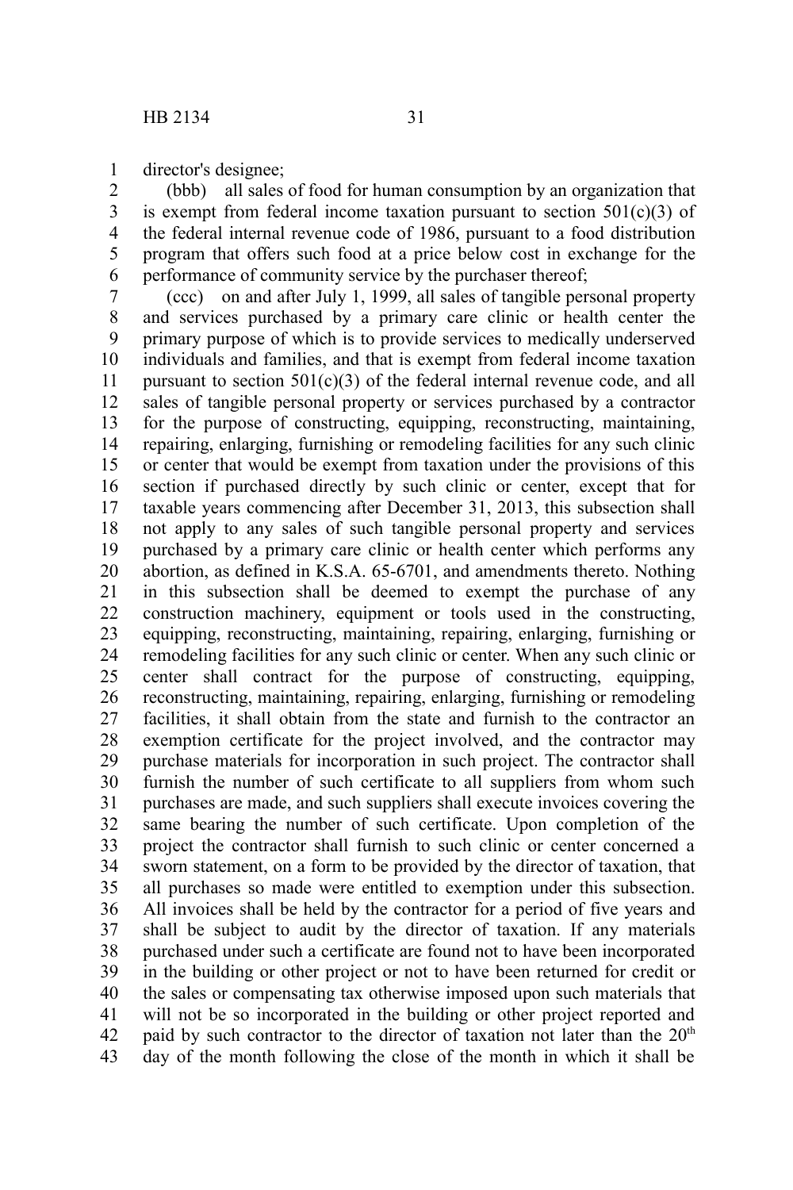director's designee;

(bbb) all sales of food for human consumption by an organization that is exempt from federal income taxation pursuant to section 501(c)(3) of the federal internal revenue code of 1986, pursuant to a food distribution program that offers such food at a price below cost in exchange for the performance of community service by the purchaser thereof;

(ccc) on and after July 1, 1999, all sales of tangible personal property and services purchased by a primary care clinic or health center the primary purpose of which is to provide services to medically underserved individuals and families, and that is exempt from federal income taxation pursuant to section 501(c)(3) of the federal internal revenue code, and all sales of tangible personal property or services purchased by a contractor for the purpose of constructing, equipping, reconstructing, maintaining, repairing, enlarging, furnishing or remodeling facilities for any such clinic or center that would be exempt from taxation under the provisions of this section if purchased directly by such clinic or center, except that for taxable years commencing after December 31, 2013, this subsection shall not apply to any sales of such tangible personal property and services purchased by a primary care clinic or health center which performs any abortion, as defined in K.S.A. 65-6701, and amendments thereto. Nothing in this subsection shall be deemed to exempt the purchase of any construction machinery, equipment or tools used in the constructing, equipping, reconstructing, maintaining, repairing, enlarging, furnishing or remodeling facilities for any such clinic or center. When any such clinic or center shall contract for the purpose of constructing, equipping, reconstructing, maintaining, repairing, enlarging, furnishing or remodeling facilities, it shall obtain from the state and furnish to the contractor an exemption certificate for the project involved, and the contractor may purchase materials for incorporation in such project. The contractor shall furnish the number of such certificate to all suppliers from whom such purchases are made, and such suppliers shall execute invoices covering the same bearing the number of such certificate. Upon completion of the project the contractor shall furnish to such clinic or center concerned a sworn statement, on a form to be provided by the director of taxation, that all purchases so made were entitled to exemption under this subsection. All invoices shall be held by the contractor for a period of five years and shall be subject to audit by the director of taxation. If any materials purchased under such a certificate are found not to have been incorporated in the building or other project or not to have been returned for credit or the sales or compensating tax otherwise imposed upon such materials that will not be so incorporated in the building or other project reported and paid by such contractor to the director of taxation not later than the 20th day of the month following the close of the month in which it shall be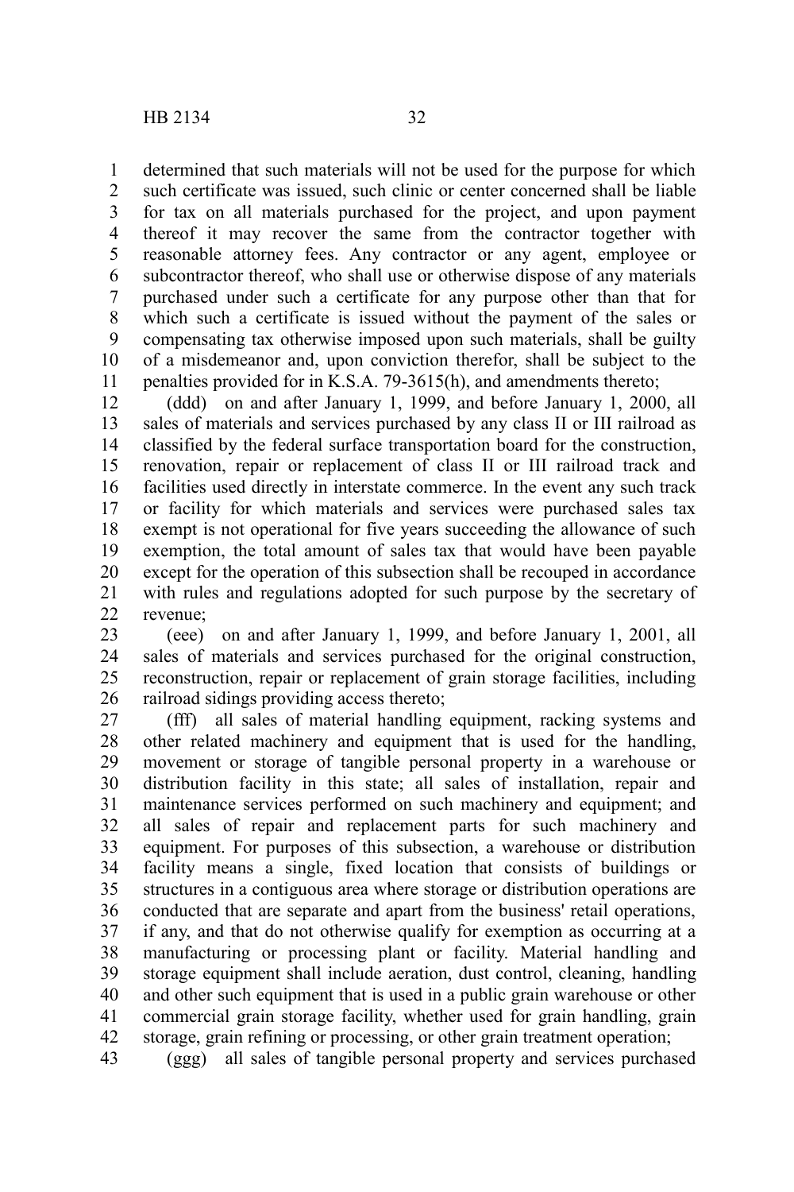determined that such materials will not be used for the purpose for which such certificate was issued, such clinic or center concerned shall be liable for tax on all materials purchased for the project, and upon payment thereof it may recover the same from the contractor together with reasonable attorney fees. Any contractor or any agent, employee or subcontractor thereof, who shall use or otherwise dispose of any materials purchased under such a certificate for any purpose other than that for which such a certificate is issued without the payment of the sales or compensating tax otherwise imposed upon such materials, shall be guilty of a misdemeanor and, upon conviction therefor, shall be subject to the penalties provided for in K.S.A. 79-3615(h), and amendments thereto;

(ddd) on and after January 1, 1999, and before January 1, 2000, all sales of materials and services purchased by any class II or III railroad as classified by the federal surface transportation board for the construction, renovation, repair or replacement of class II or III railroad track and facilities used directly in interstate commerce. In the event any such track or facility for which materials and services were purchased sales tax exempt is not operational for five years succeeding the allowance of such exemption, the total amount of sales tax that would have been payable except for the operation of this subsection shall be recouped in accordance with rules and regulations adopted for such purpose by the secretary of revenue;

(eee) on and after January 1, 1999, and before January 1, 2001, all sales of materials and services purchased for the original construction, reconstruction, repair or replacement of grain storage facilities, including railroad sidings providing access thereto;

(fff) all sales of material handling equipment, racking systems and other related machinery and equipment that is used for the handling, movement or storage of tangible personal property in a warehouse or distribution facility in this state; all sales of installation, repair and maintenance services performed on such machinery and equipment; and all sales of repair and replacement parts for such machinery and equipment. For purposes of this subsection, a warehouse or distribution facility means a single, fixed location that consists of buildings or structures in a contiguous area where storage or distribution operations are conducted that are separate and apart from the business' retail operations, if any, and that do not otherwise qualify for exemption as occurring at a manufacturing or processing plant or facility. Material handling and storage equipment shall include aeration, dust control, cleaning, handling and other such equipment that is used in a public grain warehouse or other commercial grain storage facility, whether used for grain handling, grain storage, grain refining or processing, or other grain treatment operation;

(ggg) all sales of tangible personal property and services purchased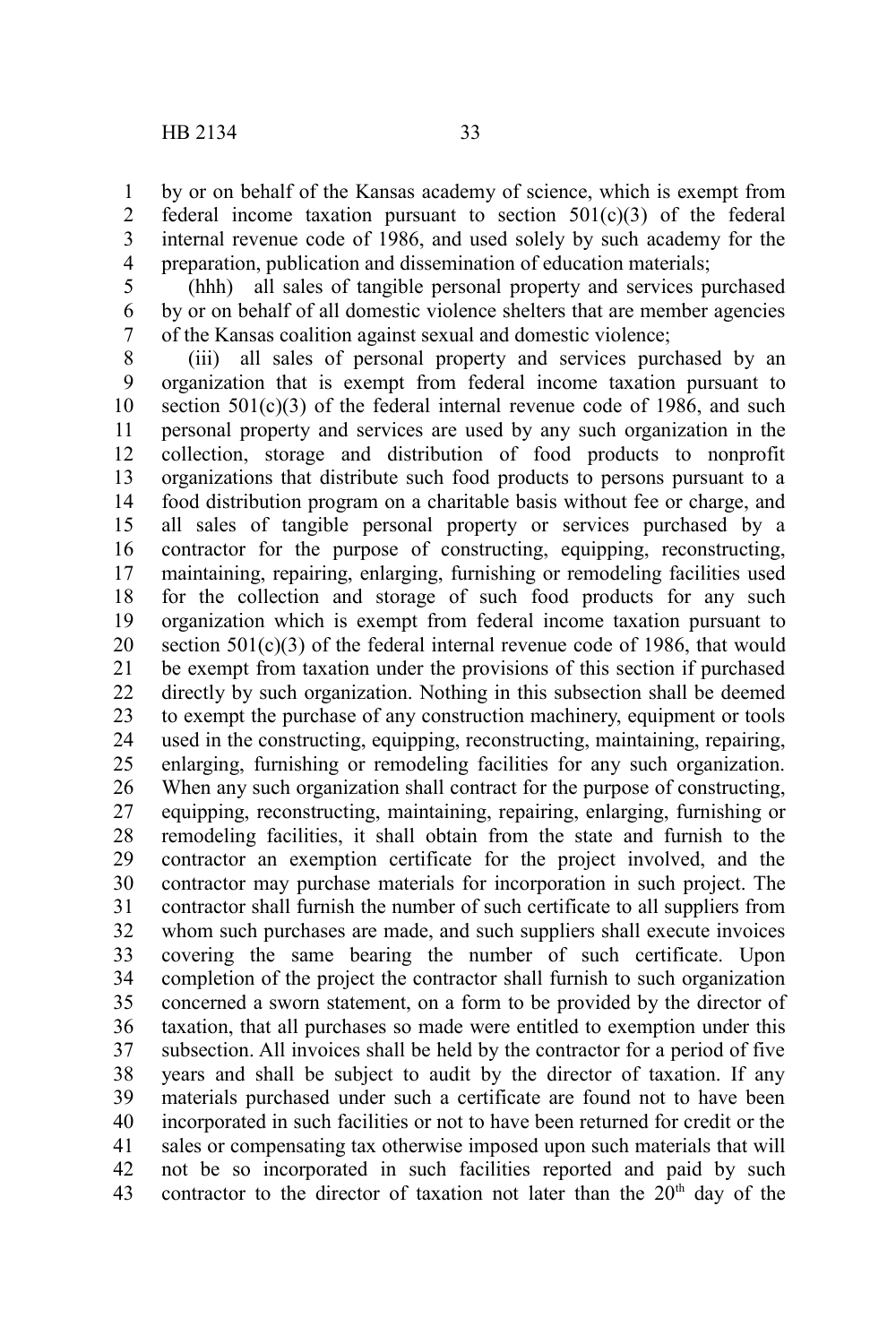by or on behalf of the Kansas academy of science, which is exempt from federal income taxation pursuant to section 501(c)(3) of the federal internal revenue code of 1986, and used solely by such academy for the preparation, publication and dissemination of education materials;

(hhh) all sales of tangible personal property and services purchased by or on behalf of all domestic violence shelters that are member agencies of the Kansas coalition against sexual and domestic violence;

(iii) all sales of personal property and services purchased by an organization that is exempt from federal income taxation pursuant to section 501(c)(3) of the federal internal revenue code of 1986, and such personal property and services are used by any such organization in the collection, storage and distribution of food products to nonprofit organizations that distribute such food products to persons pursuant to a food distribution program on a charitable basis without fee or charge, and all sales of tangible personal property or services purchased by a contractor for the purpose of constructing, equipping, reconstructing, maintaining, repairing, enlarging, furnishing or remodeling facilities used for the collection and storage of such food products for any such organization which is exempt from federal income taxation pursuant to section 501(c)(3) of the federal internal revenue code of 1986, that would be exempt from taxation under the provisions of this section if purchased directly by such organization. Nothing in this subsection shall be deemed to exempt the purchase of any construction machinery, equipment or tools used in the constructing, equipping, reconstructing, maintaining, repairing, enlarging, furnishing or remodeling facilities for any such organization. When any such organization shall contract for the purpose of constructing, equipping, reconstructing, maintaining, repairing, enlarging, furnishing or remodeling facilities, it shall obtain from the state and furnish to the contractor an exemption certificate for the project involved, and the contractor may purchase materials for incorporation in such project. The contractor shall furnish the number of such certificate to all suppliers from whom such purchases are made, and such suppliers shall execute invoices covering the same bearing the number of such certificate. Upon completion of the project the contractor shall furnish to such organization concerned a sworn statement, on a form to be provided by the director of taxation, that all purchases so made were entitled to exemption under this subsection. All invoices shall be held by the contractor for a period of five years and shall be subject to audit by the director of taxation. If any materials purchased under such a certificate are found not to have been incorporated in such facilities or not to have been returned for credit or the sales or compensating tax otherwise imposed upon such materials that will not be so incorporated in such facilities reported and paid by such contractor to the director of taxation not later than the 20th day of the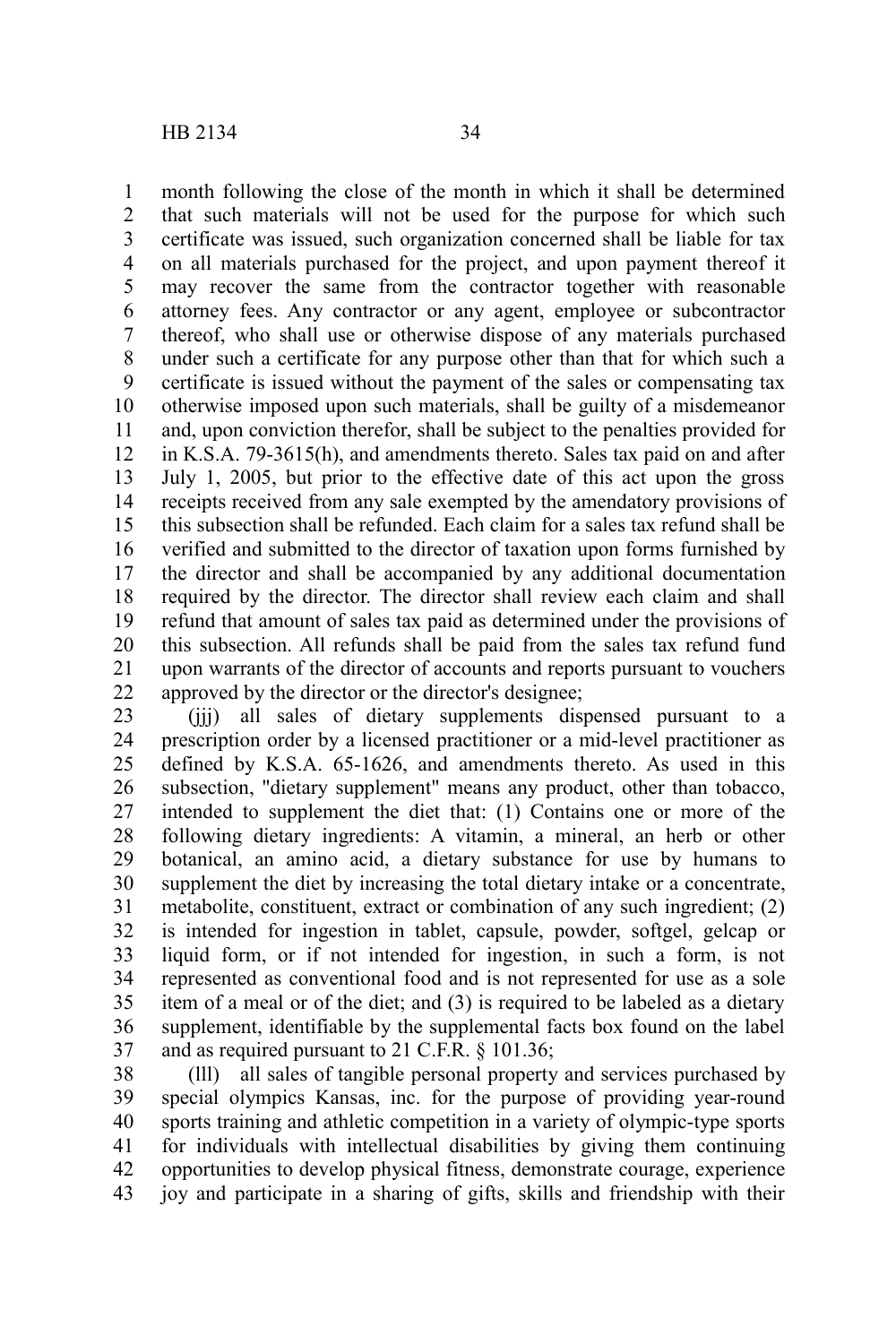month following the close of the month in which it shall be determined that such materials will not be used for the purpose for which such certificate was issued, such organization concerned shall be liable for tax on all materials purchased for the project, and upon payment thereof it may recover the same from the contractor together with reasonable attorney fees. Any contractor or any agent, employee or subcontractor thereof, who shall use or otherwise dispose of any materials purchased under such a certificate for any purpose other than that for which such a certificate is issued without the payment of the sales or compensating tax otherwise imposed upon such materials, shall be guilty of a misdemeanor and, upon conviction therefor, shall be subject to the penalties provided for in K.S.A. 79-3615(h), and amendments thereto. Sales tax paid on and after July 1, 2005, but prior to the effective date of this act upon the gross receipts received from any sale exempted by the amendatory provisions of this subsection shall be refunded. Each claim for a sales tax refund shall be verified and submitted to the director of taxation upon forms furnished by the director and shall be accompanied by any additional documentation required by the director. The director shall review each claim and shall refund that amount of sales tax paid as determined under the provisions of this subsection. All refunds shall be paid from the sales tax refund fund upon warrants of the director of accounts and reports pursuant to vouchers approved by the director or the director's designee;

(jjj) all sales of dietary supplements dispensed pursuant to a prescription order by a licensed practitioner or a mid-level practitioner as defined by K.S.A. 65-1626, and amendments thereto. As used in this subsection, "dietary supplement" means any product, other than tobacco, intended to supplement the diet that: (1) Contains one or more of the following dietary ingredients: A vitamin, a mineral, an herb or other botanical, an amino acid, a dietary substance for use by humans to supplement the diet by increasing the total dietary intake or a concentrate, metabolite, constituent, extract or combination of any such ingredient; (2) is intended for ingestion in tablet, capsule, powder, softgel, gelcap or liquid form, or if not intended for ingestion, in such a form, is not represented as conventional food and is not represented for use as a sole item of a meal or of the diet; and (3) is required to be labeled as a dietary supplement, identifiable by the supplemental facts box found on the label and as required pursuant to 21 C.F.R. § 101.36;

(lll) all sales of tangible personal property and services purchased by special olympics Kansas, inc. for the purpose of providing year-round sports training and athletic competition in a variety of olympic-type sports for individuals with intellectual disabilities by giving them continuing opportunities to develop physical fitness, demonstrate courage, experience joy and participate in a sharing of gifts, skills and friendship with their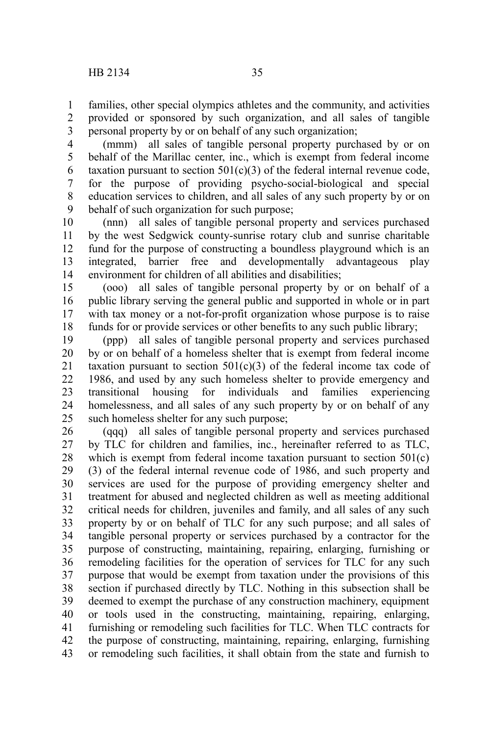families, other special olympics athletes and the community, and activities provided or sponsored by such organization, and all sales of tangible personal property by or on behalf of any such organization;

(mmm) all sales of tangible personal property purchased by or on behalf of the Marillac center, inc., which is exempt from federal income taxation pursuant to section 501(c)(3) of the federal internal revenue code, for the purpose of providing psycho-social-biological and special education services to children, and all sales of any such property by or on behalf of such organization for such purpose;

(nnn) all sales of tangible personal property and services purchased by the west Sedgwick county-sunrise rotary club and sunrise charitable fund for the purpose of constructing a boundless playground which is an integrated, barrier free and developmentally advantageous play environment for children of all abilities and disabilities;

(ooo) all sales of tangible personal property by or on behalf of a public library serving the general public and supported in whole or in part with tax money or a not-for-profit organization whose purpose is to raise funds for or provide services or other benefits to any such public library;

(ppp) all sales of tangible personal property and services purchased by or on behalf of a homeless shelter that is exempt from federal income taxation pursuant to section 501(c)(3) of the federal income tax code of 1986, and used by any such homeless shelter to provide emergency and transitional housing for individuals and families experiencing homelessness, and all sales of any such property by or on behalf of any such homeless shelter for any such purpose;

(qqq) all sales of tangible personal property and services purchased by TLC for children and families, inc., hereinafter referred to as TLC, which is exempt from federal income taxation pursuant to section 501(c)(3) of the federal internal revenue code of 1986, and such property and services are used for the purpose of providing emergency shelter and treatment for abused and neglected children as well as meeting additional critical needs for children, juveniles and family, and all sales of any such property by or on behalf of TLC for any such purpose; and all sales of tangible personal property or services purchased by a contractor for the purpose of constructing, maintaining, repairing, enlarging, furnishing or remodeling facilities for the operation of services for TLC for any such purpose that would be exempt from taxation under the provisions of this section if purchased directly by TLC. Nothing in this subsection shall be deemed to exempt the purchase of any construction machinery, equipment or tools used in the constructing, maintaining, repairing, enlarging, furnishing or remodeling such facilities for TLC. When TLC contracts for the purpose of constructing, maintaining, repairing, enlarging, furnishing or remodeling such facilities, it shall obtain from the state and furnish to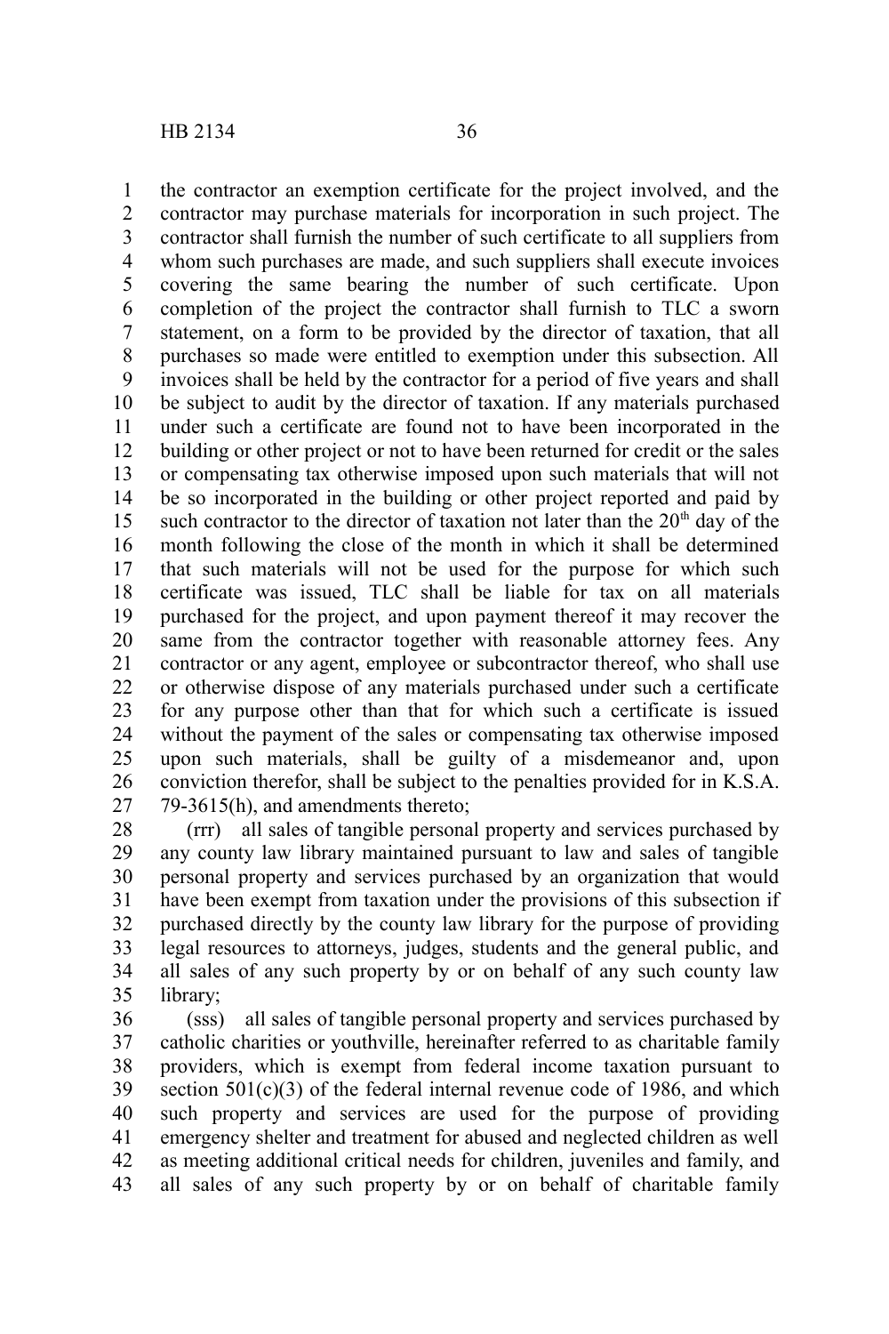the contractor an exemption certificate for the project involved, and the contractor may purchase materials for incorporation in such project. The contractor shall furnish the number of such certificate to all suppliers from whom such purchases are made, and such suppliers shall execute invoices covering the same bearing the number of such certificate. Upon completion of the project the contractor shall furnish to TLC a sworn statement, on a form to be provided by the director of taxation, that all purchases so made were entitled to exemption under this subsection. All invoices shall be held by the contractor for a period of five years and shall be subject to audit by the director of taxation. If any materials purchased under such a certificate are found not to have been incorporated in the building or other project or not to have been returned for credit or the sales or compensating tax otherwise imposed upon such materials that will not be so incorporated in the building or other project reported and paid by such contractor to the director of taxation not later than the 20th day of the month following the close of the month in which it shall be determined that such materials will not be used for the purpose for which such certificate was issued, TLC shall be liable for tax on all materials purchased for the project, and upon payment thereof it may recover the same from the contractor together with reasonable attorney fees. Any contractor or any agent, employee or subcontractor thereof, who shall use or otherwise dispose of any materials purchased under such a certificate for any purpose other than that for which such a certificate is issued without the payment of the sales or compensating tax otherwise imposed upon such materials, shall be guilty of a misdemeanor and, upon conviction therefor, shall be subject to the penalties provided for in K.S.A. 79-3615(h), and amendments thereto;

(rrr) all sales of tangible personal property and services purchased by any county law library maintained pursuant to law and sales of tangible personal property and services purchased by an organization that would have been exempt from taxation under the provisions of this subsection if purchased directly by the county law library for the purpose of providing legal resources to attorneys, judges, students and the general public, and all sales of any such property by or on behalf of any such county law library;

(sss) all sales of tangible personal property and services purchased by catholic charities or youthville, hereinafter referred to as charitable family providers, which is exempt from federal income taxation pursuant to section 501(c)(3) of the federal internal revenue code of 1986, and which such property and services are used for the purpose of providing emergency shelter and treatment for abused and neglected children as well as meeting additional critical needs for children, juveniles and family, and all sales of any such property by or on behalf of charitable family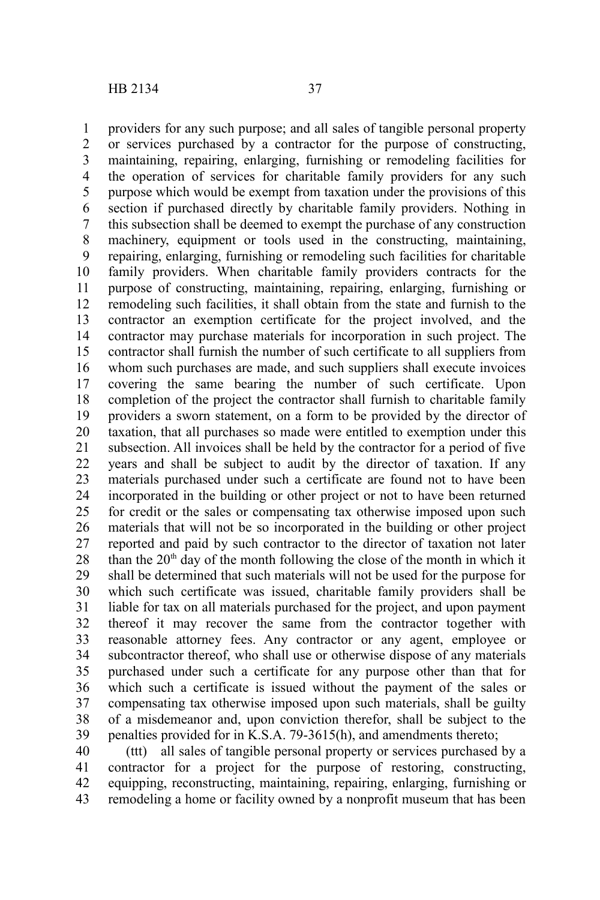providers for any such purpose; and all sales of tangible personal property or services purchased by a contractor for the purpose of constructing, maintaining, repairing, enlarging, furnishing or remodeling facilities for the operation of services for charitable family providers for any such purpose which would be exempt from taxation under the provisions of this section if purchased directly by charitable family providers. Nothing in this subsection shall be deemed to exempt the purchase of any construction machinery, equipment or tools used in the constructing, maintaining, repairing, enlarging, furnishing or remodeling such facilities for charitable family providers. When charitable family providers contracts for the purpose of constructing, maintaining, repairing, enlarging, furnishing or remodeling such facilities, it shall obtain from the state and furnish to the contractor an exemption certificate for the project involved, and the contractor may purchase materials for incorporation in such project. The contractor shall furnish the number of such certificate to all suppliers from whom such purchases are made, and such suppliers shall execute invoices covering the same bearing the number of such certificate. Upon completion of the project the contractor shall furnish to charitable family providers a sworn statement, on a form to be provided by the director of taxation, that all purchases so made were entitled to exemption under this subsection. All invoices shall be held by the contractor for a period of five years and shall be subject to audit by the director of taxation. If any materials purchased under such a certificate are found not to have been incorporated in the building or other project or not to have been returned for credit or the sales or compensating tax otherwise imposed upon such materials that will not be so incorporated in the building or other project reported and paid by such contractor to the director of taxation not later than the 20th day of the month following the close of the month in which it shall be determined that such materials will not be used for the purpose for which such certificate was issued, charitable family providers shall be liable for tax on all materials purchased for the project, and upon payment thereof it may recover the same from the contractor together with reasonable attorney fees. Any contractor or any agent, employee or subcontractor thereof, who shall use or otherwise dispose of any materials purchased under such a certificate for any purpose other than that for which such a certificate is issued without the payment of the sales or compensating tax otherwise imposed upon such materials, shall be guilty of a misdemeanor and, upon conviction therefor, shall be subject to the penalties provided for in K.S.A. 79-3615(h), and amendments thereto;

(ttt) all sales of tangible personal property or services purchased by a contractor for a project for the purpose of restoring, constructing, equipping, reconstructing, maintaining, repairing, enlarging, furnishing or remodeling a home or facility owned by a nonprofit museum that has been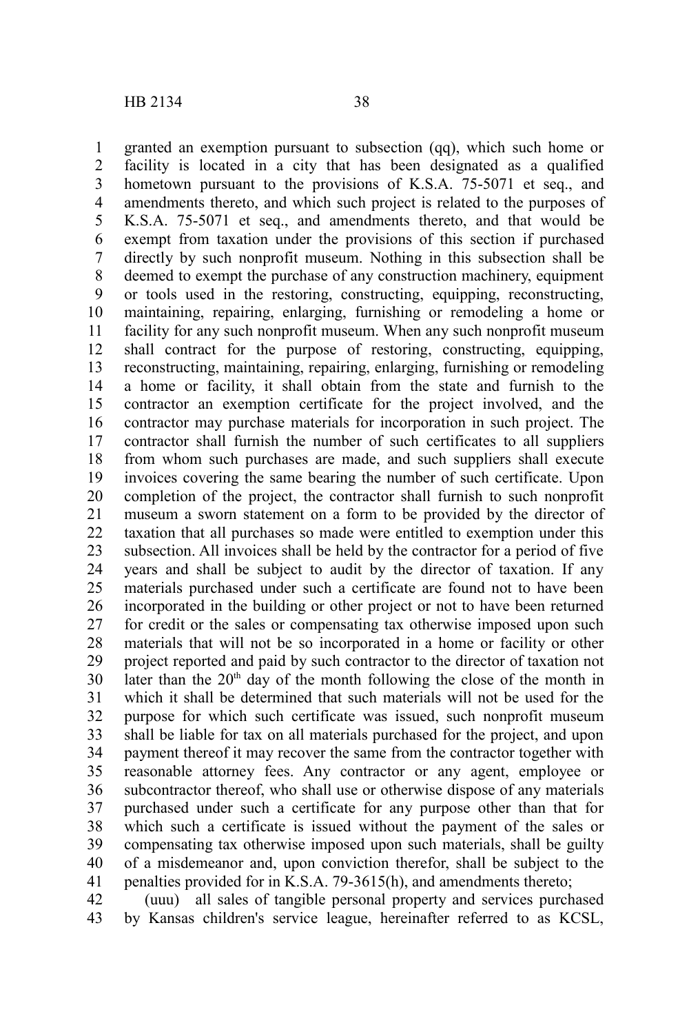granted an exemption pursuant to subsection (qq), which such home or facility is located in a city that has been designated as a qualified hometown pursuant to the provisions of K.S.A. 75-5071 et seq., and amendments thereto, and which such project is related to the purposes of K.S.A. 75-5071 et seq., and amendments thereto, and that would be exempt from taxation under the provisions of this section if purchased directly by such nonprofit museum. Nothing in this subsection shall be deemed to exempt the purchase of any construction machinery, equipment or tools used in the restoring, constructing, equipping, reconstructing, maintaining, repairing, enlarging, furnishing or remodeling a home or facility for any such nonprofit museum. When any such nonprofit museum shall contract for the purpose of restoring, constructing, equipping, reconstructing, maintaining, repairing, enlarging, furnishing or remodeling a home or facility, it shall obtain from the state and furnish to the contractor an exemption certificate for the project involved, and the contractor may purchase materials for incorporation in such project. The contractor shall furnish the number of such certificates to all suppliers from whom such purchases are made, and such suppliers shall execute invoices covering the same bearing the number of such certificate. Upon completion of the project, the contractor shall furnish to such nonprofit museum a sworn statement on a form to be provided by the director of taxation that all purchases so made were entitled to exemption under this subsection. All invoices shall be held by the contractor for a period of five years and shall be subject to audit by the director of taxation. If any materials purchased under such a certificate are found not to have been incorporated in the building or other project or not to have been returned for credit or the sales or compensating tax otherwise imposed upon such materials that will not be so incorporated in a home or facility or other project reported and paid by such contractor to the director of taxation not later than the 20th day of the month following the close of the month in which it shall be determined that such materials will not be used for the purpose for which such certificate was issued, such nonprofit museum shall be liable for tax on all materials purchased for the project, and upon payment thereof it may recover the same from the contractor together with reasonable attorney fees. Any contractor or any agent, employee or subcontractor thereof, who shall use or otherwise dispose of any materials purchased under such a certificate for any purpose other than that for which such a certificate is issued without the payment of the sales or compensating tax otherwise imposed upon such materials, shall be guilty of a misdemeanor and, upon conviction therefor, shall be subject to the penalties provided for in K.S.A. 79-3615(h), and amendments thereto;

(uuu) all sales of tangible personal property and services purchased by Kansas children's service league, hereinafter referred to as KCSL,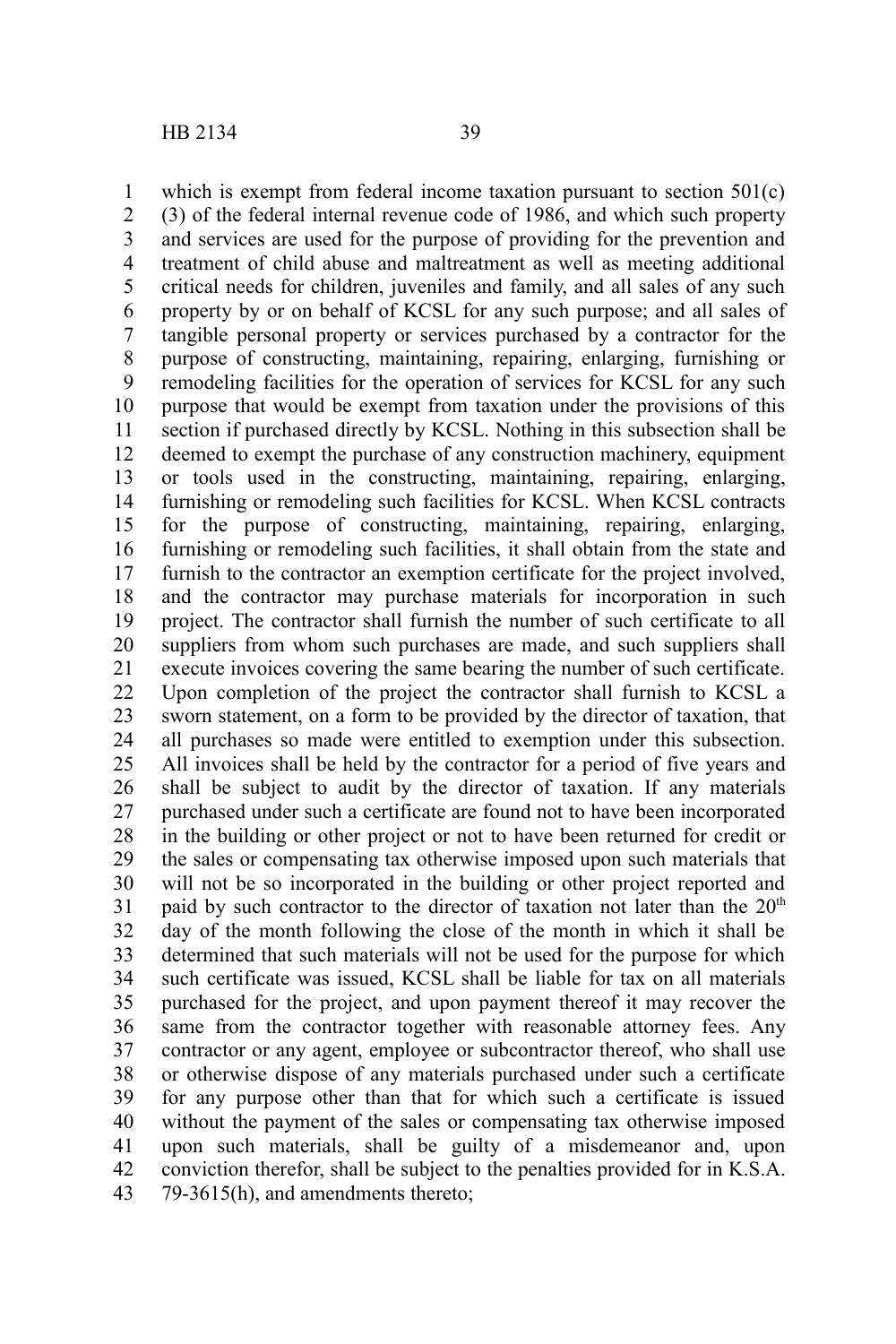which is exempt from federal income taxation pursuant to section 501(c)(3) of the federal internal revenue code of 1986, and which such property and services are used for the purpose of providing for the prevention and treatment of child abuse and maltreatment as well as meeting additional critical needs for children, juveniles and family, and all sales of any such property by or on behalf of KCSL for any such purpose; and all sales of tangible personal property or services purchased by a contractor for the purpose of constructing, maintaining, repairing, enlarging, furnishing or remodeling facilities for the operation of services for KCSL for any such purpose that would be exempt from taxation under the provisions of this section if purchased directly by KCSL. Nothing in this subsection shall be deemed to exempt the purchase of any construction machinery, equipment or tools used in the constructing, maintaining, repairing, enlarging, furnishing or remodeling such facilities for KCSL. When KCSL contracts for the purpose of constructing, maintaining, repairing, enlarging, furnishing or remodeling such facilities, it shall obtain from the state and furnish to the contractor an exemption certificate for the project involved, and the contractor may purchase materials for incorporation in such project. The contractor shall furnish the number of such certificate to all suppliers from whom such purchases are made, and such suppliers shall execute invoices covering the same bearing the number of such certificate. Upon completion of the project the contractor shall furnish to KCSL a sworn statement, on a form to be provided by the director of taxation, that all purchases so made were entitled to exemption under this subsection. All invoices shall be held by the contractor for a period of five years and shall be subject to audit by the director of taxation. If any materials purchased under such a certificate are found not to have been incorporated in the building or other project or not to have been returned for credit or the sales or compensating tax otherwise imposed upon such materials that will not be so incorporated in the building or other project reported and paid by such contractor to the director of taxation not later than the 20th day of the month following the close of the month in which it shall be determined that such materials will not be used for the purpose for which such certificate was issued, KCSL shall be liable for tax on all materials purchased for the project, and upon payment thereof it may recover the same from the contractor together with reasonable attorney fees. Any contractor or any agent, employee or subcontractor thereof, who shall use or otherwise dispose of any materials purchased under such a certificate for any purpose other than that for which such a certificate is issued without the payment of the sales or compensating tax otherwise imposed upon such materials, shall be guilty of a misdemeanor and, upon conviction therefor, shall be subject to the penalties provided for in K.S.A. 79-3615(h), and amendments thereto;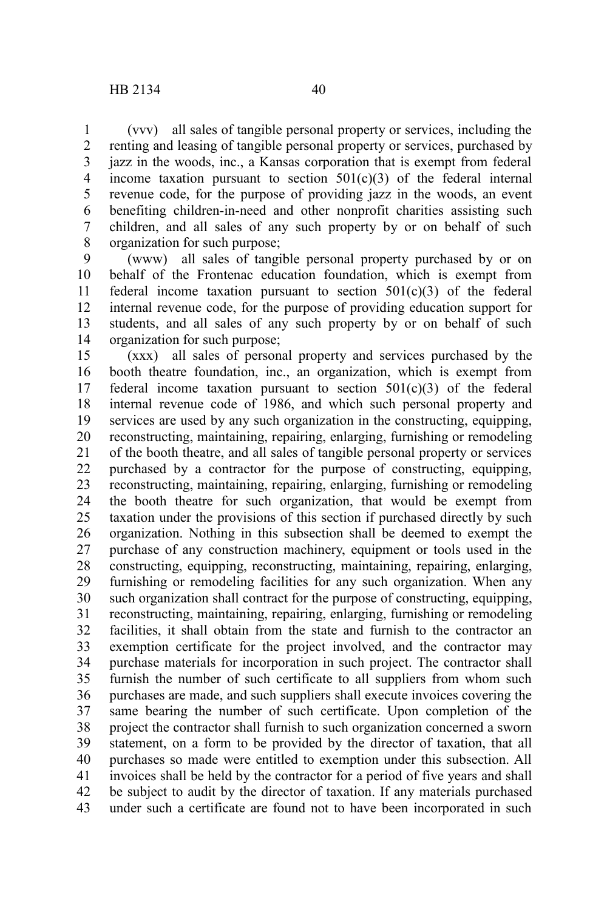(vvv) all sales of tangible personal property or services, including the renting and leasing of tangible personal property or services, purchased by jazz in the woods, inc., a Kansas corporation that is exempt from federal income taxation pursuant to section 501(c)(3) of the federal internal revenue code, for the purpose of providing jazz in the woods, an event benefiting children-in-need and other nonprofit charities assisting such children, and all sales of any such property by or on behalf of such organization for such purpose;

(www) all sales of tangible personal property purchased by or on behalf of the Frontenac education foundation, which is exempt from federal income taxation pursuant to section 501(c)(3) of the federal internal revenue code, for the purpose of providing education support for students, and all sales of any such property by or on behalf of such organization for such purpose;

(xxx) all sales of personal property and services purchased by the booth theatre foundation, inc., an organization, which is exempt from federal income taxation pursuant to section 501(c)(3) of the federal internal revenue code of 1986, and which such personal property and services are used by any such organization in the constructing, equipping, reconstructing, maintaining, repairing, enlarging, furnishing or remodeling of the booth theatre, and all sales of tangible personal property or services purchased by a contractor for the purpose of constructing, equipping, reconstructing, maintaining, repairing, enlarging, furnishing or remodeling the booth theatre for such organization, that would be exempt from taxation under the provisions of this section if purchased directly by such organization. Nothing in this subsection shall be deemed to exempt the purchase of any construction machinery, equipment or tools used in the constructing, equipping, reconstructing, maintaining, repairing, enlarging, furnishing or remodeling facilities for any such organization. When any such organization shall contract for the purpose of constructing, equipping, reconstructing, maintaining, repairing, enlarging, furnishing or remodeling facilities, it shall obtain from the state and furnish to the contractor an exemption certificate for the project involved, and the contractor may purchase materials for incorporation in such project. The contractor shall furnish the number of such certificate to all suppliers from whom such purchases are made, and such suppliers shall execute invoices covering the same bearing the number of such certificate. Upon completion of the project the contractor shall furnish to such organization concerned a sworn statement, on a form to be provided by the director of taxation, that all purchases so made were entitled to exemption under this subsection. All invoices shall be held by the contractor for a period of five years and shall be subject to audit by the director of taxation. If any materials purchased under such a certificate are found not to have been incorporated in such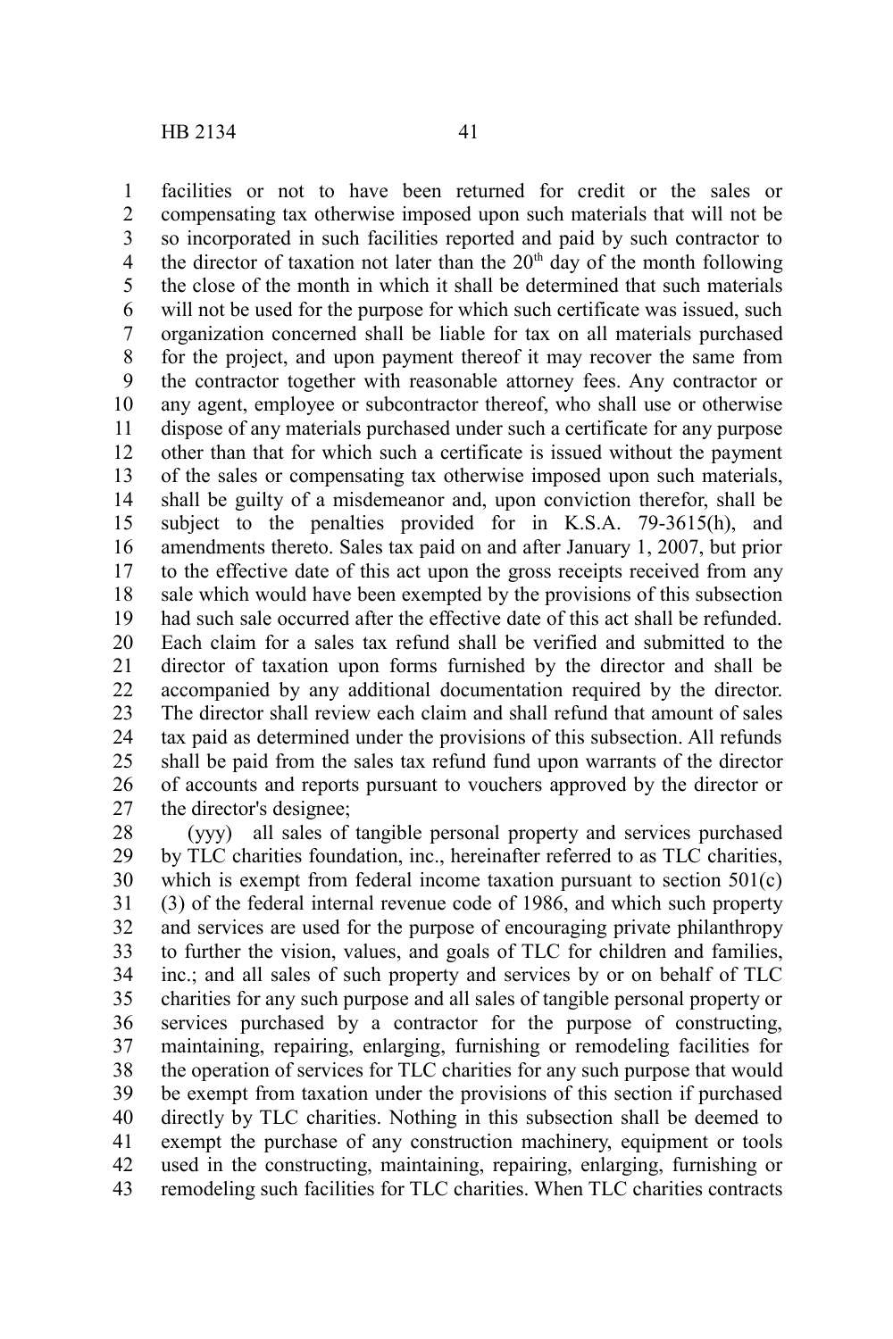facilities or not to have been returned for credit or the sales or compensating tax otherwise imposed upon such materials that will not be so incorporated in such facilities reported and paid by such contractor to the director of taxation not later than the 20th day of the month following the close of the month in which it shall be determined that such materials will not be used for the purpose for which such certificate was issued, such organization concerned shall be liable for tax on all materials purchased for the project, and upon payment thereof it may recover the same from the contractor together with reasonable attorney fees. Any contractor or any agent, employee or subcontractor thereof, who shall use or otherwise dispose of any materials purchased under such a certificate for any purpose other than that for which such a certificate is issued without the payment of the sales or compensating tax otherwise imposed upon such materials, shall be guilty of a misdemeanor and, upon conviction therefor, shall be subject to the penalties provided for in K.S.A. 79-3615(h), and amendments thereto. Sales tax paid on and after January 1, 2007, but prior to the effective date of this act upon the gross receipts received from any sale which would have been exempted by the provisions of this subsection had such sale occurred after the effective date of this act shall be refunded. Each claim for a sales tax refund shall be verified and submitted to the director of taxation upon forms furnished by the director and shall be accompanied by any additional documentation required by the director. The director shall review each claim and shall refund that amount of sales tax paid as determined under the provisions of this subsection. All refunds shall be paid from the sales tax refund fund upon warrants of the director of accounts and reports pursuant to vouchers approved by the director or the director's designee;

(yyy) all sales of tangible personal property and services purchased by TLC charities foundation, inc., hereinafter referred to as TLC charities, which is exempt from federal income taxation pursuant to section 501(c)(3) of the federal internal revenue code of 1986, and which such property and services are used for the purpose of encouraging private philanthropy to further the vision, values, and goals of TLC for children and families, inc.; and all sales of such property and services by or on behalf of TLC charities for any such purpose and all sales of tangible personal property or services purchased by a contractor for the purpose of constructing, maintaining, repairing, enlarging, furnishing or remodeling facilities for the operation of services for TLC charities for any such purpose that would be exempt from taxation under the provisions of this section if purchased directly by TLC charities. Nothing in this subsection shall be deemed to exempt the purchase of any construction machinery, equipment or tools used in the constructing, maintaining, repairing, enlarging, furnishing or remodeling such facilities for TLC charities. When TLC charities contracts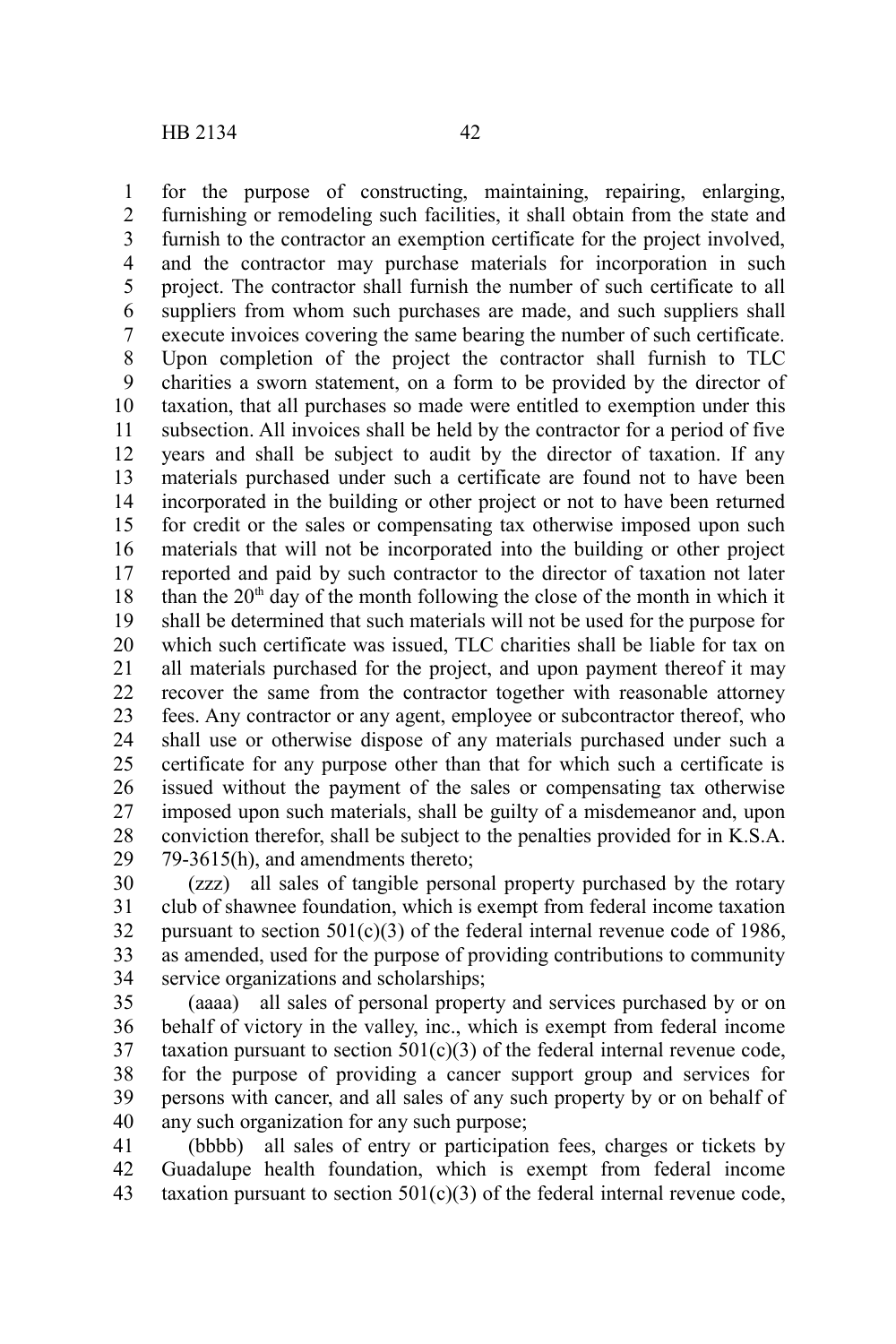for the purpose of constructing, maintaining, repairing, enlarging, furnishing or remodeling such facilities, it shall obtain from the state and furnish to the contractor an exemption certificate for the project involved, and the contractor may purchase materials for incorporation in such project. The contractor shall furnish the number of such certificate to all suppliers from whom such purchases are made, and such suppliers shall execute invoices covering the same bearing the number of such certificate. Upon completion of the project the contractor shall furnish to TLC charities a sworn statement, on a form to be provided by the director of taxation, that all purchases so made were entitled to exemption under this subsection. All invoices shall be held by the contractor for a period of five years and shall be subject to audit by the director of taxation. If any materials purchased under such a certificate are found not to have been incorporated in the building or other project or not to have been returned for credit or the sales or compensating tax otherwise imposed upon such materials that will not be incorporated into the building or other project reported and paid by such contractor to the director of taxation not later than the 20th day of the month following the close of the month in which it shall be determined that such materials will not be used for the purpose for which such certificate was issued, TLC charities shall be liable for tax on all materials purchased for the project, and upon payment thereof it may recover the same from the contractor together with reasonable attorney fees. Any contractor or any agent, employee or subcontractor thereof, who shall use or otherwise dispose of any materials purchased under such a certificate for any purpose other than that for which such a certificate is issued without the payment of the sales or compensating tax otherwise imposed upon such materials, shall be guilty of a misdemeanor and, upon conviction therefor, shall be subject to the penalties provided for in K.S.A. 79-3615(h), and amendments thereto;

(zzz) all sales of tangible personal property purchased by the rotary club of shawnee foundation, which is exempt from federal income taxation pursuant to section 501(c)(3) of the federal internal revenue code of 1986, as amended, used for the purpose of providing contributions to community service organizations and scholarships;

(aaaa) all sales of personal property and services purchased by or on behalf of victory in the valley, inc., which is exempt from federal income taxation pursuant to section 501(c)(3) of the federal internal revenue code, for the purpose of providing a cancer support group and services for persons with cancer, and all sales of any such property by or on behalf of any such organization for any such purpose;

(bbbb) all sales of entry or participation fees, charges or tickets by Guadalupe health foundation, which is exempt from federal income taxation pursuant to section 501(c)(3) of the federal internal revenue code,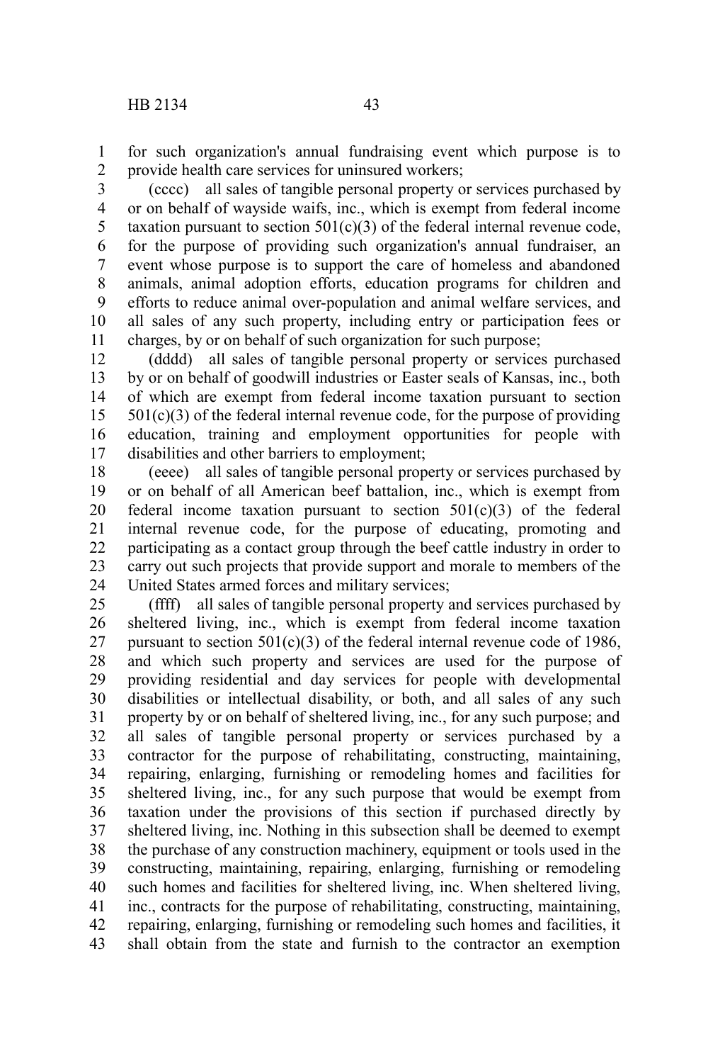for such organization's annual fundraising event which purpose is to provide health care services for uninsured workers;

(cccc) all sales of tangible personal property or services purchased by or on behalf of wayside waifs, inc., which is exempt from federal income taxation pursuant to section 501(c)(3) of the federal internal revenue code, for the purpose of providing such organization's annual fundraiser, an event whose purpose is to support the care of homeless and abandoned animals, animal adoption efforts, education programs for children and efforts to reduce animal over-population and animal welfare services, and all sales of any such property, including entry or participation fees or charges, by or on behalf of such organization for such purpose;

(dddd) all sales of tangible personal property or services purchased by or on behalf of goodwill industries or Easter seals of Kansas, inc., both of which are exempt from federal income taxation pursuant to section 501(c)(3) of the federal internal revenue code, for the purpose of providing education, training and employment opportunities for people with disabilities and other barriers to employment;

(eeee) all sales of tangible personal property or services purchased by or on behalf of all American beef battalion, inc., which is exempt from federal income taxation pursuant to section 501(c)(3) of the federal internal revenue code, for the purpose of educating, promoting and participating as a contact group through the beef cattle industry in order to carry out such projects that provide support and morale to members of the United States armed forces and military services;

(ffff) all sales of tangible personal property and services purchased by sheltered living, inc., which is exempt from federal income taxation pursuant to section 501(c)(3) of the federal internal revenue code of 1986, and which such property and services are used for the purpose of providing residential and day services for people with developmental disabilities or intellectual disability, or both, and all sales of any such property by or on behalf of sheltered living, inc., for any such purpose; and all sales of tangible personal property or services purchased by a contractor for the purpose of rehabilitating, constructing, maintaining, repairing, enlarging, furnishing or remodeling homes and facilities for sheltered living, inc., for any such purpose that would be exempt from taxation under the provisions of this section if purchased directly by sheltered living, inc. Nothing in this subsection shall be deemed to exempt the purchase of any construction machinery, equipment or tools used in the constructing, maintaining, repairing, enlarging, furnishing or remodeling such homes and facilities for sheltered living, inc. When sheltered living, inc., contracts for the purpose of rehabilitating, constructing, maintaining, repairing, enlarging, furnishing or remodeling such homes and facilities, it shall obtain from the state and furnish to the contractor an exemption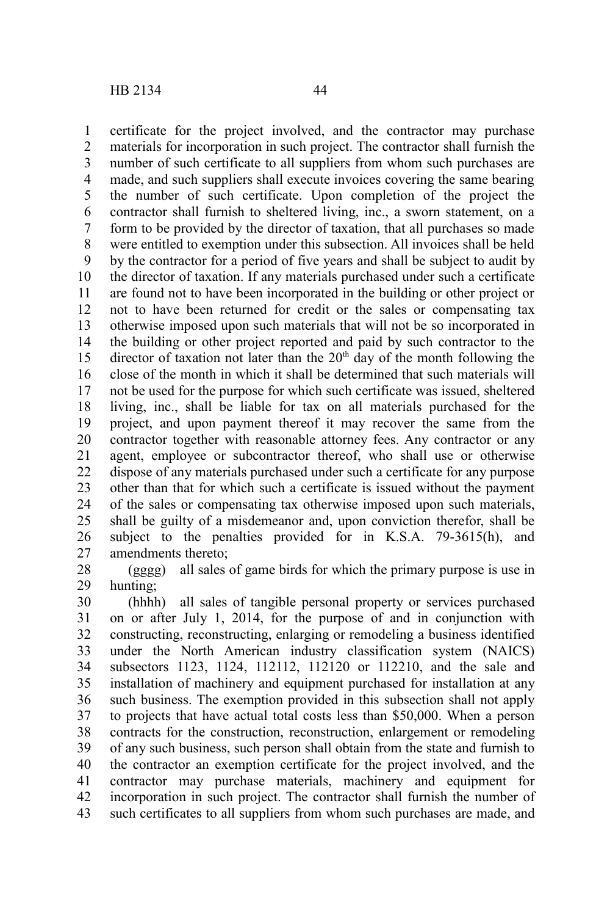certificate for the project involved, and the contractor may purchase materials for incorporation in such project. The contractor shall furnish the number of such certificate to all suppliers from whom such purchases are made, and such suppliers shall execute invoices covering the same bearing the number of such certificate. Upon completion of the project the contractor shall furnish to sheltered living, inc., a sworn statement, on a form to be provided by the director of taxation, that all purchases so made were entitled to exemption under this subsection. All invoices shall be held by the contractor for a period of five years and shall be subject to audit by the director of taxation. If any materials purchased under such a certificate are found not to have been incorporated in the building or other project or not to have been returned for credit or the sales or compensating tax otherwise imposed upon such materials that will not be so incorporated in the building or other project reported and paid by such contractor to the director of taxation not later than the 20th day of the month following the close of the month in which it shall be determined that such materials will not be used for the purpose for which such certificate was issued, sheltered living, inc., shall be liable for tax on all materials purchased for the project, and upon payment thereof it may recover the same from the contractor together with reasonable attorney fees. Any contractor or any agent, employee or subcontractor thereof, who shall use or otherwise dispose of any materials purchased under such a certificate for any purpose other than that for which such a certificate is issued without the payment of the sales or compensating tax otherwise imposed upon such materials, shall be guilty of a misdemeanor and, upon conviction therefor, shall be subject to the penalties provided for in K.S.A. 79-3615(h), and amendments thereto;

(gggg) all sales of game birds for which the primary purpose is use in hunting;

(hhhh) all sales of tangible personal property or services purchased on or after July 1, 2014, for the purpose of and in conjunction with constructing, reconstructing, enlarging or remodeling a business identified under the North American industry classification system (NAICS) subsectors 1123, 1124, 112112, 112120 or 112210, and the sale and installation of machinery and equipment purchased for installation at any such business. The exemption provided in this subsection shall not apply to projects that have actual total costs less than $50,000. When a person contracts for the construction, reconstruction, enlargement or remodeling of any such business, such person shall obtain from the state and furnish to the contractor an exemption certificate for the project involved, and the contractor may purchase materials, machinery and equipment for incorporation in such project. The contractor shall furnish the number of such certificates to all suppliers from whom such purchases are made, and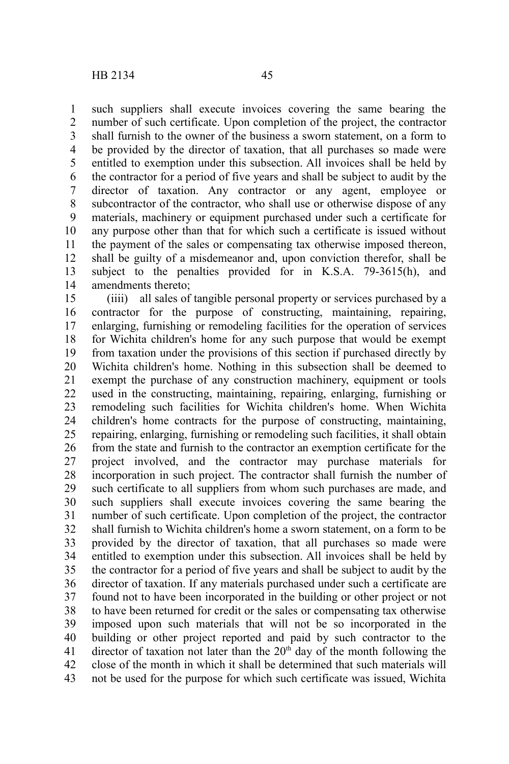such suppliers shall execute invoices covering the same bearing the number of such certificate. Upon completion of the project, the contractor shall furnish to the owner of the business a sworn statement, on a form to be provided by the director of taxation, that all purchases so made were entitled to exemption under this subsection. All invoices shall be held by the contractor for a period of five years and shall be subject to audit by the director of taxation. Any contractor or any agent, employee or subcontractor of the contractor, who shall use or otherwise dispose of any materials, machinery or equipment purchased under such a certificate for any purpose other than that for which such a certificate is issued without the payment of the sales or compensating tax otherwise imposed thereon, shall be guilty of a misdemeanor and, upon conviction therefor, shall be subject to the penalties provided for in K.S.A. 79-3615(h), and amendments thereto;

(iiii) all sales of tangible personal property or services purchased by a contractor for the purpose of constructing, maintaining, repairing, enlarging, furnishing or remodeling facilities for the operation of services for Wichita children's home for any such purpose that would be exempt from taxation under the provisions of this section if purchased directly by Wichita children's home. Nothing in this subsection shall be deemed to exempt the purchase of any construction machinery, equipment or tools used in the constructing, maintaining, repairing, enlarging, furnishing or remodeling such facilities for Wichita children's home. When Wichita children's home contracts for the purpose of constructing, maintaining, repairing, enlarging, furnishing or remodeling such facilities, it shall obtain from the state and furnish to the contractor an exemption certificate for the project involved, and the contractor may purchase materials for incorporation in such project. The contractor shall furnish the number of such certificate to all suppliers from whom such purchases are made, and such suppliers shall execute invoices covering the same bearing the number of such certificate. Upon completion of the project, the contractor shall furnish to Wichita children's home a sworn statement, on a form to be provided by the director of taxation, that all purchases so made were entitled to exemption under this subsection. All invoices shall be held by the contractor for a period of five years and shall be subject to audit by the director of taxation. If any materials purchased under such a certificate are found not to have been incorporated in the building or other project or not to have been returned for credit or the sales or compensating tax otherwise imposed upon such materials that will not be so incorporated in the building or other project reported and paid by such contractor to the director of taxation not later than the 20th day of the month following the close of the month in which it shall be determined that such materials will not be used for the purpose for which such certificate was issued, Wichita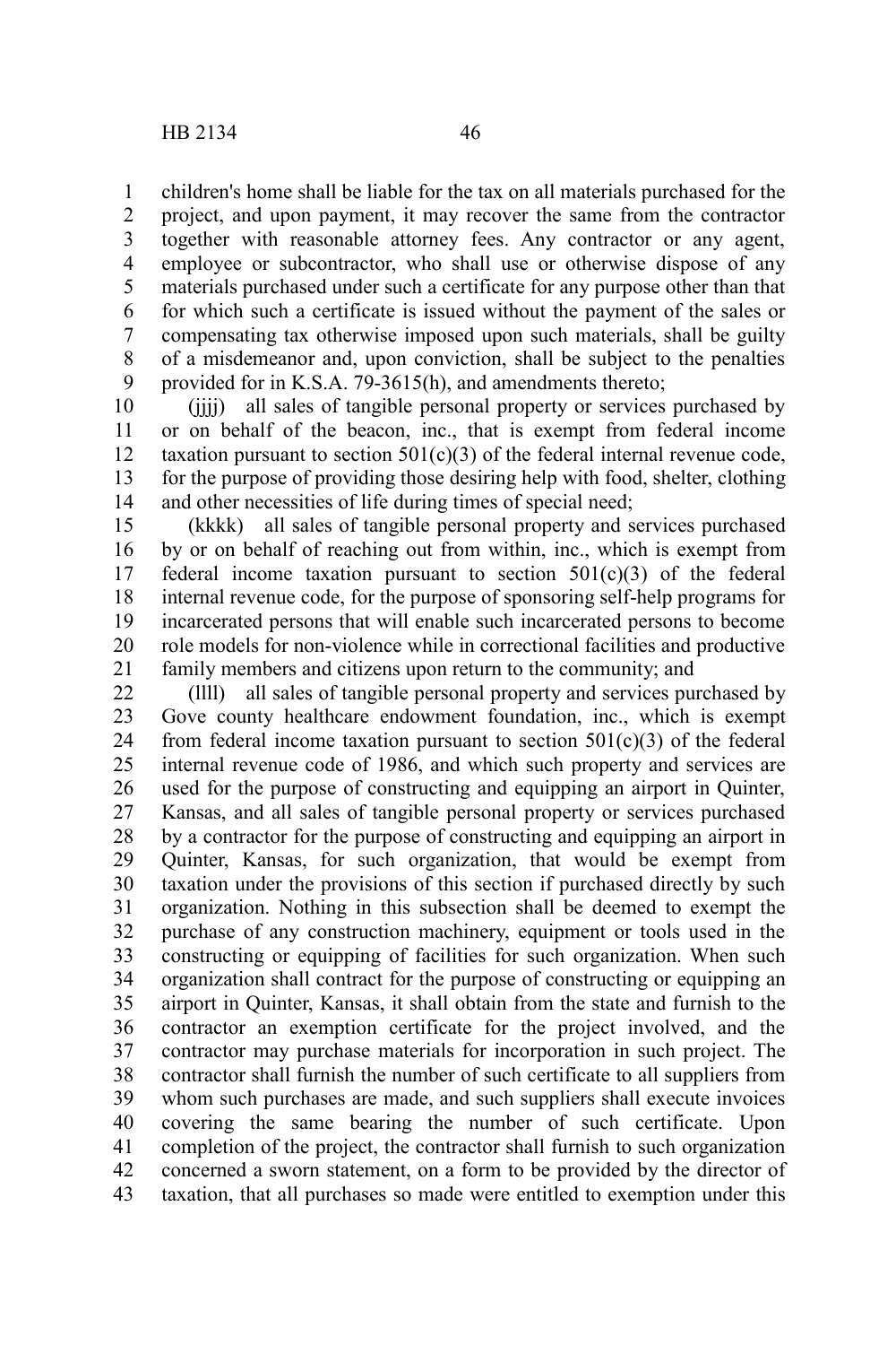children's home shall be liable for the tax on all materials purchased for the project, and upon payment, it may recover the same from the contractor together with reasonable attorney fees. Any contractor or any agent, employee or subcontractor, who shall use or otherwise dispose of any materials purchased under such a certificate for any purpose other than that for which such a certificate is issued without the payment of the sales or compensating tax otherwise imposed upon such materials, shall be guilty of a misdemeanor and, upon conviction, shall be subject to the penalties provided for in K.S.A. 79-3615(h), and amendments thereto;

(jjjj) all sales of tangible personal property or services purchased by or on behalf of the beacon, inc., that is exempt from federal income taxation pursuant to section 501(c)(3) of the federal internal revenue code, for the purpose of providing those desiring help with food, shelter, clothing and other necessities of life during times of special need;

(kkkk) all sales of tangible personal property and services purchased by or on behalf of reaching out from within, inc., which is exempt from federal income taxation pursuant to section 501(c)(3) of the federal internal revenue code, for the purpose of sponsoring self-help programs for incarcerated persons that will enable such incarcerated persons to become role models for non-violence while in correctional facilities and productive family members and citizens upon return to the community; and

(llll) all sales of tangible personal property and services purchased by Gove county healthcare endowment foundation, inc., which is exempt from federal income taxation pursuant to section 501(c)(3) of the federal internal revenue code of 1986, and which such property and services are used for the purpose of constructing and equipping an airport in Quinter, Kansas, and all sales of tangible personal property or services purchased by a contractor for the purpose of constructing and equipping an airport in Quinter, Kansas, for such organization, that would be exempt from taxation under the provisions of this section if purchased directly by such organization. Nothing in this subsection shall be deemed to exempt the purchase of any construction machinery, equipment or tools used in the constructing or equipping of facilities for such organization. When such organization shall contract for the purpose of constructing or equipping an airport in Quinter, Kansas, it shall obtain from the state and furnish to the contractor an exemption certificate for the project involved, and the contractor may purchase materials for incorporation in such project. The contractor shall furnish the number of such certificate to all suppliers from whom such purchases are made, and such suppliers shall execute invoices covering the same bearing the number of such certificate. Upon completion of the project, the contractor shall furnish to such organization concerned a sworn statement, on a form to be provided by the director of taxation, that all purchases so made were entitled to exemption under this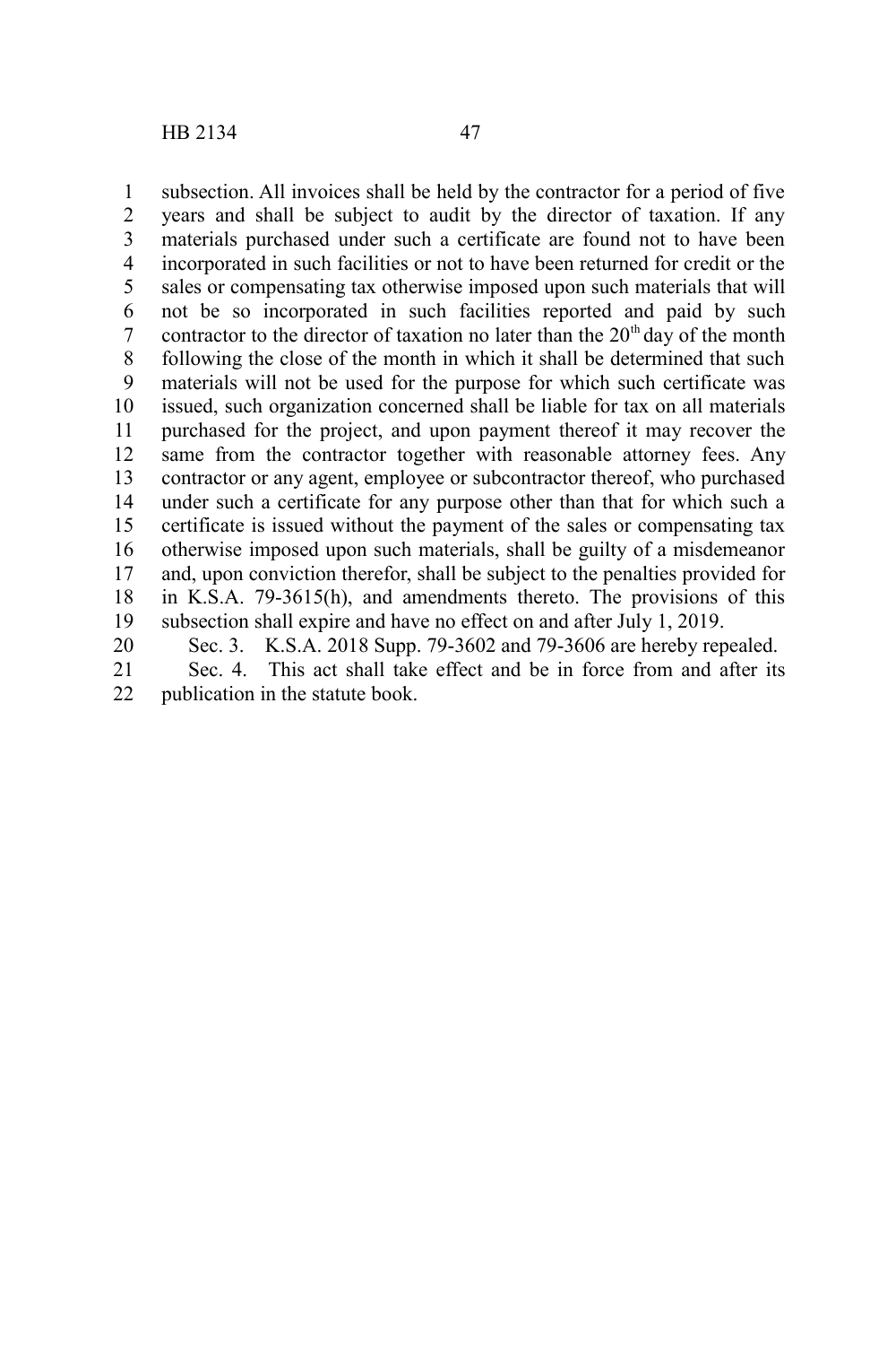subsection. All invoices shall be held by the contractor for a period of five years and shall be subject to audit by the director of taxation. If any materials purchased under such a certificate are found not to have been incorporated in such facilities or not to have been returned for credit or the sales or compensating tax otherwise imposed upon such materials that will not be so incorporated in such facilities reported and paid by such contractor to the director of taxation no later than the 20th day of the month following the close of the month in which it shall be determined that such materials will not be used for the purpose for which such certificate was issued, such organization concerned shall be liable for tax on all materials purchased for the project, and upon payment thereof it may recover the same from the contractor together with reasonable attorney fees. Any contractor or any agent, employee or subcontractor thereof, who purchased under such a certificate for any purpose other than that for which such a certificate is issued without the payment of the sales or compensating tax otherwise imposed upon such materials, shall be guilty of a misdemeanor and, upon conviction therefor, shall be subject to the penalties provided for in K.S.A. 79-3615(h), and amendments thereto. The provisions of this subsection shall expire and have no effect on and after July 1, 2019.

Sec. 3. K.S.A. 2018 Supp. 79-3602 and 79-3606 are hereby repealed.

Sec. 4. This act shall take effect and be in force from and after its publication in the statute book.